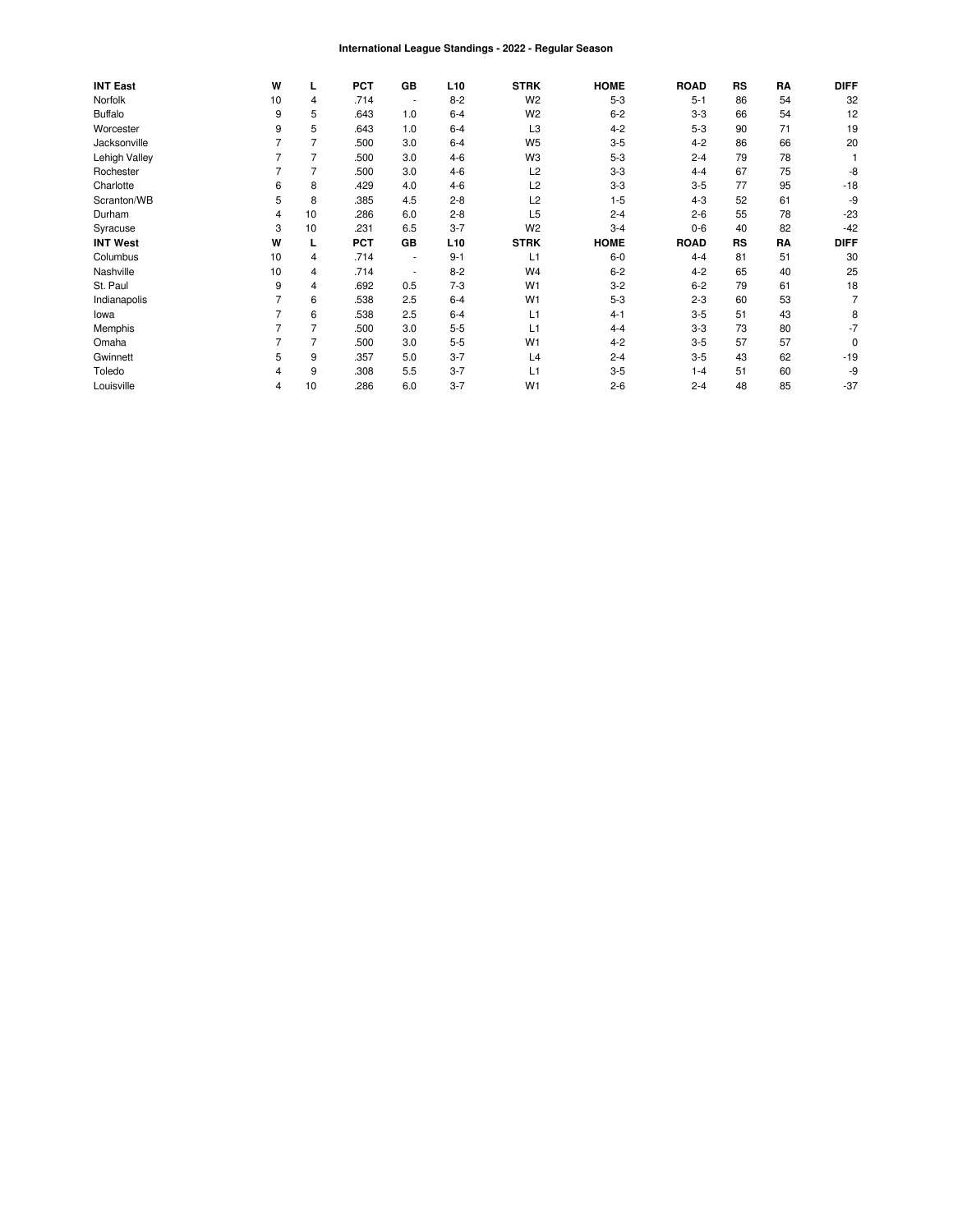# International League Standings - 2022 - Regular Season

| INT East | W | L | PCT | GB | L10 | STRK | HOME | ROAD | RS | RA | DIFF |
|---|---|---|---|---|---|---|---|---|---|---|---|
| Norfolk | 10 | 4 | .714 | - | 8-2 | W2 | 5-3 | 5-1 | 86 | 54 | 32 |
| Buffalo | 9 | 5 | .643 | 1.0 | 6-4 | W2 | 6-2 | 3-3 | 66 | 54 | 12 |
| Worcester | 9 | 5 | .643 | 1.0 | 6-4 | L3 | 4-2 | 5-3 | 90 | 71 | 19 |
| Jacksonville | 7 | 7 | .500 | 3.0 | 6-4 | W5 | 3-5 | 4-2 | 86 | 66 | 20 |
| Lehigh Valley | 7 | 7 | .500 | 3.0 | 4-6 | W3 | 5-3 | 2-4 | 79 | 78 | 1 |
| Rochester | 7 | 7 | .500 | 3.0 | 4-6 | L2 | 3-3 | 4-4 | 67 | 75 | -8 |
| Charlotte | 6 | 8 | .429 | 4.0 | 4-6 | L2 | 3-3 | 3-5 | 77 | 95 | -18 |
| Scranton/WB | 5 | 8 | .385 | 4.5 | 2-8 | L2 | 1-5 | 4-3 | 52 | 61 | -9 |
| Durham | 4 | 10 | .286 | 6.0 | 2-8 | L5 | 2-4 | 2-6 | 55 | 78 | -23 |
| Syracuse | 3 | 10 | .231 | 6.5 | 3-7 | W2 | 3-4 | 0-6 | 40 | 82 | -42 |
| **INT West** | **W** | **L** | **PCT** | **GB** | **L10** | **STRK** | **HOME** | **ROAD** | **RS** | **RA** | **DIFF** |
| Columbus | 10 | 4 | .714 | - | 9-1 | L1 | 6-0 | 4-4 | 81 | 51 | 30 |
| Nashville | 10 | 4 | .714 | - | 8-2 | W4 | 6-2 | 4-2 | 65 | 40 | 25 |
| St. Paul | 9 | 4 | .692 | 0.5 | 7-3 | W1 | 3-2 | 6-2 | 79 | 61 | 18 |
| Indianapolis | 7 | 6 | .538 | 2.5 | 6-4 | W1 | 5-3 | 2-3 | 60 | 53 | 7 |
| Iowa | 7 | 6 | .538 | 2.5 | 6-4 | L1 | 4-1 | 3-5 | 51 | 43 | 8 |
| Memphis | 7 | 7 | .500 | 3.0 | 5-5 | L1 | 4-4 | 3-3 | 73 | 80 | -7 |
| Omaha | 7 | 7 | .500 | 3.0 | 5-5 | W1 | 4-2 | 3-5 | 57 | 57 | 0 |
| Gwinnett | 5 | 9 | .357 | 5.0 | 3-7 | L4 | 2-4 | 3-5 | 43 | 62 | -19 |
| Toledo | 4 | 9 | .308 | 5.5 | 3-7 | L1 | 3-5 | 1-4 | 51 | 60 | -9 |
| Louisville | 4 | 10 | .286 | 6.0 | 3-7 | W1 | 2-6 | 2-4 | 48 | 85 | -37 |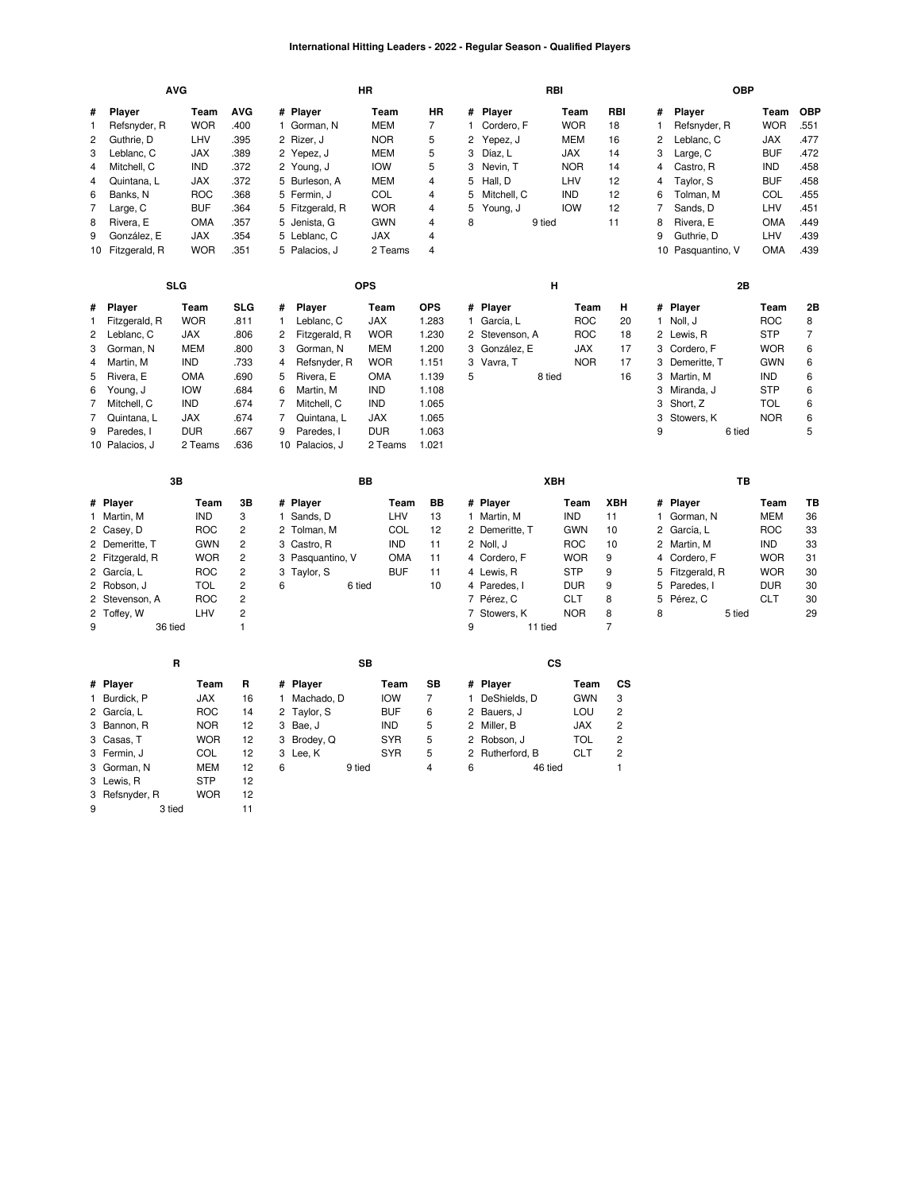# International Hitting Leaders - 2022 - Regular Season - Qualified Players

### AVG

| # | Player | Team | AVG |
|---|---|---|---|
| 1 | Refsnyder, R | WOR | .400 |
| 2 | Guthrie, D | LHV | .395 |
| 3 | Leblanc, C | JAX | .389 |
| 4 | Mitchell, C | IND | .372 |
| 4 | Quintana, L | JAX | .372 |
| 6 | Banks, N | ROC | .368 |
| 7 | Large, C | BUF | .364 |
| 8 | Rivera, E | OMA | .357 |
| 9 | González, E | JAX | .354 |
| 10 | Fitzgerald, R | WOR | .351 |

### HR

| # | Player | Team | HR |
|---|---|---|---|
| 1 | Gorman, N | MEM | 7 |
| 2 | Rizer, J | NOR | 5 |
| 2 | Yepez, J | MEM | 5 |
| 2 | Young, J | IOW | 5 |
| 5 | Burleson, A | MEM | 4 |
| 5 | Fermin, J | COL | 4 |
| 5 | Fitzgerald, R | WOR | 4 |
| 5 | Jenista, G | GWN | 4 |
| 5 | Leblanc, C | JAX | 4 |
| 5 | Palacios, J | 2 Teams | 4 |

### RBI

| # | Player | Team | RBI |
|---|---|---|---|
| 1 | Cordero, F | WOR | 18 |
| 2 | Yepez, J | MEM | 16 |
| 3 | Díaz, L | JAX | 14 |
| 3 | Nevin, T | NOR | 14 |
| 5 | Hall, D | LHV | 12 |
| 5 | Mitchell, C | IND | 12 |
| 5 | Young, J | IOW | 12 |
| 8 | 9 tied | | 11 |

### OBP

| # | Player | Team | OBP |
|---|---|---|---|
| 1 | Refsnyder, R | WOR | .551 |
| 2 | Leblanc, C | JAX | .477 |
| 3 | Large, C | BUF | .472 |
| 4 | Castro, R | IND | .458 |
| 4 | Taylor, S | BUF | .458 |
| 6 | Tolman, M | COL | .455 |
| 7 | Sands, D | LHV | .451 |
| 8 | Rivera, E | OMA | .449 |
| 9 | Guthrie, D | LHV | .439 |
| 10 | Pasquantino, V | OMA | .439 |

### SLG

| # | Player | Team | SLG |
|---|---|---|---|
| 1 | Fitzgerald, R | WOR | .811 |
| 2 | Leblanc, C | JAX | .806 |
| 3 | Gorman, N | MEM | .800 |
| 4 | Martin, M | IND | .733 |
| 5 | Rivera, E | OMA | .690 |
| 6 | Young, J | IOW | .684 |
| 7 | Mitchell, C | IND | .674 |
| 7 | Quintana, L | JAX | .674 |
| 9 | Paredes, I | DUR | .667 |
| 10 | Palacios, J | 2 Teams | .636 |

### OPS

| # | Player | Team | OPS |
|---|---|---|---|
| 1 | Leblanc, C | JAX | 1.283 |
| 2 | Fitzgerald, R | WOR | 1.230 |
| 3 | Gorman, N | MEM | 1.200 |
| 4 | Refsnyder, R | WOR | 1.151 |
| 5 | Rivera, E | OMA | 1.139 |
| 6 | Martin, M | IND | 1.108 |
| 7 | Mitchell, C | IND | 1.065 |
| 7 | Quintana, L | JAX | 1.065 |
| 9 | Paredes, I | DUR | 1.063 |
| 10 | Palacios, J | 2 Teams | 1.021 |

### H

| # | Player | Team | H |
|---|---|---|---|
| 1 | García, L | ROC | 20 |
| 2 | Stevenson, A | ROC | 18 |
| 3 | González, E | JAX | 17 |
| 3 | Vavra, T | NOR | 17 |
| 5 | 8 tied | | 16 |

### 2B

| # | Player | Team | 2B |
|---|---|---|---|
| 1 | Noll, J | ROC | 8 |
| 2 | Lewis, R | STP | 7 |
| 3 | Cordero, F | WOR | 6 |
| 3 | Demeritte, T | GWN | 6 |
| 3 | Martin, M | IND | 6 |
| 3 | Miranda, J | STP | 6 |
| 3 | Short, Z | TOL | 6 |
| 3 | Stowers, K | NOR | 6 |
| 9 | 6 tied | | 5 |

### 3B

| # | Player | Team | 3B |
|---|---|---|---|
| 1 | Martin, M | IND | 3 |
| 2 | Casey, D | ROC | 2 |
| 2 | Demeritte, T | GWN | 2 |
| 2 | Fitzgerald, R | WOR | 2 |
| 2 | García, L | ROC | 2 |
| 2 | Robson, J | TOL | 2 |
| 2 | Stevenson, A | ROC | 2 |
| 2 | Toffey, W | LHV | 2 |
| 9 | 36 tied | | 1 |

### BB

| # | Player | Team | BB |
|---|---|---|---|
| 1 | Sands, D | LHV | 13 |
| 2 | Tolman, M | COL | 12 |
| 3 | Castro, R | IND | 11 |
| 3 | Pasquantino, V | OMA | 11 |
| 3 | Taylor, S | BUF | 11 |
| 6 | 6 tied | | 10 |

### XBH

| # | Player | Team | XBH |
|---|---|---|---|
| 1 | Martin, M | IND | 11 |
| 2 | Demeritte, T | GWN | 10 |
| 2 | Noll, J | ROC | 10 |
| 4 | Cordero, F | WOR | 9 |
| 4 | Lewis, R | STP | 9 |
| 4 | Paredes, I | DUR | 9 |
| 7 | Pérez, C | CLT | 8 |
| 7 | Stowers, K | NOR | 8 |
| 9 | 11 tied | | 7 |

### TB

| # | Player | Team | TB |
|---|---|---|---|
| 1 | Gorman, N | MEM | 36 |
| 2 | García, L | ROC | 33 |
| 2 | Martin, M | IND | 33 |
| 4 | Cordero, F | WOR | 31 |
| 5 | Fitzgerald, R | WOR | 30 |
| 5 | Paredes, I | DUR | 30 |
| 5 | Pérez, C | CLT | 30 |
| 8 | 5 tied | | 29 |

### R

| # | Player | Team | R |
|---|---|---|---|
| 1 | Burdick, P | JAX | 16 |
| 2 | García, L | ROC | 14 |
| 3 | Bannon, R | NOR | 12 |
| 3 | Casas, T | WOR | 12 |
| 3 | Fermin, J | COL | 12 |
| 3 | Gorman, N | MEM | 12 |
| 3 | Lewis, R | STP | 12 |
| 3 | Refsnyder, R | WOR | 12 |
| 9 | 3 tied | | 11 |

### SB

| # | Player | Team | SB |
|---|---|---|---|
| 1 | Machado, D | IOW | 7 |
| 2 | Taylor, S | BUF | 6 |
| 3 | Bae, J | IND | 5 |
| 3 | Brodey, Q | SYR | 5 |
| 3 | Lee, K | SYR | 5 |
| 6 | 9 tied | | 4 |

### CS

| # | Player | Team | CS |
|---|---|---|---|
| 1 | DeShields, D | GWN | 3 |
| 2 | Bauers, J | LOU | 2 |
| 2 | Miller, B | JAX | 2 |
| 2 | Robson, J | TOL | 2 |
| 2 | Rutherford, B | CLT | 2 |
| 6 | 46 tied | | 1 |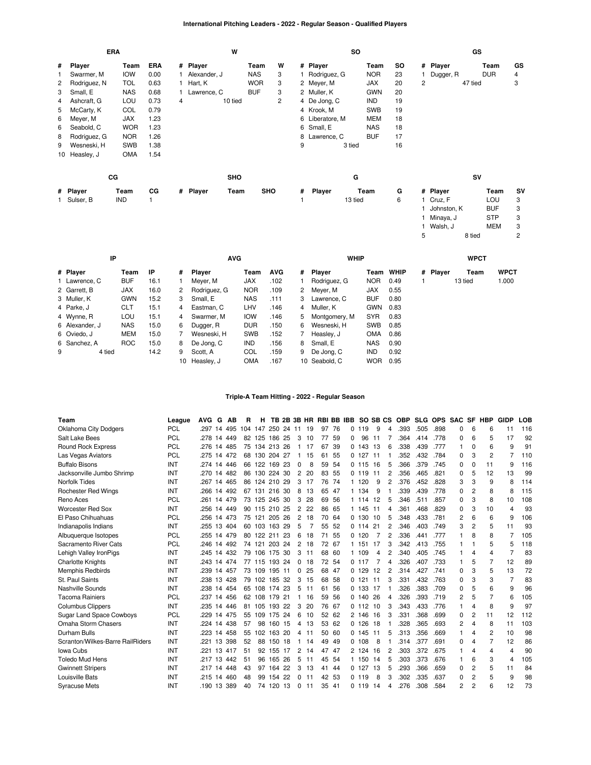## International Pitching Leaders - 2022 - Regular Season - Qualified Players

### ERA

| # | Player | Team | ERA |
|---|---|---|---|
| 1 | Swarmer, M | IOW | 0.00 |
| 2 | Rodriguez, N | TOL | 0.63 |
| 3 | Small, E | NAS | 0.68 |
| 4 | Ashcraft, G | LOU | 0.73 |
| 5 | McCarty, K | COL | 0.79 |
| 6 | Meyer, M | JAX | 1.23 |
| 6 | Seabold, C | WOR | 1.23 |
| 8 | Rodriguez, G | NOR | 1.26 |
| 9 | Wesneski, H | SWB | 1.38 |
| 10 | Heasley, J | OMA | 1.54 |

### W

| # | Player | Team | W |
|---|---|---|---|
| 1 | Alexander, J | NAS | 3 |
| 1 | Hart, K | WOR | 3 |
| 1 | Lawrence, C | BUF | 3 |
| 4 | 10 tied | | 2 |

### SO

| # | Player | Team | SO |
|---|---|---|---|
| 1 | Rodriguez, G | NOR | 23 |
| 2 | Meyer, M | JAX | 20 |
| 2 | Muller, K | GWN | 20 |
| 4 | De Jong, C | IND | 19 |
| 4 | Krook, M | SWB | 19 |
| 6 | Liberatore, M | MEM | 18 |
| 6 | Small, E | NAS | 18 |
| 8 | Lawrence, C | BUF | 17 |
| 9 | 3 tied | | 16 |

### GS

| # | Player | Team | GS |
|---|---|---|---|
| 1 | Dugger, R | DUR | 4 |
| 2 | 47 tied | | 3 |

### CG

| # | Player | Team | CG |
|---|---|---|---|
| 1 | Sulser, B | IND | 1 |

### SHO

| # | Player | Team | SHO |
|---|---|---|---|

### G

| # | Player | Team | G |
|---|---|---|---|
| 1 | 13 tied | | 6 |

### SV

| # | Player | Team | SV |
|---|---|---|---|
| 1 | Cruz, F | LOU | 3 |
| 1 | Johnston, K | BUF | 3 |
| 1 | Minaya, J | STP | 3 |
| 1 | Walsh, J | MEM | 3 |
| 5 | 8 tied | | 2 |

### IP

| # | Player | Team | IP |
|---|---|---|---|
| 1 | Lawrence, C | BUF | 16.1 |
| 2 | Garrett, B | JAX | 16.0 |
| 3 | Muller, K | GWN | 15.2 |
| 4 | Parke, J | CLT | 15.1 |
| 4 | Wynne, R | LOU | 15.1 |
| 6 | Alexander, J | NAS | 15.0 |
| 6 | Oviedo, J | MEM | 15.0 |
| 6 | Sanchez, A | ROC | 15.0 |
| 9 | 4 tied | | 14.2 |

### AVG

| # | Player | Team | AVG |
|---|---|---|---|
| 1 | Meyer, M | JAX | .102 |
| 2 | Rodriguez, G | NOR | .109 |
| 3 | Small, E | NAS | .111 |
| 4 | Eastman, C | LHV | .146 |
| 4 | Swarmer, M | IOW | .146 |
| 6 | Dugger, R | DUR | .150 |
| 7 | Wesneski, H | SWB | .152 |
| 8 | De Jong, C | IND | .156 |
| 9 | Scott, A | COL | .159 |
| 10 | Heasley, J | OMA | .167 |

### WHIP

| # | Player | Team | WHIP |
|---|---|---|---|
| 1 | Rodriguez, G | NOR | 0.49 |
| 2 | Meyer, M | JAX | 0.55 |
| 3 | Lawrence, C | BUF | 0.80 |
| 4 | Muller, K | GWN | 0.83 |
| 5 | Montgomery, M | SYR | 0.83 |
| 6 | Wesneski, H | SWB | 0.85 |
| 7 | Heasley, J | OMA | 0.86 |
| 8 | Small, E | NAS | 0.90 |
| 9 | De Jong, C | IND | 0.92 |
| 10 | Seabold, C | WOR | 0.95 |

### WPCT

| # | Player | Team | WPCT |
|---|---|---|---|
| 1 | 13 tied | | 1.000 |

## Triple-A Team Hitting - 2022 - Regular Season

| Team | League | AVG | G | AB | R | H | TB | 2B | 3B | HR | RBI | BB | IBB | SO | SB | CS | OBP | SLG | OPS | SAC | SF | HBP | GIDP | LOB |
|---|---|---|---|---|---|---|---|---|---|---|---|---|---|---|---|---|---|---|---|---|---|---|---|---|
| Oklahoma City Dodgers | PCL | .297 | 14 | 495 | 104 | 147 | 250 | 24 | 11 | 19 | 97 | 76 | 0 | 119 | 9 | 4 | .393 | .505 | .898 | 0 | 6 | 6 | 11 | 116 |
| Salt Lake Bees | PCL | .278 | 14 | 449 | 82 | 125 | 186 | 25 | 3 | 10 | 77 | 59 | 0 | 96 | 11 | 7 | .364 | .414 | .778 | 0 | 6 | 5 | 17 | 92 |
| Round Rock Express | PCL | .276 | 14 | 485 | 75 | 134 | 213 | 26 | 1 | 17 | 67 | 39 | 0 | 143 | 13 | 6 | .338 | .439 | .777 | 1 | 0 | 6 | 9 | 91 |
| Las Vegas Aviators | PCL | .275 | 14 | 472 | 68 | 130 | 204 | 27 | 1 | 15 | 61 | 55 | 0 | 127 | 11 | 1 | .352 | .432 | .784 | 0 | 3 | 2 | 7 | 110 |
| Buffalo Bisons | INT | .274 | 14 | 446 | 66 | 122 | 169 | 23 | 0 | 8 | 59 | 54 | 0 | 115 | 16 | 5 | .366 | .379 | .745 | 0 | 0 | 11 | 9 | 116 |
| Jacksonville Jumbo Shrimp | INT | .270 | 14 | 482 | 86 | 130 | 224 | 30 | 2 | 20 | 83 | 55 | 0 | 119 | 11 | 2 | .356 | .465 | .821 | 0 | 5 | 12 | 13 | 99 |
| Norfolk Tides | INT | .267 | 14 | 465 | 86 | 124 | 210 | 29 | 3 | 17 | 76 | 74 | 1 | 120 | 9 | 2 | .376 | .452 | .828 | 3 | 3 | 9 | 8 | 114 |
| Rochester Red Wings | INT | .266 | 14 | 492 | 67 | 131 | 216 | 30 | 8 | 13 | 65 | 47 | 1 | 134 | 9 | 1 | .339 | .439 | .778 | 0 | 2 | 8 | 8 | 115 |
| Reno Aces | PCL | .261 | 14 | 479 | 73 | 125 | 245 | 30 | 3 | 28 | 69 | 56 | 1 | 114 | 12 | 5 | .346 | .511 | .857 | 0 | 3 | 8 | 10 | 108 |
| Worcester Red Sox | INT | .256 | 14 | 449 | 90 | 115 | 210 | 25 | 2 | 22 | 86 | 65 | 1 | 145 | 11 | 4 | .361 | .468 | .829 | 0 | 3 | 10 | 4 | 93 |
| El Paso Chihuahuas | PCL | .256 | 14 | 473 | 75 | 121 | 205 | 26 | 2 | 18 | 70 | 64 | 0 | 130 | 10 | 5 | .348 | .433 | .781 | 2 | 6 | 6 | 9 | 106 |
| Indianapolis Indians | INT | .255 | 13 | 404 | 60 | 103 | 163 | 29 | 5 | 7 | 55 | 52 | 0 | 114 | 21 | 2 | .346 | .403 | .749 | 3 | 2 | 5 | 11 | 93 |
| Albuquerque Isotopes | PCL | .255 | 14 | 479 | 80 | 122 | 211 | 23 | 6 | 18 | 71 | 55 | 0 | 120 | 7 | 2 | .336 | .441 | .777 | 1 | 8 | 8 | 7 | 105 |
| Sacramento River Cats | PCL | .246 | 14 | 492 | 74 | 121 | 203 | 24 | 2 | 18 | 72 | 67 | 1 | 151 | 17 | 3 | .342 | .413 | .755 | 1 | 1 | 5 | 5 | 118 |
| Lehigh Valley IronPigs | INT | .245 | 14 | 432 | 79 | 106 | 175 | 30 | 3 | 11 | 68 | 60 | 1 | 109 | 4 | 2 | .340 | .405 | .745 | 1 | 4 | 4 | 7 | 83 |
| Charlotte Knights | INT | .243 | 14 | 474 | 77 | 115 | 193 | 24 | 0 | 18 | 72 | 54 | 0 | 117 | 7 | 4 | .326 | .407 | .733 | 1 | 5 | 7 | 12 | 89 |
| Memphis Redbirds | INT | .239 | 14 | 457 | 73 | 109 | 195 | 11 | 0 | 25 | 68 | 47 | 0 | 129 | 12 | 2 | .314 | .427 | .741 | 0 | 3 | 5 | 13 | 72 |
| St. Paul Saints | INT | .238 | 13 | 428 | 79 | 102 | 185 | 32 | 3 | 15 | 68 | 58 | 0 | 121 | 11 | 3 | .331 | .432 | .763 | 0 | 3 | 3 | 7 | 83 |
| Nashville Sounds | INT | .238 | 14 | 454 | 65 | 108 | 174 | 23 | 5 | 11 | 61 | 56 | 0 | 133 | 17 | 1 | .326 | .383 | .709 | 0 | 5 | 6 | 9 | 96 |
| Tacoma Rainiers | PCL | .237 | 14 | 456 | 62 | 108 | 179 | 21 | 1 | 16 | 59 | 56 | 0 | 140 | 26 | 4 | .326 | .393 | .719 | 2 | 5 | 7 | 6 | 105 |
| Columbus Clippers | INT | .235 | 14 | 446 | 81 | 105 | 193 | 22 | 3 | 20 | 76 | 67 | 0 | 112 | 10 | 3 | .343 | .433 | .776 | 1 | 4 | 8 | 9 | 97 |
| Sugar Land Space Cowboys | PCL | .229 | 14 | 475 | 55 | 109 | 175 | 24 | 6 | 10 | 52 | 62 | 2 | 146 | 16 | 3 | .331 | .368 | .699 | 0 | 2 | 11 | 12 | 112 |
| Omaha Storm Chasers | INT | .224 | 14 | 438 | 57 | 98 | 160 | 15 | 4 | 13 | 53 | 62 | 0 | 126 | 18 | 1 | .328 | .365 | .693 | 2 | 4 | 8 | 11 | 103 |
| Durham Bulls | INT | .223 | 14 | 458 | 55 | 102 | 163 | 20 | 4 | 11 | 50 | 60 | 0 | 145 | 11 | 5 | .313 | .356 | .669 | 1 | 4 | 2 | 10 | 98 |
| Scranton/Wilkes-Barre RailRiders | INT | .221 | 13 | 398 | 52 | 88 | 150 | 18 | 1 | 14 | 49 | 49 | 0 | 108 | 8 | 1 | .314 | .377 | .691 | 0 | 4 | 7 | 12 | 86 |
| Iowa Cubs | INT | .221 | 13 | 417 | 51 | 92 | 155 | 17 | 2 | 14 | 47 | 47 | 2 | 124 | 16 | 2 | .303 | .372 | .675 | 1 | 4 | 4 | 4 | 90 |
| Toledo Mud Hens | INT | .217 | 13 | 442 | 51 | 96 | 165 | 26 | 5 | 11 | 45 | 54 | 1 | 150 | 14 | 5 | .303 | .373 | .676 | 1 | 6 | 3 | 4 | 105 |
| Gwinnett Stripers | INT | .217 | 14 | 448 | 43 | 97 | 164 | 22 | 3 | 13 | 41 | 44 | 0 | 127 | 13 | 5 | .293 | .366 | .659 | 0 | 2 | 5 | 11 | 84 |
| Louisville Bats | INT | .215 | 14 | 460 | 48 | 99 | 154 | 22 | 0 | 11 | 42 | 53 | 0 | 119 | 8 | 3 | .302 | .335 | .637 | 0 | 2 | 5 | 9 | 98 |
| Syracuse Mets | INT | .190 | 13 | 389 | 40 | 74 | 120 | 13 | 0 | 11 | 35 | 41 | 0 | 119 | 14 | 4 | .276 | .308 | .584 | 2 | 2 | 6 | 12 | 73 |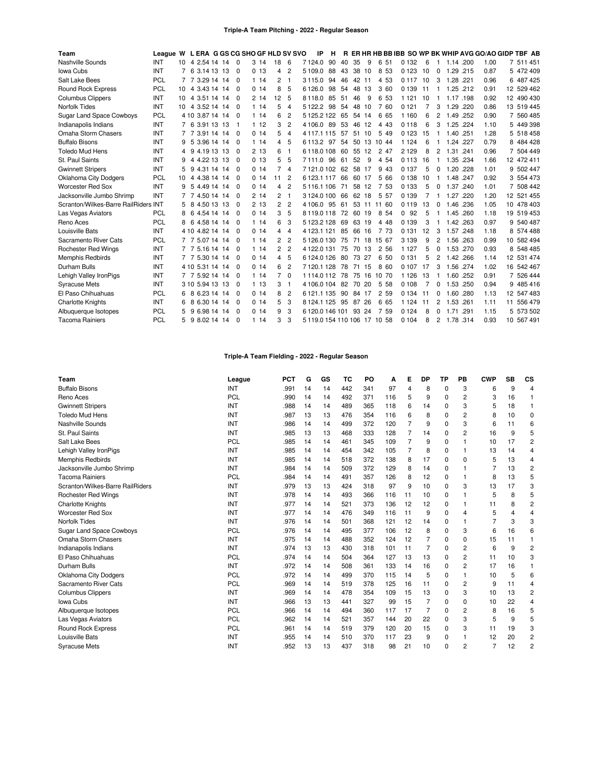**Triple-A Team Pitching - 2022 - Regular Season**

| Team | League | W | L | ERA | G | GS | CG | SHO | GF | HLD | SV | SVO | IP | H | R | ER | HR | HB | BB | IBB | SO | WP | BK | WHIP | AVG | GO/AO | GIDP | TBF | AB |
|---|---|---|---|---|---|---|---|---|---|---|---|---|---|---|---|---|---|---|---|---|---|---|---|---|---|---|---|---|---|
| Nashville Sounds | INT | 10 | 4 | 2.54 | 14 | 14 | 0 | 3 | 14 | 18 | 6 | 7 | 124.0 | 90 | 40 | 35 | 9 | 6 | 51 | 0 | 132 | 6 | 1 | 1.14 | .200 | 1.00 | 7 | 511 | 451 |
| Iowa Cubs | INT | 7 | 6 | 3.14 | 13 | 13 | 0 | 0 | 13 | 4 | 2 | 5 | 109.0 | 88 | 43 | 38 | 10 | 8 | 53 | 0 | 123 | 10 | 0 | 1.29 | .215 | 0.87 | 5 | 472 | 409 |
| Salt Lake Bees | PCL | 7 | 7 | 3.29 | 14 | 14 | 0 | 1 | 14 | 2 | 1 | 3 | 115.0 | 94 | 46 | 42 | 11 | 4 | 53 | 0 | 117 | 10 | 3 | 1.28 | .221 | 0.96 | 6 | 487 | 425 |
| Round Rock Express | PCL | 10 | 4 | 3.43 | 14 | 14 | 0 | 0 | 14 | 8 | 5 | 6 | 126.0 | 98 | 54 | 48 | 13 | 3 | 60 | 0 | 139 | 11 | 1 | 1.25 | .212 | 0.91 | 12 | 529 | 462 |
| Columbus Clippers | INT | 10 | 4 | 3.51 | 14 | 14 | 0 | 2 | 14 | 12 | 5 | 8 | 118.0 | 85 | 51 | 46 | 9 | 6 | 53 | 1 | 121 | 10 | 1 | 1.17 | .198 | 0.92 | 12 | 490 | 430 |
| Norfolk Tides | INT | 10 | 4 | 3.52 | 14 | 14 | 0 | 1 | 14 | 5 | 4 | 5 | 122.2 | 98 | 54 | 48 | 10 | 7 | 60 | 0 | 121 | 7 | 3 | 1.29 | .220 | 0.86 | 13 | 519 | 445 |
| Sugar Land Space Cowboys | PCL | 4 | 10 | 3.87 | 14 | 14 | 0 | 1 | 14 | 6 | 2 | 5 | 125.2 | 122 | 65 | 54 | 14 | 6 | 65 | 1 | 160 | 6 | 2 | 1.49 | .252 | 0.90 | 7 | 560 | 485 |
| Indianapolis Indians | INT | 7 | 6 | 3.91 | 13 | 13 | 1 | 1 | 12 | 3 | 2 | 4 | 106.0 | 89 | 53 | 46 | 12 | 4 | 43 | 0 | 118 | 6 | 3 | 1.25 | .224 | 1.10 | 5 | 449 | 398 |
| Omaha Storm Chasers | INT | 7 | 7 | 3.91 | 14 | 14 | 0 | 0 | 14 | 5 | 4 | 4 | 117.1 | 115 | 57 | 51 | 10 | 5 | 49 | 0 | 123 | 15 | 1 | 1.40 | .251 | 1.28 | 5 | 518 | 458 |
| Buffalo Bisons | INT | 9 | 5 | 3.96 | 14 | 14 | 0 | 1 | 14 | 4 | 5 | 6 | 113.2 | 97 | 54 | 50 | 13 | 10 | 44 | 1 | 124 | 6 | 1 | 1.24 | .227 | 0.79 | 8 | 484 | 428 |
| Toledo Mud Hens | INT | 4 | 9 | 4.19 | 13 | 13 | 0 | 2 | 13 | 6 | 1 | 6 | 118.0 | 108 | 60 | 55 | 12 | 2 | 47 | 2 | 129 | 8 | 2 | 1.31 | .241 | 0.96 | 7 | 504 | 449 |
| St. Paul Saints | INT | 9 | 4 | 4.22 | 13 | 13 | 0 | 0 | 13 | 5 | 5 | 7 | 111.0 | 96 | 61 | 52 | 9 | 4 | 54 | 0 | 113 | 16 | 1 | 1.35 | .234 | 1.66 | 12 | 472 | 411 |
| Gwinnett Stripers | INT | 5 | 9 | 4.31 | 14 | 14 | 0 | 0 | 14 | 7 | 4 | 7 | 121.0 | 102 | 62 | 58 | 17 | 9 | 43 | 0 | 137 | 5 | 0 | 1.20 | .228 | 1.01 | 9 | 502 | 447 |
| Oklahoma City Dodgers | PCL | 10 | 4 | 4.38 | 14 | 14 | 0 | 0 | 14 | 11 | 2 | 6 | 123.1 | 117 | 66 | 60 | 17 | 5 | 66 | 0 | 138 | 10 | 1 | 1.48 | .247 | 0.92 | 3 | 554 | 473 |
| Worcester Red Sox | INT | 9 | 5 | 4.49 | 14 | 14 | 0 | 0 | 14 | 4 | 2 | 5 | 116.1 | 106 | 71 | 58 | 12 | 7 | 53 | 0 | 133 | 5 | 0 | 1.37 | .240 | 1.01 | 7 | 508 | 442 |
| Jacksonville Jumbo Shrimp | INT | 7 | 7 | 4.50 | 14 | 14 | 0 | 2 | 14 | 2 | 1 | 3 | 124.0 | 100 | 66 | 62 | 18 | 5 | 57 | 0 | 139 | 7 | 1 | 1.27 | .220 | 1.20 | 12 | 521 | 455 |
| Scranton/Wilkes-Barre RailRiders | INT | 5 | 8 | 4.50 | 13 | 13 | 0 | 2 | 13 | 2 | 2 | 4 | 106.0 | 95 | 61 | 53 | 11 | 11 | 60 | 0 | 119 | 13 | 0 | 1.46 | .236 | 1.05 | 10 | 478 | 403 |
| Las Vegas Aviators | PCL | 8 | 6 | 4.54 | 14 | 14 | 0 | 0 | 14 | 3 | 5 | 8 | 119.0 | 118 | 72 | 60 | 19 | 8 | 54 | 0 | 92 | 5 | 1 | 1.45 | .260 | 1.18 | 19 | 519 | 453 |
| Reno Aces | PCL | 8 | 6 | 4.58 | 14 | 14 | 0 | 1 | 14 | 6 | 3 | 5 | 123.2 | 128 | 69 | 63 | 19 | 4 | 48 | 0 | 139 | 3 | 1 | 1.42 | .263 | 0.97 | 9 | 540 | 487 |
| Louisville Bats | INT | 4 | 10 | 4.82 | 14 | 14 | 0 | 0 | 14 | 4 | 4 | 4 | 123.1 | 121 | 85 | 66 | 16 | 7 | 73 | 0 | 131 | 12 | 3 | 1.57 | .248 | 1.18 | 8 | 574 | 488 |
| Sacramento River Cats | PCL | 7 | 7 | 5.07 | 14 | 14 | 0 | 1 | 14 | 2 | 2 | 5 | 126.0 | 130 | 75 | 71 | 18 | 15 | 67 | 3 | 139 | 9 | 2 | 1.56 | .263 | 0.99 | 10 | 582 | 494 |
| Rochester Red Wings | INT | 7 | 7 | 5.16 | 14 | 14 | 0 | 1 | 14 | 2 | 2 | 4 | 122.0 | 131 | 75 | 70 | 13 | 2 | 56 | 1 | 127 | 5 | 0 | 1.53 | .270 | 0.93 | 8 | 548 | 485 |
| Memphis Redbirds | INT | 7 | 7 | 5.30 | 14 | 14 | 0 | 0 | 14 | 4 | 5 | 6 | 124.0 | 126 | 80 | 73 | 27 | 6 | 50 | 0 | 131 | 5 | 2 | 1.42 | .266 | 1.14 | 12 | 531 | 474 |
| Durham Bulls | INT | 4 | 10 | 5.31 | 14 | 14 | 0 | 0 | 14 | 6 | 2 | 7 | 120.1 | 128 | 78 | 71 | 15 | 8 | 60 | 0 | 107 | 17 | 3 | 1.56 | .274 | 1.02 | 16 | 542 | 467 |
| Lehigh Valley IronPigs | INT | 7 | 7 | 5.92 | 14 | 14 | 0 | 1 | 14 | 7 | 0 | 1 | 114.0 | 112 | 78 | 75 | 16 | 10 | 70 | 1 | 126 | 13 | 1 | 1.60 | .252 | 0.91 | 7 | 526 | 444 |
| Syracuse Mets | INT | 3 | 10 | 5.94 | 13 | 13 | 0 | 1 | 13 | 3 | 1 | 4 | 106.0 | 104 | 82 | 70 | 20 | 5 | 58 | 0 | 108 | 7 | 0 | 1.53 | .250 | 0.94 | 9 | 485 | 416 |
| El Paso Chihuahuas | PCL | 6 | 8 | 6.23 | 14 | 14 | 0 | 0 | 14 | 8 | 2 | 6 | 121.1 | 135 | 90 | 84 | 17 | 2 | 59 | 0 | 134 | 11 | 0 | 1.60 | .280 | 1.13 | 12 | 547 | 483 |
| Charlotte Knights | INT | 6 | 8 | 6.30 | 14 | 14 | 0 | 0 | 14 | 5 | 3 | 8 | 124.1 | 125 | 95 | 87 | 26 | 6 | 65 | 1 | 124 | 11 | 2 | 1.53 | .261 | 1.11 | 11 | 556 | 479 |
| Albuquerque Isotopes | PCL | 5 | 9 | 6.98 | 14 | 14 | 0 | 0 | 14 | 9 | 3 | 6 | 120.0 | 146 | 101 | 93 | 24 | 7 | 59 | 0 | 124 | 8 | 0 | 1.71 | .291 | 1.15 | 5 | 573 | 502 |
| Tacoma Rainiers | PCL | 5 | 9 | 8.02 | 14 | 14 | 0 | 1 | 14 | 3 | 3 | 5 | 119.0 | 154 | 110 | 106 | 17 | 10 | 58 | 0 | 104 | 8 | 2 | 1.78 | .314 | 0.93 | 10 | 567 | 491 |

**Triple-A Team Fielding - 2022 - Regular Season**

| Team | League | PCT | G | GS | TC | PO | A | E | DP | TP | PB | CWP | SB | CS |
|---|---|---|---|---|---|---|---|---|---|---|---|---|---|---|
| Buffalo Bisons | INT | .991 | 14 | 14 | 442 | 341 | 97 | 4 | 8 | 0 | 3 | 6 | 9 | 4 |
| Reno Aces | PCL | .990 | 14 | 14 | 492 | 371 | 116 | 5 | 9 | 0 | 2 | 3 | 16 | 1 |
| Gwinnett Stripers | INT | .988 | 14 | 14 | 489 | 365 | 118 | 6 | 14 | 0 | 3 | 5 | 18 | 1 |
| Toledo Mud Hens | INT | .987 | 13 | 13 | 476 | 354 | 116 | 6 | 8 | 0 | 2 | 8 | 10 | 0 |
| Nashville Sounds | INT | .986 | 14 | 14 | 499 | 372 | 120 | 7 | 9 | 0 | 3 | 6 | 11 | 6 |
| St. Paul Saints | INT | .985 | 13 | 13 | 468 | 333 | 128 | 7 | 14 | 0 | 2 | 16 | 9 | 5 |
| Salt Lake Bees | PCL | .985 | 14 | 14 | 461 | 345 | 109 | 7 | 9 | 0 | 1 | 10 | 17 | 2 |
| Lehigh Valley IronPigs | INT | .985 | 14 | 14 | 454 | 342 | 105 | 7 | 8 | 0 | 1 | 13 | 14 | 4 |
| Memphis Redbirds | INT | .985 | 14 | 14 | 518 | 372 | 138 | 8 | 17 | 0 | 0 | 5 | 13 | 4 |
| Jacksonville Jumbo Shrimp | INT | .984 | 14 | 14 | 509 | 372 | 129 | 8 | 14 | 0 | 1 | 7 | 13 | 2 |
| Tacoma Rainiers | PCL | .984 | 14 | 14 | 491 | 357 | 126 | 8 | 12 | 0 | 1 | 8 | 13 | 5 |
| Scranton/Wilkes-Barre RailRiders | INT | .979 | 13 | 13 | 424 | 318 | 97 | 9 | 10 | 0 | 3 | 13 | 17 | 3 |
| Rochester Red Wings | INT | .978 | 14 | 14 | 493 | 366 | 116 | 11 | 10 | 0 | 1 | 5 | 8 | 5 |
| Charlotte Knights | INT | .977 | 14 | 14 | 521 | 373 | 136 | 12 | 12 | 0 | 1 | 11 | 8 | 2 |
| Worcester Red Sox | INT | .977 | 14 | 14 | 476 | 349 | 116 | 11 | 9 | 0 | 4 | 5 | 4 | 4 |
| Norfolk Tides | INT | .976 | 14 | 14 | 501 | 368 | 121 | 12 | 14 | 0 | 1 | 7 | 3 | 3 |
| Sugar Land Space Cowboys | PCL | .976 | 14 | 14 | 495 | 377 | 106 | 12 | 8 | 0 | 3 | 6 | 16 | 6 |
| Omaha Storm Chasers | INT | .975 | 14 | 14 | 488 | 352 | 124 | 12 | 7 | 0 | 0 | 15 | 11 | 1 |
| Indianapolis Indians | INT | .974 | 13 | 13 | 430 | 318 | 101 | 11 | 7 | 0 | 2 | 6 | 9 | 2 |
| El Paso Chihuahuas | PCL | .974 | 14 | 14 | 504 | 364 | 127 | 13 | 13 | 0 | 2 | 11 | 10 | 3 |
| Durham Bulls | INT | .972 | 14 | 14 | 508 | 361 | 133 | 14 | 16 | 0 | 2 | 17 | 16 | 1 |
| Oklahoma City Dodgers | PCL | .972 | 14 | 14 | 499 | 370 | 115 | 14 | 5 | 0 | 1 | 10 | 5 | 6 |
| Sacramento River Cats | PCL | .969 | 14 | 14 | 519 | 378 | 125 | 16 | 11 | 0 | 2 | 9 | 11 | 4 |
| Columbus Clippers | INT | .969 | 14 | 14 | 478 | 354 | 109 | 15 | 13 | 0 | 3 | 10 | 13 | 2 |
| Iowa Cubs | INT | .966 | 13 | 13 | 441 | 327 | 99 | 15 | 7 | 0 | 0 | 10 | 22 | 4 |
| Albuquerque Isotopes | PCL | .966 | 14 | 14 | 494 | 360 | 117 | 17 | 7 | 0 | 2 | 8 | 16 | 5 |
| Las Vegas Aviators | PCL | .962 | 14 | 14 | 521 | 357 | 144 | 20 | 22 | 0 | 3 | 5 | 9 | 5 |
| Round Rock Express | PCL | .961 | 14 | 14 | 519 | 379 | 120 | 20 | 15 | 0 | 3 | 11 | 19 | 3 |
| Louisville Bats | INT | .955 | 14 | 14 | 510 | 370 | 117 | 23 | 9 | 0 | 1 | 12 | 20 | 2 |
| Syracuse Mets | INT | .952 | 13 | 13 | 437 | 318 | 98 | 21 | 10 | 0 | 2 | 7 | 12 | 2 |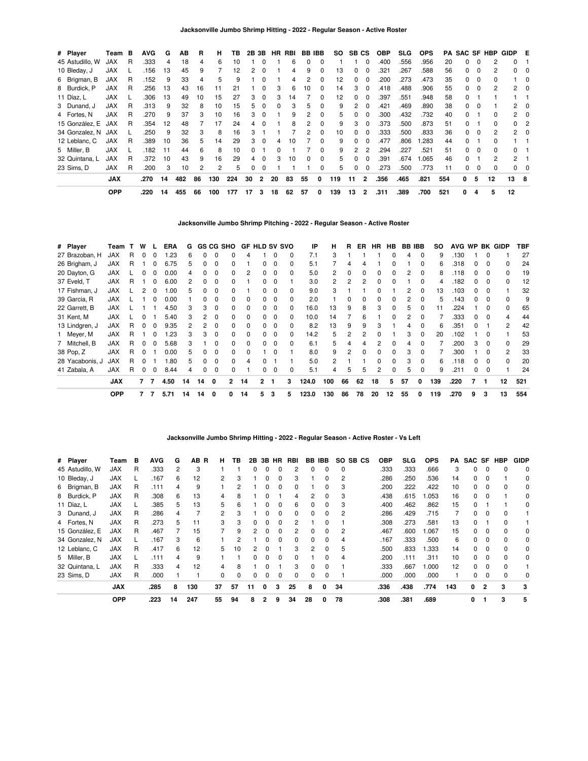## Jacksonville Jumbo Shrimp Hitting - 2022 - Regular Season - Active Roster

| # | Player | Team | B | AVG | G | AB | R | H | TB | 2B | 3B | HR | RBI | BB | IBB | SO | SB | CS | OBP | SLG | OPS | PA | SAC | SF | HBP | GIDP | E |
|---|---|---|---|---|---|---|---|---|---|---|---|---|---|---|---|---|---|---|---|---|---|---|---|---|---|---|---|
| 45 | Astudillo, W | JAX | R | .333 | 4 | 18 | 4 | 6 | 10 | 1 | 0 | 1 | 6 | 0 | 0 | 1 | 1 | 0 | .400 | .556 | .956 | 20 | 0 | 0 | 2 | 0 | 1 |
| 10 | Bleday, J | JAX | L | .156 | 13 | 45 | 9 | 7 | 12 | 2 | 0 | 1 | 4 | 9 | 0 | 13 | 0 | 0 | .321 | .267 | .588 | 56 | 0 | 0 | 2 | 0 | 0 |
| 6 | Brigman, B | JAX | R | .152 | 9 | 33 | 4 | 5 | 9 | 1 | 0 | 1 | 4 | 2 | 0 | 12 | 0 | 0 | .200 | .273 | .473 | 35 | 0 | 0 | 0 | 1 | 0 |
| 8 | Burdick, P | JAX | R | .256 | 13 | 43 | 16 | 11 | 21 | 1 | 0 | 3 | 6 | 10 | 0 | 14 | 3 | 0 | .418 | .488 | .906 | 55 | 0 | 0 | 2 | 2 | 0 |
| 11 | Díaz, L | JAX | L | .306 | 13 | 49 | 10 | 15 | 27 | 3 | 0 | 3 | 14 | 7 | 0 | 12 | 0 | 0 | .397 | .551 | .948 | 58 | 0 | 1 | 1 | 1 | 1 |
| 3 | Dunand, J | JAX | R | .313 | 9 | 32 | 8 | 10 | 15 | 5 | 0 | 0 | 3 | 5 | 0 | 9 | 2 | 0 | .421 | .469 | .890 | 38 | 0 | 0 | 1 | 2 | 0 |
| 4 | Fortes, N | JAX | R | .270 | 9 | 37 | 3 | 10 | 16 | 3 | 0 | 1 | 9 | 2 | 0 | 5 | 0 | 0 | .300 | .432 | .732 | 40 | 0 | 1 | 0 | 2 | 0 |
| 15 | González, E | JAX | R | .354 | 12 | 48 | 7 | 17 | 24 | 4 | 0 | 1 | 8 | 2 | 0 | 9 | 3 | 0 | .373 | .500 | .873 | 51 | 0 | 1 | 0 | 0 | 2 |
| 34 | Gonzalez, N | JAX | L | .250 | 9 | 32 | 3 | 8 | 16 | 3 | 1 | 1 | 7 | 2 | 0 | 10 | 0 | 0 | .333 | .500 | .833 | 36 | 0 | 0 | 2 | 2 | 0 |
| 12 | Leblanc, C | JAX | R | .389 | 10 | 36 | 5 | 14 | 29 | 3 | 0 | 4 | 10 | 7 | 0 | 9 | 0 | 0 | .477 | .806 | 1.283 | 44 | 0 | 1 | 0 | 1 | 1 |
| 5 | Miller, B | JAX | L | .182 | 11 | 44 | 6 | 8 | 10 | 0 | 1 | 0 | 1 | 7 | 0 | 9 | 2 | 2 | .294 | .227 | .521 | 51 | 0 | 0 | 0 | 0 | 1 |
| 32 | Quintana, L | JAX | R | .372 | 10 | 43 | 9 | 16 | 29 | 4 | 0 | 3 | 10 | 0 | 0 | 5 | 0 | 0 | .391 | .674 | 1.065 | 46 | 0 | 1 | 2 | 2 | 1 |
| 23 | Sims, D | JAX | R | .200 | 3 | 10 | 2 | 2 | 5 | 0 | 0 | 1 | 1 | 1 | 0 | 5 | 0 | 0 | .273 | .500 | .773 | 11 | 0 | 0 | 0 | 0 | 0 |
| | | **JAX** | | **.270** | **14** | **482** | **86** | **130** | **224** | **30** | **2** | **20** | **83** | **55** | **0** | **119** | **11** | **2** | **.356** | **.465** | **.821** | **554** | **0** | **5** | **12** | **13** | **8** |
| | | **OPP** | | **.220** | **14** | **455** | **66** | **100** | **177** | **17** | **3** | **18** | **62** | **57** | **0** | **139** | **13** | **2** | **.311** | **.389** | **.700** | **521** | **0** | **4** | **5** | **12** | |

## Jacksonville Jumbo Shrimp Pitching - 2022 - Regular Season - Active Roster

| # | Player | Team | T | W | L | ERA | G | GS | CG | SHO | GF | HLD | SV | SVO | IP | H | R | ER | HR | HB | BB | IBB | SO | AVG | WP | BK | GIDP | TBF |
|---|---|---|---|---|---|---|---|---|---|---|---|---|---|---|---|---|---|---|---|---|---|---|---|---|---|---|---|---|
| 27 | Brazoban, H | JAX | R | 0 | 0 | 1.23 | 6 | 0 | 0 | 0 | 4 | 1 | 0 | 0 | 7.1 | 3 | 1 | 1 | 1 | 0 | 4 | 0 | 9 | .130 | 1 | 0 | 1 | 27 |
| 26 | Brigham, J | JAX | R | 1 | 0 | 6.75 | 5 | 0 | 0 | 0 | 1 | 0 | 0 | 0 | 5.1 | 7 | 4 | 4 | 1 | 0 | 1 | 0 | 6 | .318 | 0 | 0 | 0 | 24 |
| 20 | Dayton, G | JAX | L | 0 | 0 | 0.00 | 4 | 0 | 0 | 0 | 2 | 0 | 0 | 0 | 5.0 | 2 | 0 | 0 | 0 | 0 | 2 | 0 | 8 | .118 | 0 | 0 | 0 | 19 |
| 37 | Eveld, T | JAX | R | 1 | 0 | 6.00 | 2 | 0 | 0 | 0 | 1 | 0 | 0 | 1 | 3.0 | 2 | 2 | 2 | 0 | 0 | 1 | 0 | 4 | .182 | 0 | 0 | 0 | 12 |
| 17 | Fishman, J | JAX | L | 2 | 0 | 1.00 | 5 | 0 | 0 | 0 | 1 | 0 | 0 | 0 | 9.0 | 3 | 1 | 1 | 0 | 1 | 2 | 0 | 13 | .103 | 0 | 0 | 1 | 32 |
| 39 | Garcia, R | JAX | L | 1 | 0 | 0.00 | 1 | 0 | 0 | 0 | 0 | 0 | 0 | 0 | 2.0 | 1 | 0 | 0 | 0 | 0 | 2 | 0 | 5 | .143 | 0 | 0 | 0 | 9 |
| 22 | Garrett, B | JAX | L | 1 | 1 | 4.50 | 3 | 3 | 0 | 0 | 0 | 0 | 0 | 0 | 16.0 | 13 | 9 | 8 | 3 | 0 | 5 | 0 | 11 | .224 | 1 | 0 | 0 | 65 |
| 31 | Kent, M | JAX | L | 0 | 1 | 5.40 | 3 | 2 | 0 | 0 | 0 | 0 | 0 | 0 | 10.0 | 14 | 7 | 6 | 1 | 0 | 2 | 0 | 7 | .333 | 0 | 0 | 4 | 44 |
| 13 | Lindgren, J | JAX | R | 0 | 0 | 9.35 | 2 | 2 | 0 | 0 | 0 | 0 | 0 | 0 | 8.2 | 13 | 9 | 9 | 3 | 1 | 4 | 0 | 6 | .351 | 0 | 1 | 2 | 42 |
| 1 | Meyer, M | JAX | R | 1 | 0 | 1.23 | 3 | 3 | 0 | 0 | 0 | 0 | 0 | 0 | 14.2 | 5 | 2 | 2 | 0 | 1 | 3 | 0 | 20 | .102 | 1 | 0 | 1 | 53 |
| 7 | Mitchell, B | JAX | R | 0 | 0 | 5.68 | 3 | 1 | 0 | 0 | 0 | 0 | 0 | 0 | 6.1 | 5 | 4 | 4 | 2 | 0 | 4 | 0 | 7 | .200 | 3 | 0 | 0 | 29 |
| 38 | Pop, Z | JAX | R | 0 | 1 | 0.00 | 5 | 0 | 0 | 0 | 0 | 1 | 0 | 1 | 8.0 | 9 | 2 | 0 | 0 | 0 | 3 | 0 | 7 | .300 | 1 | 0 | 2 | 33 |
| 28 | Yacabonis, J | JAX | R | 0 | 1 | 1.80 | 5 | 0 | 0 | 0 | 4 | 0 | 1 | 1 | 5.0 | 2 | 1 | 1 | 0 | 0 | 3 | 0 | 6 | .118 | 0 | 0 | 0 | 20 |
| 41 | Zabala, A | JAX | R | 0 | 0 | 8.44 | 4 | 0 | 0 | 0 | 1 | 0 | 0 | 0 | 5.1 | 4 | 5 | 5 | 2 | 0 | 5 | 0 | 9 | .211 | 0 | 0 | 1 | 24 |
| | | **JAX** | | **7** | **7** | **4.50** | **14** | **14** | **0** | **2** | **14** | **2** | **1** | **3** | **124.0** | **100** | **66** | **62** | **18** | **5** | **57** | **0** | **139** | **.220** | **7** | **1** | **12** | **521** |
| | | **OPP** | | **7** | **7** | **5.71** | **14** | **14** | **0** | **0** | **14** | **5** | **3** | **5** | **123.0** | **130** | **86** | **78** | **20** | **12** | **55** | **0** | **119** | **.270** | **9** | **3** | **13** | **554** |

## Jacksonville Jumbo Shrimp Hitting - 2022 - Regular Season - Active Roster - Vs Left

| # | Player | Team | B | AVG | G | AB | R | H | TB | 2B | 3B | HR | RBI | BB | IBB | SO | SB | CS | OBP | SLG | OPS | PA | SAC | SF | HBP | GIDP |
|---|---|---|---|---|---|---|---|---|---|---|---|---|---|---|---|---|---|---|---|---|---|---|---|---|---|---|
| 45 | Astudillo, W | JAX | R | .333 | 2 | 3 | | 1 | 1 | 0 | 0 | 0 | 2 | 0 | 0 | 0 | | | .333 | .333 | .666 | 3 | 0 | 0 | 0 | 0 |
| 10 | Bleday, J | JAX | L | .167 | 6 | 12 | | 2 | 3 | 1 | 0 | 0 | 3 | 1 | 0 | 2 | | | .286 | .250 | .536 | 14 | 0 | 0 | 1 | 0 |
| 6 | Brigman, B | JAX | R | .111 | 4 | 9 | | 1 | 2 | 1 | 0 | 0 | 0 | 1 | 0 | 3 | | | .200 | .222 | .422 | 10 | 0 | 0 | 0 | 0 |
| 8 | Burdick, P | JAX | R | .308 | 6 | 13 | | 4 | 8 | 1 | 0 | 1 | 4 | 2 | 0 | 3 | | | .438 | .615 | 1.053 | 16 | 0 | 0 | 1 | 0 |
| 11 | Díaz, L | JAX | L | .385 | 5 | 13 | | 5 | 6 | 1 | 0 | 0 | 6 | 0 | 0 | 3 | | | .400 | .462 | .862 | 15 | 0 | 1 | 1 | 0 |
| 3 | Dunand, J | JAX | R | .286 | 4 | 7 | | 2 | 3 | 1 | 0 | 0 | 0 | 0 | 0 | 2 | | | .286 | .429 | .715 | 7 | 0 | 0 | 0 | 1 |
| 4 | Fortes, N | JAX | R | .273 | 5 | 11 | | 3 | 3 | 0 | 0 | 0 | 2 | 1 | 0 | 1 | | | .308 | .273 | .581 | 13 | 0 | 1 | 0 | 1 |
| 15 | González, E | JAX | R | .467 | 7 | 15 | | 7 | 9 | 2 | 0 | 0 | 2 | 0 | 0 | 2 | | | .467 | .600 | 1.067 | 15 | 0 | 0 | 0 | 0 |
| 34 | Gonzalez, N | JAX | L | .167 | 3 | 6 | | 1 | 2 | 1 | 0 | 0 | 0 | 0 | 0 | 4 | | | .167 | .333 | .500 | 6 | 0 | 0 | 0 | 0 |
| 12 | Leblanc, C | JAX | R | .417 | 6 | 12 | | 5 | 10 | 2 | 0 | 1 | 3 | 2 | 0 | 5 | | | .500 | .833 | 1.333 | 14 | 0 | 0 | 0 | 0 |
| 5 | Miller, B | JAX | L | .111 | 4 | 9 | | 1 | 1 | 0 | 0 | 0 | 0 | 1 | 0 | 4 | | | .200 | .111 | .311 | 10 | 0 | 0 | 0 | 0 |
| 32 | Quintana, L | JAX | R | .333 | 4 | 12 | | 4 | 8 | 1 | 0 | 1 | 3 | 0 | 0 | 1 | | | .333 | .667 | 1.000 | 12 | 0 | 0 | 0 | 1 |
| 23 | Sims, D | JAX | R | .000 | 1 | 1 | | 0 | 0 | 0 | 0 | 0 | 0 | 0 | 0 | 1 | | | .000 | .000 | .000 | 1 | 0 | 0 | 0 | 0 |
| | | **JAX** | | **.285** | **8** | **130** | | **37** | **57** | **11** | **0** | **3** | **25** | **8** | **0** | **34** | | | **.336** | **.438** | **.774** | **143** | **0** | **2** | **3** | **3** |
| | | **OPP** | | **.223** | **14** | **247** | | **55** | **94** | **8** | **2** | **9** | **34** | **28** | **0** | **78** | | | **.308** | **.381** | **.689** | | **0** | **1** | **3** | **5** |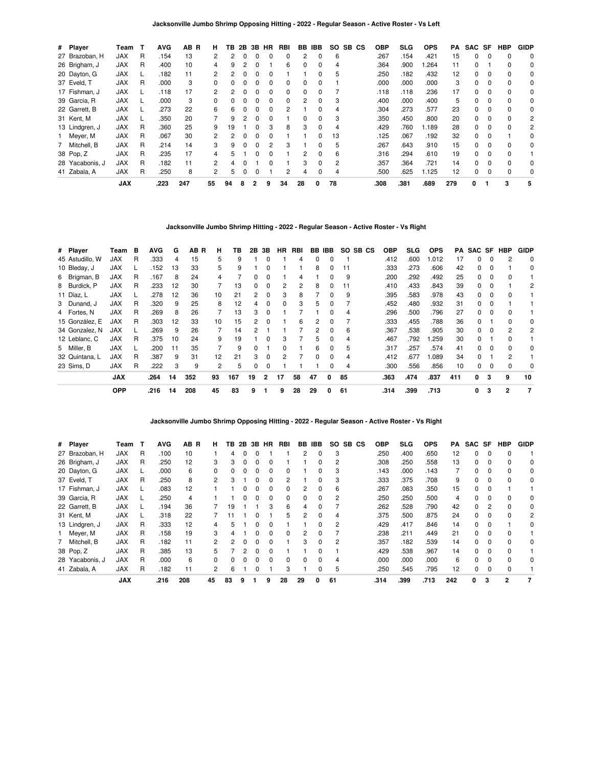### Jacksonville Jumbo Shrimp Opposing Hitting - 2022 - Regular Season - Active Roster - Vs Left

| # | Player | Team | T | AVG | AB | R | H | TB | 2B | 3B | HR | RBI | BB | IBB | SO | SB | CS | OBP | SLG | OPS | PA | SAC | SF | HBP | GIDP |
|---|---|---|---|---|---|---|---|---|---|---|---|---|---|---|---|---|---|---|---|---|---|---|---|---|---|
| 27 | Brazoban, H | JAX | R | .154 | 13 | | 2 | 2 | 0 | 0 | 0 | 0 | 2 | 0 | 6 | | | .267 | .154 | .421 | 15 | 0 | 0 | 0 | 0 |
| 26 | Brigham, J | JAX | R | .400 | 10 | | 4 | 9 | 2 | 0 | 1 | 6 | 0 | 0 | 4 | | | .364 | .900 | 1.264 | 11 | 0 | 1 | 0 | 0 |
| 20 | Dayton, G | JAX | L | .182 | 11 | | 2 | 2 | 0 | 0 | 0 | 1 | 1 | 0 | 5 | | | .250 | .182 | .432 | 12 | 0 | 0 | 0 | 0 |
| 37 | Eveld, T | JAX | R | .000 | 3 | | 0 | 0 | 0 | 0 | 0 | 0 | 0 | 0 | 1 | | | .000 | .000 | .000 | 3 | 0 | 0 | 0 | 0 |
| 17 | Fishman, J | JAX | L | .118 | 17 | | 2 | 2 | 0 | 0 | 0 | 0 | 0 | 0 | 7 | | | .118 | .118 | .236 | 17 | 0 | 0 | 0 | 0 |
| 39 | Garcia, R | JAX | L | .000 | 3 | | 0 | 0 | 0 | 0 | 0 | 0 | 2 | 0 | 3 | | | .400 | .000 | .400 | 5 | 0 | 0 | 0 | 0 |
| 22 | Garrett, B | JAX | L | .273 | 22 | | 6 | 6 | 0 | 0 | 0 | 2 | 1 | 0 | 4 | | | .304 | .273 | .577 | 23 | 0 | 0 | 0 | 0 |
| 31 | Kent, M | JAX | L | .350 | 20 | | 7 | 9 | 2 | 0 | 0 | 1 | 0 | 0 | 3 | | | .350 | .450 | .800 | 20 | 0 | 0 | 0 | 2 |
| 13 | Lindgren, J | JAX | R | .360 | 25 | | 9 | 19 | 1 | 0 | 3 | 8 | 3 | 0 | 4 | | | .429 | .760 | 1.189 | 28 | 0 | 0 | 0 | 2 |
| 1 | Meyer, M | JAX | R | .067 | 30 | | 2 | 2 | 0 | 0 | 0 | 1 | 1 | 0 | 13 | | | .125 | .067 | .192 | 32 | 0 | 0 | 1 | 0 |
| 7 | Mitchell, B | JAX | R | .214 | 14 | | 3 | 9 | 0 | 0 | 2 | 3 | 1 | 0 | 5 | | | .267 | .643 | .910 | 15 | 0 | 0 | 0 | 0 |
| 38 | Pop, Z | JAX | R | .235 | 17 | | 4 | 5 | 1 | 0 | 0 | 1 | 2 | 0 | 6 | | | .316 | .294 | .610 | 19 | 0 | 0 | 0 | 1 |
| 28 | Yacabonis, J | JAX | R | .182 | 11 | | 2 | 4 | 0 | 1 | 0 | 1 | 3 | 0 | 2 | | | .357 | .364 | .721 | 14 | 0 | 0 | 0 | 0 |
| 41 | Zabala, A | JAX | R | .250 | 8 | | 2 | 5 | 0 | 0 | 1 | 2 | 4 | 0 | 4 | | | .500 | .625 | 1.125 | 12 | 0 | 0 | 0 | 0 |
| | | **JAX** | | **.223** | **247** | | **55** | **94** | **8** | **2** | **9** | **34** | **28** | **0** | **78** | | | **.308** | **.381** | **.689** | **279** | **0** | **1** | **3** | **5** |

### Jacksonville Jumbo Shrimp Hitting - 2022 - Regular Season - Active Roster - Vs Right

| # | Player | Team | B | AVG | G | AB | R | H | TB | 2B | 3B | HR | RBI | BB | IBB | SO | SB | CS | OBP | SLG | OPS | PA | SAC | SF | HBP | GIDP |
|---|---|---|---|---|---|---|---|---|---|---|---|---|---|---|---|---|---|---|---|---|---|---|---|---|---|---|
| 45 | Astudillo, W | JAX | R | .333 | 4 | 15 | | 5 | 9 | 1 | 0 | 1 | 4 | 0 | 0 | 1 | | | .412 | .600 | 1.012 | 17 | 0 | 0 | 2 | 0 |
| 10 | Bleday, J | JAX | L | .152 | 13 | 33 | | 5 | 9 | 1 | 0 | 1 | 1 | 8 | 0 | 11 | | | .333 | .273 | .606 | 42 | 0 | 0 | 1 | 0 |
| 6 | Brigman, B | JAX | R | .167 | 8 | 24 | | 4 | 7 | 0 | 0 | 1 | 4 | 1 | 0 | 9 | | | .200 | .292 | .492 | 25 | 0 | 0 | 0 | 1 |
| 8 | Burdick, P | JAX | R | .233 | 12 | 30 | | 7 | 13 | 0 | 0 | 2 | 2 | 8 | 0 | 11 | | | .410 | .433 | .843 | 39 | 0 | 0 | 1 | 2 |
| 11 | Díaz, L | JAX | L | .278 | 12 | 36 | | 10 | 21 | 2 | 0 | 3 | 8 | 7 | 0 | 9 | | | .395 | .583 | .978 | 43 | 0 | 0 | 0 | 1 |
| 3 | Dunand, J | JAX | R | .320 | 9 | 25 | | 8 | 12 | 4 | 0 | 0 | 3 | 5 | 0 | 7 | | | .452 | .480 | .932 | 31 | 0 | 0 | 1 | 1 |
| 4 | Fortes, N | JAX | R | .269 | 8 | 26 | | 7 | 13 | 3 | 0 | 1 | 7 | 1 | 0 | 4 | | | .296 | .500 | .796 | 27 | 0 | 0 | 0 | 1 |
| 15 | González, E | JAX | R | .303 | 12 | 33 | | 10 | 15 | 2 | 0 | 1 | 6 | 2 | 0 | 7 | | | .333 | .455 | .788 | 36 | 0 | 1 | 0 | 0 |
| 34 | Gonzalez, N | JAX | L | .269 | 9 | 26 | | 7 | 14 | 2 | 1 | 1 | 7 | 2 | 0 | 6 | | | .367 | .538 | .905 | 30 | 0 | 0 | 2 | 2 |
| 12 | Leblanc, C | JAX | R | .375 | 10 | 24 | | 9 | 19 | 1 | 0 | 3 | 7 | 5 | 0 | 4 | | | .467 | .792 | 1.259 | 30 | 0 | 1 | 0 | 1 |
| 5 | Miller, B | JAX | L | .200 | 11 | 35 | | 7 | 9 | 0 | 1 | 0 | 1 | 6 | 0 | 5 | | | .317 | .257 | .574 | 41 | 0 | 0 | 0 | 0 |
| 32 | Quintana, L | JAX | R | .387 | 9 | 31 | | 12 | 21 | 3 | 0 | 2 | 7 | 0 | 0 | 4 | | | .412 | .677 | 1.089 | 34 | 0 | 1 | 2 | 1 |
| 23 | Sims, D | JAX | R | .222 | 3 | 9 | | 2 | 5 | 0 | 0 | 1 | 1 | 1 | 0 | 4 | | | .300 | .556 | .856 | 10 | 0 | 0 | 0 | 0 |
| | | **JAX** | | **.264** | **14** | **352** | | **93** | **167** | **19** | **2** | **17** | **58** | **47** | **0** | **85** | | | **.363** | **.474** | **.837** | **411** | **0** | **3** | **9** | **10** |
| | | **OPP** | | **.216** | **14** | **208** | | **45** | **83** | **9** | **1** | **9** | **28** | **29** | **0** | **61** | | | **.314** | **.399** | **.713** | | **0** | **3** | **2** | **7** |

### Jacksonville Jumbo Shrimp Opposing Hitting - 2022 - Regular Season - Active Roster - Vs Right

| # | Player | Team | T | AVG | AB | R | H | TB | 2B | 3B | HR | RBI | BB | IBB | SO | SB | CS | OBP | SLG | OPS | PA | SAC | SF | HBP | GIDP |
|---|---|---|---|---|---|---|---|---|---|---|---|---|---|---|---|---|---|---|---|---|---|---|---|---|---|
| 27 | Brazoban, H | JAX | R | .100 | 10 | | 1 | 4 | 0 | 0 | 1 | 1 | 2 | 0 | 3 | | | .250 | .400 | .650 | 12 | 0 | 0 | 0 | 1 |
| 26 | Brigham, J | JAX | R | .250 | 12 | | 3 | 3 | 0 | 0 | 0 | 1 | 1 | 0 | 2 | | | .308 | .250 | .558 | 13 | 0 | 0 | 0 | 0 |
| 20 | Dayton, G | JAX | L | .000 | 6 | | 0 | 0 | 0 | 0 | 0 | 0 | 1 | 0 | 3 | | | .143 | .000 | .143 | 7 | 0 | 0 | 0 | 0 |
| 37 | Eveld, T | JAX | R | .250 | 8 | | 2 | 3 | 1 | 0 | 0 | 2 | 1 | 0 | 3 | | | .333 | .375 | .708 | 9 | 0 | 0 | 0 | 0 |
| 17 | Fishman, J | JAX | L | .083 | 12 | | 1 | 1 | 0 | 0 | 0 | 0 | 2 | 0 | 6 | | | .267 | .083 | .350 | 15 | 0 | 0 | 1 | 1 |
| 39 | Garcia, R | JAX | L | .250 | 4 | | 1 | 1 | 0 | 0 | 0 | 0 | 0 | 0 | 2 | | | .250 | .250 | .500 | 4 | 0 | 0 | 0 | 0 |
| 22 | Garrett, B | JAX | L | .194 | 36 | | 7 | 19 | 1 | 1 | 3 | 6 | 4 | 0 | 7 | | | .262 | .528 | .790 | 42 | 0 | 2 | 0 | 0 |
| 31 | Kent, M | JAX | L | .318 | 22 | | 7 | 11 | 1 | 0 | 1 | 5 | 2 | 0 | 4 | | | .375 | .500 | .875 | 24 | 0 | 0 | 0 | 2 |
| 13 | Lindgren, J | JAX | R | .333 | 12 | | 4 | 5 | 1 | 0 | 0 | 1 | 1 | 0 | 2 | | | .429 | .417 | .846 | 14 | 0 | 0 | 1 | 0 |
| 1 | Meyer, M | JAX | R | .158 | 19 | | 3 | 4 | 1 | 0 | 0 | 0 | 2 | 0 | 7 | | | .238 | .211 | .449 | 21 | 0 | 0 | 0 | 1 |
| 7 | Mitchell, B | JAX | R | .182 | 11 | | 2 | 2 | 0 | 0 | 0 | 1 | 3 | 0 | 2 | | | .357 | .182 | .539 | 14 | 0 | 0 | 0 | 0 |
| 38 | Pop, Z | JAX | R | .385 | 13 | | 5 | 7 | 2 | 0 | 0 | 1 | 1 | 0 | 1 | | | .429 | .538 | .967 | 14 | 0 | 0 | 0 | 1 |
| 28 | Yacabonis, J | JAX | R | .000 | 6 | | 0 | 0 | 0 | 0 | 0 | 0 | 0 | 0 | 4 | | | .000 | .000 | .000 | 6 | 0 | 0 | 0 | 0 |
| 41 | Zabala, A | JAX | R | .182 | 11 | | 2 | 6 | 1 | 0 | 1 | 3 | 1 | 0 | 5 | | | .250 | .545 | .795 | 12 | 0 | 0 | 0 | 1 |
| | | **JAX** | | **.216** | **208** | | **45** | **83** | **9** | **1** | **9** | **28** | **29** | **0** | **61** | | | **.314** | **.399** | **.713** | **242** | **0** | **3** | **2** | **7** |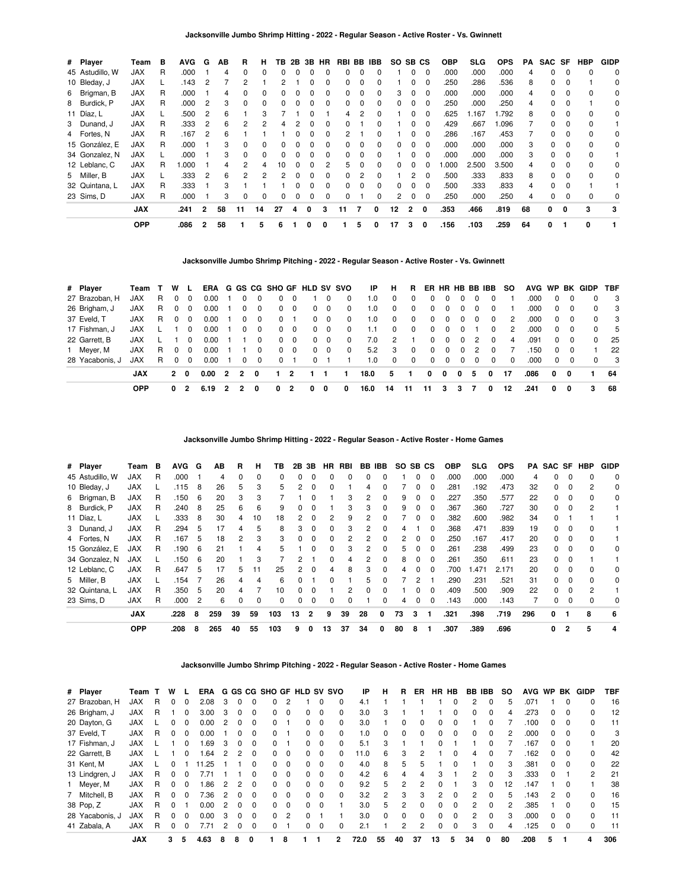### Jacksonville Jumbo Shrimp Hitting - 2022 - Regular Season - Active Roster - Vs. Gwinnett

| # | Player | Team | B | AVG | G | AB | R | H | TB | 2B | 3B | HR | RBI | BB | IBB | SO | SB | CS | OBP | SLG | OPS | PA | SAC | SF | HBP | GIDP |
|---|---|---|---|---|---|---|---|---|---|---|---|---|---|---|---|---|---|---|---|---|---|---|---|---|---|---|
| 45 | Astudillo, W | JAX | R | .000 | 1 | 4 | 0 | 0 | 0 | 0 | 0 | 0 | 0 | 0 | 0 | 1 | 0 | 0 | .000 | .000 | .000 | 4 | 0 | 0 | 0 | 0 |
| 10 | Bleday, J | JAX | L | .143 | 2 | 7 | 2 | 1 | 2 | 1 | 0 | 0 | 0 | 0 | 0 | 1 | 0 | 0 | .250 | .286 | .536 | 8 | 0 | 0 | 1 | 0 |
| 6 | Brigman, B | JAX | R | .000 | 1 | 4 | 0 | 0 | 0 | 0 | 0 | 0 | 0 | 0 | 0 | 3 | 0 | 0 | .000 | .000 | .000 | 4 | 0 | 0 | 0 | 0 |
| 8 | Burdick, P | JAX | R | .000 | 1 | 3 | 0 | 0 | 0 | 0 | 0 | 0 | 0 | 0 | 0 | 0 | 0 | 0 | .250 | .000 | .250 | 4 | 0 | 0 | 1 | 0 |
| 11 | Díaz, L | JAX | L | .500 | 2 | 6 | 1 | 3 | 7 | 1 | 0 | 1 | 4 | 2 | 0 | 1 | 0 | 0 | .625 | 1.167 | 1.792 | 8 | 0 | 0 | 0 | 0 |
| 3 | Dunand, J | JAX | R | .333 | 2 | 6 | 2 | 2 | 4 | 2 | 0 | 0 | 0 | 1 | 0 | 1 | 0 | 0 | .429 | .667 | 1.096 | 7 | 0 | 0 | 0 | 1 |
| 4 | Fortes, N | JAX | R | .167 | 2 | 6 | 1 | 1 | 1 | 0 | 0 | 0 | 2 | 1 | 0 | 1 | 0 | 0 | .286 | .167 | .453 | 7 | 0 | 0 | 0 | 0 |
| 15 | González, E | JAX | R | .000 | 1 | 3 | 0 | 0 | 0 | 0 | 0 | 0 | 0 | 0 | 0 | 0 | 0 | 0 | .000 | .000 | .000 | 3 | 0 | 0 | 0 | 0 |
| 34 | Gonzalez, N | JAX | L | .000 | 1 | 3 | 0 | 0 | 0 | 0 | 0 | 0 | 0 | 0 | 0 | 1 | 0 | 0 | .000 | .000 | .000 | 3 | 0 | 0 | 0 | 1 |
| 12 | Leblanc, C | JAX | R | 1.000 | 1 | 4 | 2 | 4 | 10 | 0 | 0 | 2 | 5 | 0 | 0 | 0 | 0 | 0 | 1.000 | 2.500 | 3.500 | 4 | 0 | 0 | 0 | 0 |
| 5 | Miller, B | JAX | L | .333 | 2 | 6 | 2 | 2 | 2 | 0 | 0 | 0 | 0 | 2 | 0 | 1 | 2 | 0 | .500 | .333 | .833 | 8 | 0 | 0 | 0 | 0 |
| 32 | Quintana, L | JAX | R | .333 | 1 | 3 | 1 | 1 | 1 | 0 | 0 | 0 | 0 | 0 | 0 | 0 | 0 | 0 | .500 | .333 | .833 | 4 | 0 | 0 | 1 | 1 |
| 23 | Sims, D | JAX | R | .000 | 1 | 3 | 0 | 0 | 0 | 0 | 0 | 0 | 0 | 1 | 0 | 2 | 0 | 0 | .250 | .000 | .250 | 4 | 0 | 0 | 0 | 0 |
| | | **JAX** | | **.241** | **2** | **58** | **11** | **14** | **27** | **4** | **0** | **3** | **11** | **7** | **0** | **12** | **2** | **0** | **.353** | **.466** | **.819** | **68** | **0** | **0** | **3** | **3** |
| | | **OPP** | | **.086** | **2** | **58** | **1** | **5** | **6** | **1** | **0** | **0** | **1** | **5** | **0** | **17** | **3** | **0** | **.156** | **.103** | **.259** | **64** | **0** | **1** | **0** | **1** |

### Jacksonville Jumbo Shrimp Pitching - 2022 - Regular Season - Active Roster - Vs. Gwinnett

| # | Player | Team | T | W | L | ERA | G | GS | CG | SHO | GF | HLD | SV | SVO | IP | H | R | ER | HR | HB | BB | IBB | SO | AVG | WP | BK | GIDP | TBF |
|---|---|---|---|---|---|---|---|---|---|---|---|---|---|---|---|---|---|---|---|---|---|---|---|---|---|---|---|---|
| 27 | Brazoban, H | JAX | R | 0 | 0 | 0.00 | 1 | 0 | 0 | 0 | 0 | 1 | 0 | 0 | 1.0 | 0 | 0 | 0 | 0 | 0 | 0 | 0 | 1 | .000 | 0 | 0 | 0 | 3 |
| 26 | Brigham, J | JAX | R | 0 | 0 | 0.00 | 1 | 0 | 0 | 0 | 0 | 0 | 0 | 0 | 1.0 | 0 | 0 | 0 | 0 | 0 | 0 | 0 | 1 | .000 | 0 | 0 | 0 | 3 |
| 37 | Eveld, T | JAX | R | 0 | 0 | 0.00 | 1 | 0 | 0 | 0 | 1 | 0 | 0 | 0 | 1.0 | 0 | 0 | 0 | 0 | 0 | 0 | 0 | 2 | .000 | 0 | 0 | 0 | 3 |
| 17 | Fishman, J | JAX | L | 1 | 0 | 0.00 | 1 | 0 | 0 | 0 | 0 | 0 | 0 | 0 | 1.1 | 0 | 0 | 0 | 0 | 0 | 1 | 0 | 2 | .000 | 0 | 0 | 0 | 5 |
| 22 | Garrett, B | JAX | L | 1 | 0 | 0.00 | 1 | 1 | 0 | 0 | 0 | 0 | 0 | 0 | 7.0 | 2 | 1 | 0 | 0 | 0 | 2 | 0 | 4 | .091 | 0 | 0 | 0 | 25 |
| 1 | Meyer, M | JAX | R | 0 | 0 | 0.00 | 1 | 1 | 0 | 0 | 0 | 0 | 0 | 0 | 5.2 | 3 | 0 | 0 | 0 | 0 | 2 | 0 | 7 | .150 | 0 | 0 | 1 | 22 |
| 28 | Yacabonis, J | JAX | R | 0 | 0 | 0.00 | 1 | 0 | 0 | 0 | 1 | 0 | 1 | 1 | 1.0 | 0 | 0 | 0 | 0 | 0 | 0 | 0 | 0 | .000 | 0 | 0 | 0 | 3 |
| | | **JAX** | | **2** | **0** | **0.00** | **2** | **2** | **0** | **1** | **2** | **1** | **1** | **1** | **18.0** | **5** | **1** | **0** | **0** | **0** | **5** | **0** | **17** | **.086** | **0** | **0** | **1** | **64** |
| | | **OPP** | | **0** | **2** | **6.19** | **2** | **2** | **0** | **0** | **2** | **0** | **0** | **0** | **16.0** | **14** | **11** | **11** | **3** | **3** | **7** | **0** | **12** | **.241** | **0** | **0** | **3** | **68** |

### Jacksonville Jumbo Shrimp Hitting - 2022 - Regular Season - Active Roster - Home Games

| # | Player | Team | B | AVG | G | AB | R | H | TB | 2B | 3B | HR | RBI | BB | IBB | SO | SB | CS | OBP | SLG | OPS | PA | SAC | SF | HBP | GIDP |
|---|---|---|---|---|---|---|---|---|---|---|---|---|---|---|---|---|---|---|---|---|---|---|---|---|---|---|
| 45 | Astudillo, W | JAX | R | .000 | 1 | 4 | 0 | 0 | 0 | 0 | 0 | 0 | 0 | 0 | 0 | 1 | 0 | 0 | .000 | .000 | .000 | 4 | 0 | 0 | 0 | 0 |
| 10 | Bleday, J | JAX | L | .115 | 8 | 26 | 5 | 3 | 5 | 2 | 0 | 0 | 1 | 4 | 0 | 7 | 0 | 0 | .281 | .192 | .473 | 32 | 0 | 0 | 2 | 0 |
| 6 | Brigman, B | JAX | R | .150 | 6 | 20 | 3 | 3 | 7 | 1 | 0 | 1 | 3 | 2 | 0 | 9 | 0 | 0 | .227 | .350 | .577 | 22 | 0 | 0 | 0 | 0 |
| 8 | Burdick, P | JAX | R | .240 | 8 | 25 | 6 | 6 | 9 | 0 | 0 | 1 | 3 | 3 | 0 | 9 | 0 | 0 | .367 | .360 | .727 | 30 | 0 | 0 | 2 | 1 |
| 11 | Díaz, L | JAX | L | .333 | 8 | 30 | 4 | 10 | 18 | 2 | 0 | 2 | 9 | 2 | 0 | 7 | 0 | 0 | .382 | .600 | .982 | 34 | 0 | 1 | 1 | 1 |
| 3 | Dunand, J | JAX | R | .294 | 5 | 17 | 4 | 5 | 8 | 3 | 0 | 0 | 3 | 2 | 0 | 4 | 1 | 0 | .368 | .471 | .839 | 19 | 0 | 0 | 0 | 1 |
| 4 | Fortes, N | JAX | R | .167 | 5 | 18 | 2 | 3 | 3 | 0 | 0 | 0 | 2 | 2 | 0 | 2 | 0 | 0 | .250 | .167 | .417 | 20 | 0 | 0 | 0 | 1 |
| 15 | González, E | JAX | R | .190 | 6 | 21 | 1 | 4 | 5 | 1 | 0 | 0 | 3 | 2 | 0 | 5 | 0 | 0 | .261 | .238 | .499 | 23 | 0 | 0 | 0 | 0 |
| 34 | Gonzalez, N | JAX | L | .150 | 6 | 20 | 1 | 3 | 7 | 2 | 1 | 0 | 4 | 2 | 0 | 8 | 0 | 0 | .261 | .350 | .611 | 23 | 0 | 0 | 1 | 1 |
| 12 | Leblanc, C | JAX | R | .647 | 5 | 17 | 5 | 11 | 25 | 2 | 0 | 4 | 8 | 3 | 0 | 4 | 0 | 0 | .700 | 1.471 | 2.171 | 20 | 0 | 0 | 0 | 0 |
| 5 | Miller, B | JAX | L | .154 | 7 | 26 | 4 | 4 | 6 | 0 | 1 | 0 | 1 | 5 | 0 | 7 | 2 | 1 | .290 | .231 | .521 | 31 | 0 | 0 | 0 | 0 |
| 32 | Quintana, L | JAX | R | .350 | 5 | 20 | 4 | 7 | 10 | 0 | 0 | 1 | 2 | 0 | 0 | 1 | 0 | 0 | .409 | .500 | .909 | 22 | 0 | 0 | 2 | 1 |
| 23 | Sims, D | JAX | R | .000 | 2 | 6 | 0 | 0 | 0 | 0 | 0 | 0 | 0 | 1 | 0 | 4 | 0 | 0 | .143 | .000 | .143 | 7 | 0 | 0 | 0 | 0 |
| | | **JAX** | | **.228** | **8** | **259** | **39** | **59** | **103** | **13** | **2** | **9** | **39** | **28** | **0** | **73** | **3** | **1** | **.321** | **.398** | **.719** | **296** | **0** | **1** | **8** | **6** |
| | | **OPP** | | **.208** | **8** | **265** | **40** | **55** | **103** | **9** | **0** | **13** | **37** | **34** | **0** | **80** | **8** | **1** | **.307** | **.389** | **.696** | | **0** | **2** | **5** | **4** |

### Jacksonville Jumbo Shrimp Pitching - 2022 - Regular Season - Active Roster - Home Games

| # | Player | Team | T | W | L | ERA | G | GS | CG | SHO | GF | HLD | SV | SVO | IP | H | R | ER | HR | HB | BB | IBB | SO | AVG | WP | BK | GIDP | TBF |
|---|---|---|---|---|---|---|---|---|---|---|---|---|---|---|---|---|---|---|---|---|---|---|---|---|---|---|---|---|
| 27 | Brazoban, H | JAX | R | 0 | 0 | 2.08 | 3 | 0 | 0 | 0 | 2 | 1 | 0 | 0 | 4.1 | 1 | 1 | 1 | 1 | 0 | 2 | 0 | 5 | .071 | 1 | 0 | 0 | 16 |
| 26 | Brigham, J | JAX | R | 1 | 0 | 3.00 | 3 | 0 | 0 | 0 | 0 | 0 | 0 | 0 | 3.0 | 3 | 1 | 1 | 1 | 0 | 0 | 0 | 4 | .273 | 0 | 0 | 0 | 12 |
| 20 | Dayton, G | JAX | L | 0 | 0 | 0.00 | 2 | 0 | 0 | 0 | 1 | 0 | 0 | 0 | 3.0 | 1 | 0 | 0 | 0 | 0 | 1 | 0 | 7 | .100 | 0 | 0 | 0 | 11 |
| 37 | Eveld, T | JAX | R | 0 | 0 | 0.00 | 1 | 0 | 0 | 0 | 1 | 0 | 0 | 0 | 1.0 | 0 | 0 | 0 | 0 | 0 | 0 | 0 | 2 | .000 | 0 | 0 | 0 | 3 |
| 17 | Fishman, J | JAX | L | 1 | 0 | 1.69 | 3 | 0 | 0 | 0 | 1 | 0 | 0 | 0 | 5.1 | 3 | 1 | 1 | 0 | 1 | 1 | 0 | 7 | .167 | 0 | 0 | 1 | 20 |
| 22 | Garrett, B | JAX | L | 1 | 0 | 1.64 | 2 | 2 | 0 | 0 | 0 | 0 | 0 | 0 | 11.0 | 6 | 3 | 2 | 1 | 0 | 4 | 0 | 7 | .162 | 0 | 0 | 0 | 42 |
| 31 | Kent, M | JAX | L | 0 | 1 | 11.25 | 1 | 1 | 0 | 0 | 0 | 0 | 0 | 0 | 4.0 | 8 | 5 | 5 | 1 | 0 | 1 | 0 | 3 | .381 | 0 | 0 | 0 | 22 |
| 13 | Lindgren, J | JAX | R | 0 | 0 | 7.71 | 1 | 1 | 0 | 0 | 0 | 0 | 0 | 0 | 4.2 | 6 | 4 | 4 | 3 | 1 | 2 | 0 | 3 | .333 | 0 | 1 | 2 | 21 |
| 1 | Meyer, M | JAX | R | 0 | 0 | 1.86 | 2 | 2 | 0 | 0 | 0 | 0 | 0 | 0 | 9.2 | 5 | 2 | 2 | 0 | 1 | 3 | 0 | 12 | .147 | 1 | 0 | 1 | 38 |
| 7 | Mitchell, B | JAX | R | 0 | 0 | 7.36 | 2 | 0 | 0 | 0 | 0 | 0 | 0 | 0 | 3.2 | 2 | 3 | 3 | 2 | 0 | 2 | 0 | 5 | .143 | 2 | 0 | 0 | 16 |
| 38 | Pop, Z | JAX | R | 0 | 1 | 0.00 | 2 | 0 | 0 | 0 | 0 | 0 | 0 | 1 | 3.0 | 5 | 2 | 0 | 0 | 0 | 2 | 0 | 2 | .385 | 1 | 0 | 0 | 15 |
| 28 | Yacabonis, J | JAX | R | 0 | 0 | 0.00 | 3 | 0 | 0 | 0 | 2 | 0 | 1 | 1 | 3.0 | 0 | 0 | 0 | 0 | 0 | 2 | 0 | 3 | .000 | 0 | 0 | 0 | 11 |
| 41 | Zabala, A | JAX | R | 0 | 0 | 7.71 | 2 | 0 | 0 | 0 | 1 | 0 | 0 | 0 | 2.1 | 1 | 2 | 2 | 0 | 0 | 3 | 0 | 4 | .125 | 0 | 0 | 0 | 11 |
| | | **JAX** | | **3** | **5** | **4.63** | **8** | **8** | **0** | **1** | **8** | **1** | **1** | **2** | **72.0** | **55** | **40** | **37** | **13** | **5** | **34** | **0** | **80** | **.208** | **5** | **1** | **4** | **306** |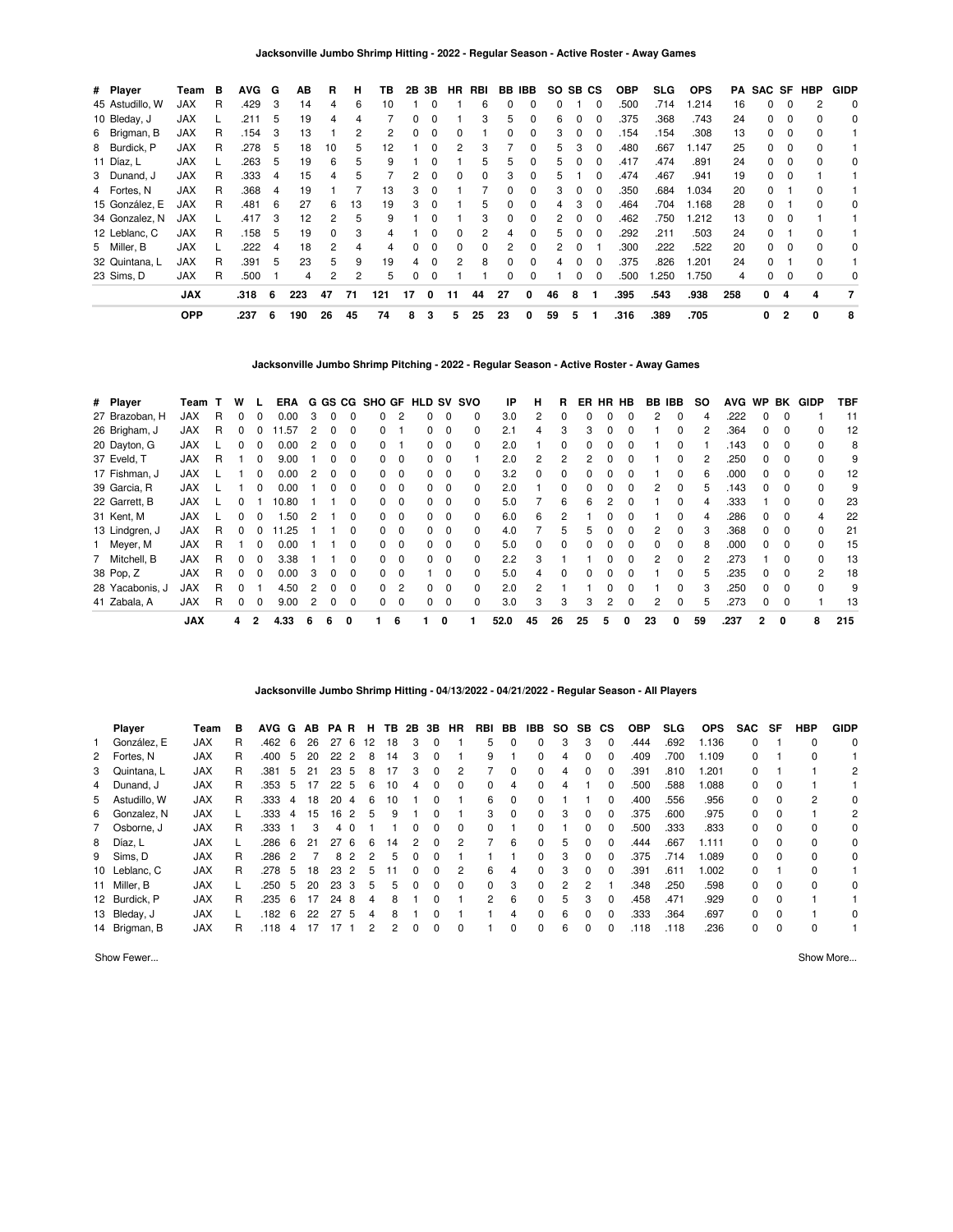### Jacksonville Jumbo Shrimp Hitting - 2022 - Regular Season - Active Roster - Away Games

| # | Player | Team | B | AVG | G | AB | R | H | TB | 2B | 3B | HR | RBI | BB | IBB | SO | SB | CS | OBP | SLG | OPS | PA | SAC | SF | HBP | GIDP |
|---|---|---|---|---|---|---|---|---|---|---|---|---|---|---|---|---|---|---|---|---|---|---|---|---|---|---|
| 45 | Astudillo, W | JAX | R | .429 | 3 | 14 | 4 | 6 | 10 | 1 | 0 | 1 | 6 | 0 | 0 | 0 | 1 | 0 | .500 | .714 | 1.214 | 16 | 0 | 0 | 2 | 0 |
| 10 | Bleday, J | JAX | L | .211 | 5 | 19 | 4 | 4 | 7 | 0 | 0 | 1 | 3 | 5 | 0 | 6 | 0 | 0 | .375 | .368 | .743 | 24 | 0 | 0 | 0 | 0 |
| 6 | Brigman, B | JAX | R | .154 | 3 | 13 | 1 | 2 | 2 | 0 | 0 | 0 | 1 | 0 | 0 | 3 | 0 | 0 | .154 | .154 | .308 | 13 | 0 | 0 | 0 | 1 |
| 8 | Burdick, P | JAX | R | .278 | 5 | 18 | 10 | 5 | 12 | 1 | 0 | 2 | 3 | 7 | 0 | 5 | 3 | 0 | .480 | .667 | 1.147 | 25 | 0 | 0 | 0 | 1 |
| 11 | Díaz, L | JAX | L | .263 | 5 | 19 | 6 | 5 | 9 | 1 | 0 | 1 | 5 | 5 | 0 | 5 | 0 | 0 | .417 | .474 | .891 | 24 | 0 | 0 | 0 | 0 |
| 3 | Dunand, J | JAX | R | .333 | 4 | 15 | 4 | 5 | 7 | 2 | 0 | 0 | 0 | 3 | 0 | 5 | 1 | 0 | .474 | .467 | .941 | 19 | 0 | 0 | 1 | 1 |
| 4 | Fortes, N | JAX | R | .368 | 4 | 19 | 1 | 7 | 13 | 3 | 0 | 1 | 7 | 0 | 0 | 3 | 0 | 0 | .350 | .684 | 1.034 | 20 | 0 | 1 | 0 | 1 |
| 15 | González, E | JAX | R | .481 | 6 | 27 | 6 | 13 | 19 | 3 | 0 | 1 | 5 | 0 | 0 | 4 | 3 | 0 | .464 | .704 | 1.168 | 28 | 0 | 1 | 0 | 0 |
| 34 | Gonzalez, N | JAX | L | .417 | 3 | 12 | 2 | 5 | 9 | 1 | 0 | 1 | 3 | 0 | 0 | 2 | 0 | 0 | .462 | .750 | 1.212 | 13 | 0 | 0 | 1 | 1 |
| 12 | Leblanc, C | JAX | R | .158 | 5 | 19 | 0 | 3 | 4 | 1 | 0 | 0 | 2 | 4 | 0 | 5 | 0 | 0 | .292 | .211 | .503 | 24 | 0 | 1 | 0 | 1 |
| 5 | Miller, B | JAX | L | .222 | 4 | 18 | 2 | 4 | 4 | 0 | 0 | 0 | 0 | 2 | 0 | 2 | 0 | 1 | .300 | .222 | .522 | 20 | 0 | 0 | 0 | 0 |
| 32 | Quintana, L | JAX | R | .391 | 5 | 23 | 5 | 9 | 19 | 4 | 0 | 2 | 8 | 0 | 0 | 4 | 0 | 0 | .375 | .826 | 1.201 | 24 | 0 | 1 | 0 | 1 |
| 23 | Sims, D | JAX | R | .500 | 1 | 4 | 2 | 2 | 5 | 0 | 0 | 1 | 1 | 0 | 0 | 1 | 0 | 0 | .500 | 1.250 | 1.750 | 4 | 0 | 0 | 0 | 0 |
| | **JAX** | | | **.318** | **6** | **223** | **47** | **71** | **121** | **17** | **0** | **11** | **44** | **27** | **0** | **46** | **8** | **1** | **.395** | **.543** | **.938** | **258** | **0** | **4** | **4** | **7** |
| | **OPP** | | | **.237** | **6** | **190** | **26** | **45** | **74** | **8** | **3** | **5** | **25** | **23** | **0** | **59** | **5** | **1** | **.316** | **.389** | **.705** | | **0** | **2** | **0** | **8** |

### Jacksonville Jumbo Shrimp Pitching - 2022 - Regular Season - Active Roster - Away Games

| # | Player | Team | T | W | L | ERA | G | GS | CG | SHO | GF | HLD | SV | SVO | IP | H | R | ER | HR | HB | BB | IBB | SO | AVG | WP | BK | GIDP | TBF |
|---|---|---|---|---|---|---|---|---|---|---|---|---|---|---|---|---|---|---|---|---|---|---|---|---|---|---|---|---|
| 27 | Brazoban, H | JAX | R | 0 | 0 | 0.00 | 3 | 0 | 0 | 0 | 2 | 0 | 0 | 0 | 3.0 | 2 | 0 | 0 | 0 | 0 | 2 | 0 | 4 | .222 | 0 | 0 | 1 | 11 |
| 26 | Brigham, J | JAX | R | 0 | 0 | 11.57 | 2 | 0 | 0 | 0 | 1 | 0 | 0 | 0 | 2.1 | 4 | 3 | 3 | 0 | 0 | 1 | 0 | 2 | .364 | 0 | 0 | 0 | 12 |
| 20 | Dayton, G | JAX | L | 0 | 0 | 0.00 | 2 | 0 | 0 | 0 | 1 | 0 | 0 | 0 | 2.0 | 1 | 0 | 0 | 0 | 0 | 1 | 0 | 1 | .143 | 0 | 0 | 0 | 8 |
| 37 | Eveld, T | JAX | R | 1 | 0 | 9.00 | 1 | 0 | 0 | 0 | 0 | 0 | 0 | 1 | 2.0 | 2 | 2 | 2 | 0 | 0 | 1 | 0 | 2 | .250 | 0 | 0 | 0 | 9 |
| 17 | Fishman, J | JAX | L | 1 | 0 | 0.00 | 2 | 0 | 0 | 0 | 0 | 0 | 0 | 0 | 3.2 | 0 | 0 | 0 | 0 | 0 | 1 | 0 | 6 | .000 | 0 | 0 | 0 | 12 |
| 39 | Garcia, R | JAX | L | 1 | 0 | 0.00 | 1 | 0 | 0 | 0 | 0 | 0 | 0 | 0 | 2.0 | 1 | 0 | 0 | 0 | 0 | 2 | 0 | 5 | .143 | 0 | 0 | 0 | 9 |
| 22 | Garrett, B | JAX | L | 0 | 1 | 10.80 | 1 | 1 | 0 | 0 | 0 | 0 | 0 | 0 | 5.0 | 7 | 6 | 6 | 2 | 0 | 1 | 0 | 4 | .333 | 1 | 0 | 0 | 23 |
| 31 | Kent, M | JAX | L | 0 | 0 | 1.50 | 2 | 1 | 0 | 0 | 0 | 0 | 0 | 0 | 6.0 | 6 | 2 | 1 | 0 | 0 | 1 | 0 | 4 | .286 | 0 | 0 | 4 | 22 |
| 13 | Lindgren, J | JAX | R | 0 | 0 | 11.25 | 1 | 1 | 0 | 0 | 0 | 0 | 0 | 0 | 4.0 | 7 | 5 | 5 | 0 | 0 | 2 | 0 | 3 | .368 | 0 | 0 | 0 | 21 |
| 1 | Meyer, M | JAX | R | 1 | 0 | 0.00 | 1 | 1 | 0 | 0 | 0 | 0 | 0 | 0 | 5.0 | 0 | 0 | 0 | 0 | 0 | 0 | 0 | 8 | .000 | 0 | 0 | 0 | 15 |
| 7 | Mitchell, B | JAX | R | 0 | 0 | 3.38 | 1 | 1 | 0 | 0 | 0 | 0 | 0 | 0 | 2.2 | 3 | 1 | 1 | 0 | 0 | 2 | 0 | 2 | .273 | 1 | 0 | 0 | 13 |
| 38 | Pop, Z | JAX | R | 0 | 0 | 0.00 | 3 | 0 | 0 | 0 | 0 | 1 | 0 | 0 | 5.0 | 4 | 0 | 0 | 0 | 0 | 1 | 0 | 5 | .235 | 0 | 0 | 2 | 18 |
| 28 | Yacabonis, J | JAX | R | 0 | 1 | 4.50 | 2 | 0 | 0 | 0 | 2 | 0 | 0 | 0 | 2.0 | 2 | 1 | 1 | 0 | 0 | 1 | 0 | 3 | .250 | 0 | 0 | 0 | 9 |
| 41 | Zabala, A | JAX | R | 0 | 0 | 9.00 | 2 | 0 | 0 | 0 | 0 | 0 | 0 | 0 | 3.0 | 3 | 3 | 3 | 2 | 0 | 2 | 0 | 5 | .273 | 0 | 0 | 1 | 13 |
| | **JAX** | | | **4** | **2** | **4.33** | **6** | **6** | **0** | **1** | **6** | **1** | **0** | **1** | **52.0** | **45** | **26** | **25** | **5** | **0** | **23** | **0** | **59** | **.237** | **2** | **0** | **8** | **215** |

### Jacksonville Jumbo Shrimp Hitting - 04/13/2022 - 04/21/2022 - Regular Season - All Players

| | Player | Team | B | AVG | G | AB | PA | R | H | TB | 2B | 3B | HR | RBI | BB | IBB | SO | SB | CS | OBP | SLG | OPS | SAC | SF | HBP | GIDP |
|---|---|---|---|---|---|---|---|---|---|---|---|---|---|---|---|---|---|---|---|---|---|---|---|---|---|---|
| 1 | González, E | JAX | R | .462 | 6 | 26 | 27 | 6 | 12 | 18 | 3 | 0 | 1 | 5 | 0 | 0 | 3 | 3 | 0 | .444 | .692 | 1.136 | 0 | 1 | 0 | 0 |
| 2 | Fortes, N | JAX | R | .400 | 5 | 20 | 22 | 2 | 8 | 14 | 3 | 0 | 1 | 9 | 1 | 0 | 4 | 0 | 0 | .409 | .700 | 1.109 | 0 | 1 | 0 | 1 |
| 3 | Quintana, L | JAX | R | .381 | 5 | 21 | 23 | 5 | 8 | 17 | 3 | 0 | 2 | 7 | 0 | 0 | 4 | 0 | 0 | .391 | .810 | 1.201 | 0 | 1 | 1 | 2 |
| 4 | Dunand, J | JAX | R | .353 | 5 | 17 | 22 | 5 | 6 | 10 | 4 | 0 | 0 | 0 | 4 | 0 | 4 | 1 | 0 | .500 | .588 | 1.088 | 0 | 0 | 1 | 1 |
| 5 | Astudillo, W | JAX | R | .333 | 4 | 18 | 20 | 4 | 6 | 10 | 1 | 0 | 1 | 6 | 0 | 0 | 1 | 1 | 0 | .400 | .556 | .956 | 0 | 0 | 2 | 0 |
| 6 | Gonzalez, N | JAX | L | .333 | 4 | 15 | 16 | 2 | 5 | 9 | 1 | 0 | 1 | 3 | 0 | 0 | 3 | 0 | 0 | .375 | .600 | .975 | 0 | 0 | 1 | 2 |
| 7 | Osborne, J | JAX | R | .333 | 1 | 3 | 4 | 0 | 1 | 1 | 0 | 0 | 0 | 0 | 1 | 0 | 1 | 0 | 0 | .500 | .333 | .833 | 0 | 0 | 0 | 0 |
| 8 | Díaz, L | JAX | L | .286 | 6 | 21 | 27 | 6 | 6 | 14 | 2 | 0 | 2 | 7 | 6 | 0 | 5 | 0 | 0 | .444 | .667 | 1.111 | 0 | 0 | 0 | 0 |
| 9 | Sims, D | JAX | R | .286 | 2 | 7 | 8 | 2 | 2 | 5 | 0 | 0 | 1 | 1 | 1 | 0 | 3 | 0 | 0 | .375 | .714 | 1.089 | 0 | 0 | 0 | 0 |
| 10 | Leblanc, C | JAX | R | .278 | 5 | 18 | 23 | 2 | 5 | 11 | 0 | 0 | 2 | 6 | 4 | 0 | 3 | 0 | 0 | .391 | .611 | 1.002 | 0 | 1 | 0 | 1 |
| 11 | Miller, B | JAX | L | .250 | 5 | 20 | 23 | 3 | 5 | 5 | 0 | 0 | 0 | 0 | 3 | 0 | 2 | 2 | 1 | .348 | .250 | .598 | 0 | 0 | 0 | 0 |
| 12 | Burdick, P | JAX | R | .235 | 6 | 17 | 24 | 8 | 4 | 8 | 1 | 0 | 1 | 2 | 6 | 0 | 5 | 3 | 0 | .458 | .471 | .929 | 0 | 0 | 1 | 1 |
| 13 | Bleday, J | JAX | L | .182 | 6 | 22 | 27 | 5 | 4 | 8 | 1 | 0 | 1 | 1 | 4 | 0 | 6 | 0 | 0 | .333 | .364 | .697 | 0 | 0 | 1 | 0 |
| 14 | Brigman, B | JAX | R | .118 | 4 | 17 | 17 | 1 | 2 | 2 | 0 | 0 | 0 | 1 | 0 | 0 | 6 | 0 | 0 | .118 | .118 | .236 | 0 | 0 | 0 | 1 |

Show Fewer... Show More...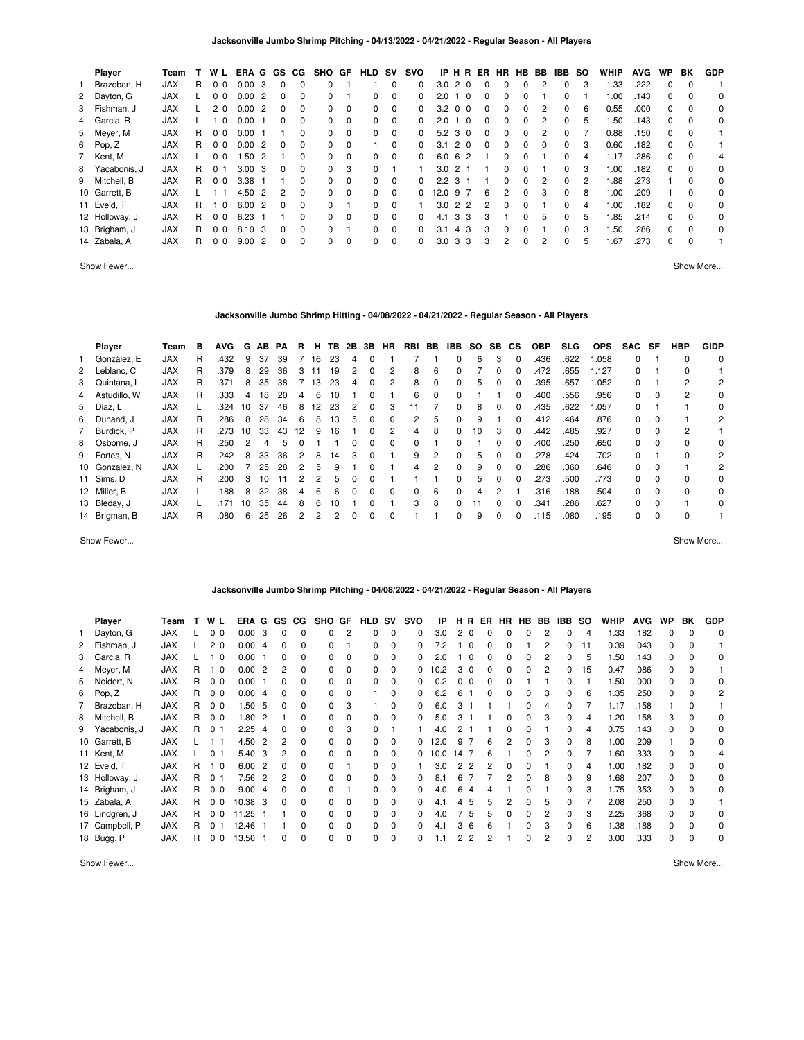### Jacksonville Jumbo Shrimp Pitching - 04/13/2022 - 04/21/2022 - Regular Season - All Players

| | Player | Team | T | W | L | ERA | G | GS | CG | SHO | GF | HLD | SV | SVO | IP | H | R | ER | HR | HB | BB | IBB | SO | WHIP | AVG | WP | BK | GDP |
|---|---|---|---|---|---|---|---|---|---|---|---|---|---|---|---|---|---|---|---|---|---|---|---|---|---|---|---|---|
| 1 | Brazoban, H | JAX | R | 0 | 0 | 0.00 | 3 | 0 | 0 | 0 | 1 | 1 | 0 | 0 | 3.0 | 2 | 0 | 0 | 0 | 0 | 2 | 0 | 3 | 1.33 | .222 | 0 | 0 | 1 |
| 2 | Dayton, G | JAX | L | 0 | 0 | 0.00 | 2 | 0 | 0 | 0 | 1 | 0 | 0 | 0 | 2.0 | 1 | 0 | 0 | 0 | 0 | 1 | 0 | 1 | 1.00 | .143 | 0 | 0 | 0 |
| 3 | Fishman, J | JAX | L | 2 | 0 | 0.00 | 2 | 0 | 0 | 0 | 0 | 0 | 0 | 0 | 3.2 | 0 | 0 | 0 | 0 | 0 | 2 | 0 | 6 | 0.55 | .000 | 0 | 0 | 0 |
| 4 | Garcia, R | JAX | L | 1 | 0 | 0.00 | 1 | 0 | 0 | 0 | 0 | 0 | 0 | 0 | 2.0 | 1 | 0 | 0 | 0 | 0 | 2 | 0 | 5 | 1.50 | .143 | 0 | 0 | 0 |
| 5 | Meyer, M | JAX | R | 0 | 0 | 0.00 | 1 | 1 | 0 | 0 | 0 | 0 | 0 | 0 | 5.2 | 3 | 0 | 0 | 0 | 0 | 2 | 0 | 7 | 0.88 | .150 | 0 | 0 | 1 |
| 6 | Pop, Z | JAX | R | 0 | 0 | 0.00 | 2 | 0 | 0 | 0 | 0 | 1 | 0 | 0 | 3.1 | 2 | 0 | 0 | 0 | 0 | 0 | 0 | 3 | 0.60 | .182 | 0 | 0 | 1 |
| 7 | Kent, M | JAX | L | 0 | 0 | 1.50 | 2 | 1 | 0 | 0 | 0 | 0 | 0 | 0 | 6.0 | 6 | 2 | 1 | 0 | 0 | 1 | 0 | 4 | 1.17 | .286 | 0 | 0 | 4 |
| 8 | Yacabonis, J | JAX | R | 0 | 1 | 3.00 | 3 | 0 | 0 | 0 | 3 | 0 | 1 | 1 | 3.0 | 2 | 1 | 1 | 0 | 0 | 1 | 0 | 3 | 1.00 | .182 | 0 | 0 | 0 |
| 9 | Mitchell, B | JAX | R | 0 | 0 | 3.38 | 1 | 1 | 0 | 0 | 0 | 0 | 0 | 0 | 2.2 | 3 | 1 | 1 | 0 | 0 | 2 | 0 | 2 | 1.88 | .273 | 1 | 0 | 0 |
| 10 | Garrett, B | JAX | L | 1 | 1 | 4.50 | 2 | 2 | 0 | 0 | 0 | 0 | 0 | 0 | 12.0 | 9 | 7 | 6 | 2 | 0 | 3 | 0 | 8 | 1.00 | .209 | 1 | 0 | 0 |
| 11 | Eveld, T | JAX | R | 1 | 0 | 6.00 | 2 | 0 | 0 | 0 | 1 | 0 | 0 | 1 | 3.0 | 2 | 2 | 2 | 0 | 0 | 1 | 0 | 4 | 1.00 | .182 | 0 | 0 | 0 |
| 12 | Holloway, J | JAX | R | 0 | 0 | 6.23 | 1 | 1 | 0 | 0 | 0 | 0 | 0 | 0 | 4.1 | 3 | 3 | 3 | 1 | 0 | 5 | 0 | 5 | 1.85 | .214 | 0 | 0 | 0 |
| 13 | Brigham, J | JAX | R | 0 | 0 | 8.10 | 3 | 0 | 0 | 0 | 1 | 0 | 0 | 0 | 3.1 | 4 | 3 | 3 | 0 | 0 | 1 | 0 | 3 | 1.50 | .286 | 0 | 0 | 0 |
| 14 | Zabala, A | JAX | R | 0 | 0 | 9.00 | 2 | 0 | 0 | 0 | 0 | 0 | 0 | 0 | 3.0 | 3 | 3 | 3 | 2 | 0 | 2 | 0 | 5 | 1.67 | .273 | 0 | 0 | 1 |

Show Fewer... Show More...

### Jacksonville Jumbo Shrimp Hitting - 04/08/2022 - 04/21/2022 - Regular Season - All Players

| | Player | Team | B | AVG | G | AB | PA | R | H | TB | 2B | 3B | HR | RBI | BB | IBB | SO | SB | CS | OBP | SLG | OPS | SAC | SF | HBP | GIDP |
|---|---|---|---|---|---|---|---|---|---|---|---|---|---|---|---|---|---|---|---|---|---|---|---|---|---|---|
| 1 | González, E | JAX | R | .432 | 9 | 37 | 39 | 7 | 16 | 23 | 4 | 0 | 1 | 7 | 1 | 0 | 6 | 3 | 0 | .436 | .622 | 1.058 | 0 | 1 | 0 | 0 |
| 2 | Leblanc, C | JAX | R | .379 | 8 | 29 | 36 | 3 | 11 | 19 | 2 | 0 | 2 | 8 | 6 | 0 | 7 | 0 | 0 | .472 | .655 | 1.127 | 0 | 1 | 0 | 1 |
| 3 | Quintana, L | JAX | R | .371 | 8 | 35 | 38 | 7 | 13 | 23 | 4 | 0 | 2 | 8 | 0 | 0 | 5 | 0 | 0 | .395 | .657 | 1.052 | 0 | 1 | 2 | 2 |
| 4 | Astudillo, W | JAX | R | .333 | 4 | 18 | 20 | 4 | 6 | 10 | 1 | 0 | 1 | 6 | 0 | 0 | 1 | 1 | 0 | .400 | .556 | .956 | 0 | 0 | 2 | 0 |
| 5 | Díaz, L | JAX | L | .324 | 10 | 37 | 46 | 8 | 12 | 23 | 2 | 0 | 3 | 11 | 7 | 0 | 8 | 0 | 0 | .435 | .622 | 1.057 | 0 | 1 | 1 | 0 |
| 6 | Dunand, J | JAX | R | .286 | 8 | 28 | 34 | 6 | 8 | 13 | 5 | 0 | 0 | 2 | 5 | 0 | 9 | 1 | 0 | .412 | .464 | .876 | 0 | 0 | 1 | 2 |
| 7 | Burdick, P | JAX | R | .273 | 10 | 33 | 43 | 12 | 9 | 16 | 1 | 0 | 2 | 4 | 8 | 0 | 10 | 3 | 0 | .442 | .485 | .927 | 0 | 0 | 2 | 1 |
| 8 | Osborne, J | JAX | R | .250 | 2 | 4 | 5 | 0 | 1 | 1 | 0 | 0 | 0 | 0 | 1 | 0 | 1 | 0 | 0 | .400 | .250 | .650 | 0 | 0 | 0 | 0 |
| 9 | Fortes, N | JAX | R | .242 | 8 | 33 | 36 | 2 | 8 | 14 | 3 | 0 | 1 | 9 | 2 | 0 | 5 | 0 | 0 | .278 | .424 | .702 | 0 | 1 | 0 | 2 |
| 10 | Gonzalez, N | JAX | L | .200 | 7 | 25 | 28 | 2 | 5 | 9 | 1 | 0 | 1 | 4 | 2 | 0 | 9 | 0 | 0 | .286 | .360 | .646 | 0 | 0 | 1 | 2 |
| 11 | Sims, D | JAX | R | .200 | 3 | 10 | 11 | 2 | 2 | 5 | 0 | 0 | 1 | 1 | 1 | 0 | 5 | 0 | 0 | .273 | .500 | .773 | 0 | 0 | 0 | 0 |
| 12 | Miller, B | JAX | L | .188 | 8 | 32 | 38 | 4 | 6 | 6 | 0 | 0 | 0 | 0 | 6 | 0 | 4 | 2 | 1 | .316 | .188 | .504 | 0 | 0 | 0 | 0 |
| 13 | Bleday, J | JAX | L | .171 | 10 | 35 | 44 | 8 | 6 | 10 | 1 | 0 | 1 | 3 | 8 | 0 | 11 | 0 | 0 | .341 | .286 | .627 | 0 | 0 | 1 | 0 |
| 14 | Brigman, B | JAX | R | .080 | 6 | 25 | 26 | 2 | 2 | 2 | 0 | 0 | 0 | 1 | 1 | 0 | 9 | 0 | 0 | .115 | .080 | .195 | 0 | 0 | 0 | 1 |

Show Fewer... Show More...

### Jacksonville Jumbo Shrimp Pitching - 04/08/2022 - 04/21/2022 - Regular Season - All Players

| | Player | Team | T | W | L | ERA | G | GS | CG | SHO | GF | HLD | SV | SVO | IP | H | R | ER | HR | HB | BB | IBB | SO | WHIP | AVG | WP | BK | GDP |
|---|---|---|---|---|---|---|---|---|---|---|---|---|---|---|---|---|---|---|---|---|---|---|---|---|---|---|---|---|
| 1 | Dayton, G | JAX | L | 0 | 0 | 0.00 | 3 | 0 | 0 | 0 | 2 | 0 | 0 | 0 | 3.0 | 2 | 0 | 0 | 0 | 0 | 2 | 0 | 4 | 1.33 | .182 | 0 | 0 | 0 |
| 2 | Fishman, J | JAX | L | 2 | 0 | 0.00 | 4 | 0 | 0 | 0 | 1 | 0 | 0 | 0 | 7.2 | 1 | 0 | 0 | 0 | 1 | 2 | 0 | 11 | 0.39 | .043 | 0 | 0 | 1 |
| 3 | Garcia, R | JAX | L | 1 | 0 | 0.00 | 1 | 0 | 0 | 0 | 0 | 0 | 0 | 0 | 2.0 | 1 | 0 | 0 | 0 | 0 | 2 | 0 | 5 | 1.50 | .143 | 0 | 0 | 0 |
| 4 | Meyer, M | JAX | R | 1 | 0 | 0.00 | 2 | 2 | 0 | 0 | 0 | 0 | 0 | 0 | 10.2 | 3 | 0 | 0 | 0 | 0 | 2 | 0 | 15 | 0.47 | .086 | 0 | 0 | 1 |
| 5 | Neidert, N | JAX | R | 0 | 0 | 0.00 | 1 | 0 | 0 | 0 | 0 | 0 | 0 | 0 | 0.2 | 0 | 0 | 0 | 0 | 1 | 1 | 0 | 1 | 1.50 | .000 | 0 | 0 | 0 |
| 6 | Pop, Z | JAX | R | 0 | 0 | 0.00 | 4 | 0 | 0 | 0 | 0 | 1 | 0 | 0 | 6.2 | 6 | 1 | 0 | 0 | 0 | 3 | 0 | 6 | 1.35 | .250 | 0 | 0 | 2 |
| 7 | Brazoban, H | JAX | R | 0 | 0 | 1.50 | 5 | 0 | 0 | 0 | 3 | 1 | 0 | 0 | 6.0 | 3 | 1 | 1 | 0 | 0 | 4 | 0 | 7 | 1.17 | .158 | 1 | 0 | 1 |
| 8 | Mitchell, B | JAX | R | 0 | 0 | 1.80 | 2 | 1 | 0 | 0 | 0 | 0 | 0 | 0 | 5.0 | 3 | 1 | 1 | 0 | 0 | 3 | 0 | 4 | 1.20 | .158 | 3 | 0 | 0 |
| 9 | Yacabonis, J | JAX | R | 0 | 1 | 2.25 | 4 | 0 | 0 | 0 | 3 | 0 | 1 | 1 | 4.0 | 2 | 1 | 1 | 0 | 0 | 1 | 0 | 4 | 0.75 | .143 | 0 | 0 | 0 |
| 10 | Garrett, B | JAX | L | 1 | 1 | 4.50 | 2 | 2 | 0 | 0 | 0 | 0 | 0 | 0 | 12.0 | 9 | 7 | 6 | 2 | 0 | 3 | 0 | 8 | 1.00 | .209 | 1 | 0 | 0 |
| 11 | Kent, M | JAX | L | 0 | 1 | 5.40 | 3 | 2 | 0 | 0 | 0 | 0 | 0 | 0 | 10.0 | 14 | 7 | 6 | 1 | 0 | 2 | 0 | 7 | 1.60 | .333 | 0 | 0 | 4 |
| 12 | Eveld, T | JAX | R | 1 | 0 | 6.00 | 2 | 0 | 0 | 0 | 1 | 0 | 0 | 1 | 3.0 | 2 | 2 | 2 | 0 | 0 | 1 | 0 | 4 | 1.00 | .182 | 0 | 0 | 0 |
| 13 | Holloway, J | JAX | R | 0 | 1 | 7.56 | 2 | 2 | 0 | 0 | 0 | 0 | 0 | 0 | 8.1 | 6 | 7 | 7 | 2 | 0 | 8 | 0 | 9 | 1.68 | .207 | 0 | 0 | 0 |
| 14 | Brigham, J | JAX | R | 0 | 0 | 9.00 | 4 | 0 | 0 | 0 | 1 | 0 | 0 | 0 | 4.0 | 6 | 4 | 4 | 1 | 0 | 1 | 0 | 3 | 1.75 | .353 | 0 | 0 | 0 |
| 15 | Zabala, A | JAX | R | 0 | 0 | 10.38 | 3 | 0 | 0 | 0 | 0 | 0 | 0 | 0 | 4.1 | 4 | 5 | 5 | 2 | 0 | 5 | 0 | 7 | 2.08 | .250 | 0 | 0 | 1 |
| 16 | Lindgren, J | JAX | R | 0 | 0 | 11.25 | 1 | 1 | 0 | 0 | 0 | 0 | 0 | 0 | 4.0 | 7 | 5 | 5 | 0 | 0 | 2 | 0 | 3 | 2.25 | .368 | 0 | 0 | 0 |
| 17 | Campbell, P | JAX | R | 0 | 1 | 12.46 | 1 | 1 | 0 | 0 | 0 | 0 | 0 | 0 | 4.1 | 3 | 6 | 6 | 1 | 0 | 3 | 0 | 6 | 1.38 | .188 | 0 | 0 | 0 |
| 18 | Bugg, P | JAX | R | 0 | 0 | 13.50 | 1 | 0 | 0 | 0 | 0 | 0 | 0 | 0 | 1.1 | 2 | 2 | 2 | 1 | 0 | 2 | 0 | 2 | 3.00 | .333 | 0 | 0 | 0 |

Show Fewer... Show More...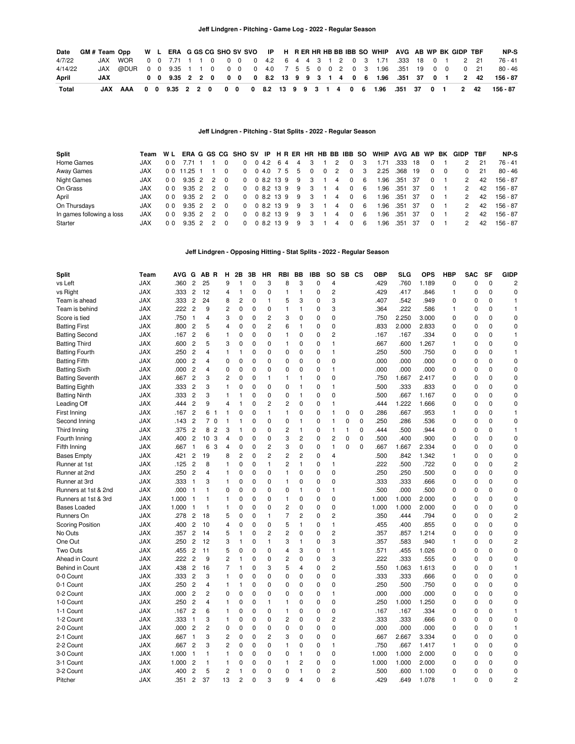### Jeff Lindgren - Pitching - Game Log - 2022 - Regular Season

| Date | GM # | Team | Opp | W | L | ERA | G | GS | CG | SHO | SV | SVO | IP | H | R | ER | HR | HB | BB | IBB | SO | WHIP | AVG | AB | WP | BK | GIDP | TBF | NP-S |
|---|---|---|---|---|---|---|---|---|---|---|---|---|---|---|---|---|---|---|---|---|---|---|---|---|---|---|---|---|---|
| 4/7/22 | | JAX | WOR | 0 | 0 | 7.71 | 1 | 1 | 0 | 0 | 0 | 0 | 4.2 | 6 | 4 | 4 | 3 | 1 | 2 | 0 | 3 | 1.71 | .333 | 18 | 0 | 1 | 2 | 21 | 76 - 41 |
| 4/14/22 | | JAX | @DUR | 0 | 0 | 9.35 | 1 | 1 | 0 | 0 | 0 | 0 | 4.0 | 7 | 5 | 5 | 0 | 0 | 2 | 0 | 3 | 1.96 | .351 | 19 | 0 | 0 | 0 | 21 | 80 - 46 |
| **April** | | **JAX** | | **0** | **0** | **9.35** | **2** | **2** | **0** | **0** | **0** | **0** | **8.2** | **13** | **9** | **9** | **3** | **1** | **4** | **0** | **6** | **1.96** | **.351** | **37** | **0** | **1** | **2** | **42** | **156 - 87** |
| **Total** | | **JAX** | **AAA** | **0** | **0** | **9.35** | **2** | **2** | **0** | **0** | **0** | **0** | **8.2** | **13** | **9** | **9** | **3** | **1** | **4** | **0** | **6** | **1.96** | **.351** | **37** | **0** | **1** | **2** | **42** | **156 - 87** |

### Jeff Lindgren - Pitching - Stat Splits - 2022 - Regular Season

| Split | Team | W | L | ERA | G | GS | CG | SHO | SV | IP | H | R | ER | HR | HB | BB | IBB | SO | WHIP | AVG | AB | WP | BK | GIDP | TBF | NP-S |
|---|---|---|---|---|---|---|---|---|---|---|---|---|---|---|---|---|---|---|---|---|---|---|---|---|---|---|
| Home Games | JAX | 0 | 0 | 7.71 | 1 | 1 | 0 | 0 | 0 | 4.2 | 6 | 4 | 4 | 3 | 1 | 2 | 0 | 3 | 1.71 | .333 | 18 | 0 | 1 | 2 | 21 | 76 - 41 |
| Away Games | JAX | 0 | 0 | 11.25 | 1 | 1 | 0 | 0 | 0 | 4.0 | 7 | 5 | 5 | 0 | 0 | 2 | 0 | 3 | 2.25 | .368 | 19 | 0 | 0 | 0 | 21 | 80 - 46 |
| Night Games | JAX | 0 | 0 | 9.35 | 2 | 2 | 0 | 0 | 0 | 8.2 | 13 | 9 | 9 | 3 | 1 | 4 | 0 | 6 | 1.96 | .351 | 37 | 0 | 1 | 2 | 42 | 156 - 87 |
| On Grass | JAX | 0 | 0 | 9.35 | 2 | 2 | 0 | 0 | 0 | 8.2 | 13 | 9 | 9 | 3 | 1 | 4 | 0 | 6 | 1.96 | .351 | 37 | 0 | 1 | 2 | 42 | 156 - 87 |
| April | JAX | 0 | 0 | 9.35 | 2 | 2 | 0 | 0 | 0 | 8.2 | 13 | 9 | 9 | 3 | 1 | 4 | 0 | 6 | 1.96 | .351 | 37 | 0 | 1 | 2 | 42 | 156 - 87 |
| On Thursdays | JAX | 0 | 0 | 9.35 | 2 | 2 | 0 | 0 | 0 | 8.2 | 13 | 9 | 9 | 3 | 1 | 4 | 0 | 6 | 1.96 | .351 | 37 | 0 | 1 | 2 | 42 | 156 - 87 |
| In games following a loss | JAX | 0 | 0 | 9.35 | 2 | 2 | 0 | 0 | 0 | 8.2 | 13 | 9 | 9 | 3 | 1 | 4 | 0 | 6 | 1.96 | .351 | 37 | 0 | 1 | 2 | 42 | 156 - 87 |
| Starter | JAX | 0 | 0 | 9.35 | 2 | 2 | 0 | 0 | 0 | 8.2 | 13 | 9 | 9 | 3 | 1 | 4 | 0 | 6 | 1.96 | .351 | 37 | 0 | 1 | 2 | 42 | 156 - 87 |

### Jeff Lindgren - Opposing Hitting - Stat Splits - 2022 - Regular Season

| Split | Team | AVG | G | AB | R | H | 2B | 3B | HR | RBI | BB | IBB | SO | SB | CS | OBP | SLG | OPS | HBP | SAC | SF | GIDP |
|---|---|---|---|---|---|---|---|---|---|---|---|---|---|---|---|---|---|---|---|---|---|---|
| vs Left | JAX | .360 | 2 | 25 | | 9 | 1 | 0 | 3 | 8 | 3 | 0 | 4 | | | .429 | .760 | 1.189 | 0 | 0 | 0 | 2 |
| vs Right | JAX | .333 | 2 | 12 | | 4 | 1 | 0 | 0 | 1 | 1 | 0 | 2 | | | .429 | .417 | .846 | 1 | 0 | 0 | 0 |
| Team is ahead | JAX | .333 | 2 | 24 | | 8 | 2 | 0 | 1 | 5 | 3 | 0 | 3 | | | .407 | .542 | .949 | 0 | 0 | 0 | 1 |
| Team is behind | JAX | .222 | 2 | 9 | | 2 | 0 | 0 | 0 | 1 | 1 | 0 | 3 | | | .364 | .222 | .586 | 1 | 0 | 0 | 1 |
| Score is tied | JAX | .750 | 1 | 4 | | 3 | 0 | 0 | 2 | 3 | 0 | 0 | 0 | | | .750 | 2.250 | 3.000 | 0 | 0 | 0 | 0 |
| Batting First | JAX | .800 | 2 | 5 | | 4 | 0 | 0 | 2 | 6 | 1 | 0 | 0 | | | .833 | 2.000 | 2.833 | 0 | 0 | 0 | 0 |
| Batting Second | JAX | .167 | 2 | 6 | | 1 | 0 | 0 | 0 | 1 | 0 | 0 | 2 | | | .167 | .167 | .334 | 0 | 0 | 0 | 1 |
| Batting Third | JAX | .600 | 2 | 5 | | 3 | 0 | 0 | 0 | 1 | 0 | 0 | 1 | | | .667 | .600 | 1.267 | 1 | 0 | 0 | 0 |
| Batting Fourth | JAX | .250 | 2 | 4 | | 1 | 1 | 0 | 0 | 0 | 0 | 0 | 1 | | | .250 | .500 | .750 | 0 | 0 | 0 | 1 |
| Batting Fifth | JAX | .000 | 2 | 4 | | 0 | 0 | 0 | 0 | 0 | 0 | 0 | 0 | | | .000 | .000 | .000 | 0 | 0 | 0 | 0 |
| Batting Sixth | JAX | .000 | 2 | 4 | | 0 | 0 | 0 | 0 | 0 | 0 | 0 | 1 | | | .000 | .000 | .000 | 0 | 0 | 0 | 0 |
| Batting Seventh | JAX | .667 | 2 | 3 | | 2 | 0 | 0 | 1 | 1 | 1 | 0 | 0 | | | .750 | 1.667 | 2.417 | 0 | 0 | 0 | 0 |
| Batting Eighth | JAX | .333 | 2 | 3 | | 1 | 0 | 0 | 0 | 0 | 1 | 0 | 1 | | | .500 | .333 | .833 | 0 | 0 | 0 | 0 |
| Batting Ninth | JAX | .333 | 2 | 3 | | 1 | 1 | 0 | 0 | 0 | 1 | 0 | 0 | | | .500 | .667 | 1.167 | 0 | 0 | 0 | 0 |
| Leading Off | JAX | .444 | 2 | 9 | | 4 | 1 | 0 | 2 | 2 | 0 | 0 | 1 | | | .444 | 1.222 | 1.666 | 0 | 0 | 0 | 0 |
| First Inning | JAX | .167 | 2 | 6 | 1 | 1 | 0 | 0 | 1 | 1 | 0 | 0 | 1 | 0 | 0 | .286 | .667 | .953 | 1 | 0 | 0 | 1 |
| Second Inning | JAX | .143 | 2 | 7 | 0 | 1 | 1 | 0 | 0 | 0 | 1 | 0 | 1 | 0 | 0 | .250 | .286 | .536 | 0 | 0 | 0 | 0 |
| Third Inning | JAX | .375 | 2 | 8 | 2 | 3 | 1 | 0 | 0 | 2 | 1 | 0 | 1 | 1 | 0 | .444 | .500 | .944 | 0 | 0 | 0 | 1 |
| Fourth Inning | JAX | .400 | 2 | 10 | 3 | 4 | 0 | 0 | 0 | 3 | 2 | 0 | 2 | 0 | 0 | .500 | .400 | .900 | 0 | 0 | 0 | 0 |
| Fifth Inning | JAX | .667 | 1 | 6 | 3 | 4 | 0 | 0 | 2 | 3 | 0 | 0 | 1 | 0 | 0 | .667 | 1.667 | 2.334 | 0 | 0 | 0 | 0 |
| Bases Empty | JAX | .421 | 2 | 19 | | 8 | 2 | 0 | 2 | 2 | 2 | 0 | 4 | | | .500 | .842 | 1.342 | 1 | 0 | 0 | 0 |
| Runner at 1st | JAX | .125 | 2 | 8 | | 1 | 0 | 0 | 1 | 2 | 1 | 0 | 1 | | | .222 | .500 | .722 | 0 | 0 | 0 | 2 |
| Runner at 2nd | JAX | .250 | 2 | 4 | | 1 | 0 | 0 | 0 | 1 | 0 | 0 | 0 | | | .250 | .250 | .500 | 0 | 0 | 0 | 0 |
| Runner at 3rd | JAX | .333 | 1 | 3 | | 1 | 0 | 0 | 0 | 1 | 0 | 0 | 0 | | | .333 | .333 | .666 | 0 | 0 | 0 | 0 |
| Runners at 1st & 2nd | JAX | .000 | 1 | 1 | | 0 | 0 | 0 | 0 | 0 | 1 | 0 | 1 | | | .500 | .000 | .500 | 0 | 0 | 0 | 0 |
| Runners at 1st & 3rd | JAX | 1.000 | 1 | 1 | | 1 | 0 | 0 | 0 | 1 | 0 | 0 | 0 | | | 1.000 | 1.000 | 2.000 | 0 | 0 | 0 | 0 |
| Bases Loaded | JAX | 1.000 | 1 | 1 | | 1 | 0 | 0 | 0 | 2 | 0 | 0 | 0 | | | 1.000 | 1.000 | 2.000 | 0 | 0 | 0 | 0 |
| Runners On | JAX | .278 | 2 | 18 | | 5 | 0 | 0 | 1 | 7 | 2 | 0 | 2 | | | .350 | .444 | .794 | 0 | 0 | 0 | 2 |
| Scoring Position | JAX | .400 | 2 | 10 | | 4 | 0 | 0 | 0 | 5 | 1 | 0 | 1 | | | .455 | .400 | .855 | 0 | 0 | 0 | 0 |
| No Outs | JAX | .357 | 2 | 14 | | 5 | 1 | 0 | 2 | 2 | 0 | 0 | 2 | | | .357 | .857 | 1.214 | 0 | 0 | 0 | 0 |
| One Out | JAX | .250 | 2 | 12 | | 3 | 1 | 0 | 1 | 3 | 1 | 0 | 3 | | | .357 | .583 | .940 | 1 | 0 | 0 | 2 |
| Two Outs | JAX | .455 | 2 | 11 | | 5 | 0 | 0 | 0 | 4 | 3 | 0 | 1 | | | .571 | .455 | 1.026 | 0 | 0 | 0 | 0 |
| Ahead in Count | JAX | .222 | 2 | 9 | | 2 | 1 | 0 | 0 | 2 | 0 | 0 | 3 | | | .222 | .333 | .555 | 0 | 0 | 0 | 0 |
| Behind in Count | JAX | .438 | 2 | 16 | | 7 | 1 | 0 | 3 | 5 | 4 | 0 | 2 | | | .550 | 1.063 | 1.613 | 0 | 0 | 0 | 1 |
| 0-0 Count | JAX | .333 | 2 | 3 | | 1 | 0 | 0 | 0 | 0 | 0 | 0 | 0 | | | .333 | .333 | .666 | 0 | 0 | 0 | 0 |
| 0-1 Count | JAX | .250 | 2 | 4 | | 1 | 1 | 0 | 0 | 0 | 0 | 0 | 0 | | | .250 | .500 | .750 | 0 | 0 | 0 | 0 |
| 0-2 Count | JAX | .000 | 2 | 2 | | 0 | 0 | 0 | 0 | 0 | 0 | 0 | 1 | | | .000 | .000 | .000 | 0 | 0 | 0 | 0 |
| 1-0 Count | JAX | .250 | 2 | 4 | | 1 | 0 | 0 | 1 | 1 | 0 | 0 | 0 | | | .250 | 1.000 | 1.250 | 0 | 0 | 0 | 0 |
| 1-1 Count | JAX | .167 | 2 | 6 | | 1 | 0 | 0 | 0 | 1 | 0 | 0 | 0 | | | .167 | .167 | .334 | 0 | 0 | 0 | 1 |
| 1-2 Count | JAX | .333 | 1 | 3 | | 1 | 0 | 0 | 0 | 2 | 0 | 0 | 2 | | | .333 | .333 | .666 | 0 | 0 | 0 | 0 |
| 2-0 Count | JAX | .000 | 2 | 2 | | 0 | 0 | 0 | 0 | 0 | 0 | 0 | 0 | | | .000 | .000 | .000 | 0 | 0 | 0 | 1 |
| 2-1 Count | JAX | .667 | 1 | 3 | | 2 | 0 | 0 | 2 | 3 | 0 | 0 | 0 | | | .667 | 2.667 | 3.334 | 0 | 0 | 0 | 0 |
| 2-2 Count | JAX | .667 | 2 | 3 | | 2 | 0 | 0 | 0 | 1 | 0 | 0 | 1 | | | .750 | .667 | 1.417 | 1 | 0 | 0 | 0 |
| 3-0 Count | JAX | 1.000 | 1 | 1 | | 1 | 0 | 0 | 0 | 0 | 1 | 0 | 0 | | | 1.000 | 1.000 | 2.000 | 0 | 0 | 0 | 0 |
| 3-1 Count | JAX | 1.000 | 2 | 1 | | 1 | 0 | 0 | 0 | 1 | 2 | 0 | 0 | | | 1.000 | 1.000 | 2.000 | 0 | 0 | 0 | 0 |
| 3-2 Count | JAX | .400 | 2 | 5 | | 2 | 1 | 0 | 0 | 0 | 1 | 0 | 2 | | | .500 | .600 | 1.100 | 0 | 0 | 0 | 0 |
| Pitcher | JAX | .351 | 2 | 37 | | 13 | 2 | 0 | 3 | 9 | 4 | 0 | 6 | | | .429 | .649 | 1.078 | 1 | 0 | 0 | 2 |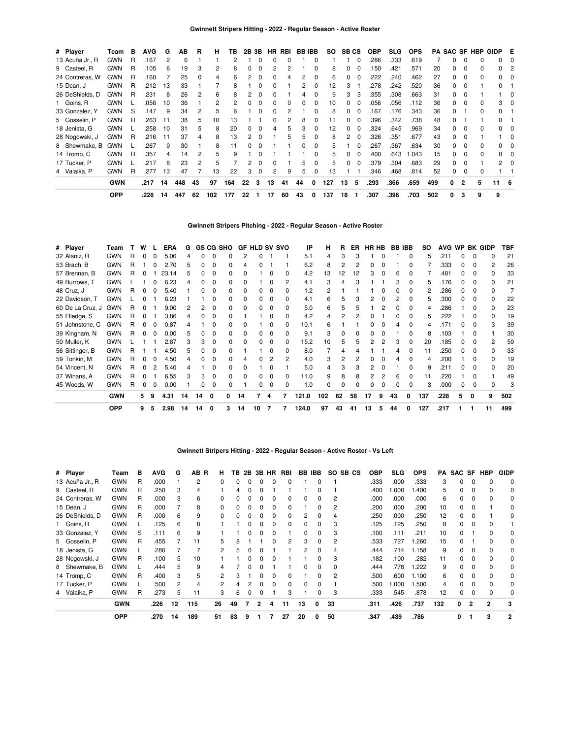## Gwinnett Stripers Hitting - 2022 - Regular Season - Active Roster

| # | Player | Team | B | AVG | G | AB | R | H | TB | 2B | 3B | HR | RBI | BB | IBB | SO | SB | CS | OBP | SLG | OPS | PA | SAC | SF | HBP | GIDP | E |
|---|---|---|---|---|---|---|---|---|---|---|---|---|---|---|---|---|---|---|---|---|---|---|---|---|---|---|---|
| 13 | Acuña Jr., R | GWN | R | .167 | 2 | 6 | 1 | 1 | 2 | 1 | 0 | 0 | 0 | 1 | 0 | 1 | 1 | 0 | .286 | .333 | .619 | 7 | 0 | 0 | 0 | 0 | 0 |
| 9 | Casteel, R | GWN | R | .105 | 6 | 19 | 3 | 2 | 8 | 0 | 0 | 2 | 2 | 1 | 0 | 8 | 0 | 0 | .150 | .421 | .571 | 20 | 0 | 0 | 0 | 0 | 2 |
| 24 | Contreras, W | GWN | R | .160 | 7 | 25 | 0 | 4 | 6 | 2 | 0 | 0 | 4 | 2 | 0 | 6 | 0 | 0 | .222 | .240 | .462 | 27 | 0 | 0 | 0 | 0 | 0 |
| 15 | Dean, J | GWN | R | .212 | 13 | 33 | 1 | 7 | 8 | 1 | 0 | 0 | 1 | 2 | 0 | 12 | 3 | 1 | .278 | .242 | .520 | 36 | 0 | 0 | 1 | 0 | 1 |
| 26 | DeShields, D | GWN | R | .231 | 8 | 26 | 2 | 6 | 8 | 2 | 0 | 0 | 1 | 4 | 0 | 9 | 3 | 3 | .355 | .308 | .663 | 31 | 0 | 0 | 1 | 1 | 0 |
| 1 | Goins, R | GWN | L | .056 | 10 | 36 | 1 | 2 | 2 | 0 | 0 | 0 | 0 | 0 | 0 | 10 | 0 | 0 | .056 | .056 | .112 | 36 | 0 | 0 | 0 | 3 | 0 |
| 33 | Gonzalez, Y | GWN | S | .147 | 9 | 34 | 2 | 5 | 6 | 1 | 0 | 0 | 2 | 1 | 0 | 8 | 0 | 0 | .167 | .176 | .343 | 36 | 0 | 1 | 0 | 0 | 1 |
| 5 | Gosselin, P | GWN | R | .263 | 11 | 38 | 5 | 10 | 13 | 1 | 1 | 0 | 2 | 8 | 0 | 11 | 0 | 0 | .396 | .342 | .738 | 48 | 0 | 1 | 1 | 0 | 1 |
| 18 | Jenista, G | GWN | L | .258 | 10 | 31 | 5 | 8 | 20 | 0 | 0 | 4 | 5 | 3 | 0 | 12 | 0 | 0 | .324 | .645 | .969 | 34 | 0 | 0 | 0 | 0 | 0 |
| 28 | Nogowski, J | GWN | R | .216 | 11 | 37 | 4 | 8 | 13 | 2 | 0 | 1 | 5 | 5 | 0 | 8 | 2 | 0 | .326 | .351 | .677 | 43 | 0 | 0 | 1 | 1 | 0 |
| 8 | Shewmake, B | GWN | L | .267 | 9 | 30 | 1 | 8 | 11 | 0 | 0 | 1 | 1 | 0 | 0 | 5 | 1 | 0 | .267 | .367 | .634 | 30 | 0 | 0 | 0 | 0 | 0 |
| 14 | Tromp, C | GWN | R | .357 | 4 | 14 | 2 | 5 | 9 | 1 | 0 | 1 | 1 | 1 | 0 | 5 | 0 | 0 | .400 | .643 | 1.043 | 15 | 0 | 0 | 0 | 0 | 0 |
| 17 | Tucker, P | GWN | L | .217 | 8 | 23 | 2 | 5 | 7 | 2 | 0 | 0 | 1 | 5 | 0 | 5 | 0 | 0 | .379 | .304 | .683 | 29 | 0 | 0 | 1 | 2 | 0 |
| 4 | Valaika, P | GWN | R | .277 | 13 | 47 | 7 | 13 | 22 | 3 | 0 | 2 | 9 | 5 | 0 | 13 | 1 | 1 | .346 | .468 | .814 | 52 | 0 | 0 | 0 | 1 | 1 |
| | | GWN | | .217 | 14 | 448 | 43 | 97 | 164 | 22 | 3 | 13 | 41 | 44 | 0 | 127 | 13 | 5 | .293 | .366 | .659 | 499 | 0 | 2 | 5 | 11 | 6 |
| | | OPP | | .228 | 14 | 447 | 62 | 102 | 177 | 22 | 1 | 17 | 60 | 43 | 0 | 137 | 18 | 1 | .307 | .396 | .703 | 502 | 0 | 3 | 9 | 9 | |

## Gwinnett Stripers Pitching - 2022 - Regular Season - Active Roster

| # | Player | Team | T | W | L | ERA | G | GS | CG | SHO | GF | HLD | SV | SVO | IP | H | R | ER | HR | HB | BB | IBB | SO | AVG | WP | BK | GIDP | TBF |
|---|---|---|---|---|---|---|---|---|---|---|---|---|---|---|---|---|---|---|---|---|---|---|---|---|---|---|---|---|
| 32 | Alaniz, R | GWN | R | 0 | 0 | 5.06 | 4 | 0 | 0 | 0 | 2 | 0 | 1 | 1 | 5.1 | 4 | 3 | 3 | 1 | 0 | 1 | 0 | 5 | .211 | 0 | 0 | 0 | 21 |
| 53 | Brach, B | GWN | R | 1 | 0 | 2.70 | 5 | 0 | 0 | 0 | 4 | 0 | 1 | 1 | 6.2 | 8 | 2 | 2 | 0 | 0 | 1 | 0 | 7 | .333 | 0 | 0 | 2 | 26 |
| 57 | Brennan, B | GWN | R | 0 | 1 | 23.14 | 5 | 0 | 0 | 0 | 0 | 1 | 0 | 0 | 4.2 | 13 | 12 | 12 | 3 | 0 | 6 | 0 | 7 | .481 | 0 | 0 | 0 | 33 |
| 49 | Burrows, T | GWN | L | 1 | 0 | 6.23 | 4 | 0 | 0 | 0 | 0 | 1 | 0 | 2 | 4.1 | 3 | 4 | 3 | 1 | 1 | 3 | 0 | 5 | .176 | 0 | 0 | 0 | 21 |
| 48 | Cruz, J | GWN | R | 0 | 0 | 5.40 | 1 | 0 | 0 | 0 | 0 | 0 | 0 | 0 | 1.2 | 2 | 1 | 1 | 1 | 0 | 0 | 0 | 2 | .286 | 0 | 0 | 0 | 7 |
| 22 | Davidson, T | GWN | L | 0 | 1 | 6.23 | 1 | 1 | 0 | 0 | 0 | 0 | 0 | 0 | 4.1 | 6 | 5 | 3 | 2 | 0 | 2 | 0 | 5 | .300 | 0 | 0 | 0 | 22 |
| 60 | De La Cruz, J | GWN | R | 0 | 1 | 9.00 | 2 | 2 | 0 | 0 | 0 | 0 | 0 | 0 | 5.0 | 6 | 5 | 5 | 1 | 2 | 0 | 0 | 4 | .286 | 1 | 0 | 0 | 23 |
| 55 | Elledge, S | GWN | R | 0 | 1 | 3.86 | 4 | 0 | 0 | 0 | 1 | 1 | 0 | 0 | 4.2 | 4 | 2 | 2 | 0 | 1 | 0 | 0 | 5 | .222 | 1 | 0 | 0 | 19 |
| 51 | Johnstone, C | GWN | R | 0 | 0 | 0.87 | 4 | 1 | 0 | 0 | 0 | 1 | 0 | 0 | 10.1 | 6 | 1 | 1 | 0 | 0 | 4 | 0 | 4 | .171 | 0 | 0 | 3 | 39 |
| 39 | Kingham, N | GWN | R | 0 | 0 | 0.00 | 5 | 0 | 0 | 0 | 0 | 0 | 0 | 0 | 9.1 | 3 | 0 | 0 | 0 | 0 | 1 | 0 | 8 | .103 | 1 | 0 | 1 | 30 |
| 50 | Muller, K | GWN | L | 1 | 1 | 2.87 | 3 | 3 | 0 | 0 | 0 | 0 | 0 | 0 | 15.2 | 10 | 5 | 5 | 2 | 2 | 3 | 0 | 20 | .185 | 0 | 0 | 2 | 59 |
| 56 | Sittinger, B | GWN | R | 1 | 1 | 4.50 | 5 | 0 | 0 | 0 | 1 | 1 | 0 | 0 | 8.0 | 7 | 4 | 4 | 1 | 1 | 4 | 0 | 11 | .250 | 0 | 0 | 0 | 33 |
| 59 | Tonkin, M | GWN | R | 0 | 0 | 4.50 | 4 | 0 | 0 | 0 | 4 | 0 | 2 | 2 | 4.0 | 3 | 2 | 2 | 0 | 0 | 4 | 0 | 4 | .200 | 1 | 0 | 0 | 19 |
| 54 | Vincent, N | GWN | R | 0 | 2 | 5.40 | 4 | 1 | 0 | 0 | 0 | 1 | 0 | 1 | 5.0 | 4 | 3 | 3 | 2 | 0 | 1 | 0 | 9 | .211 | 0 | 0 | 0 | 20 |
| 37 | Winans, A | GWN | R | 0 | 1 | 6.55 | 3 | 3 | 0 | 0 | 0 | 0 | 0 | 0 | 11.0 | 9 | 8 | 8 | 2 | 2 | 6 | 0 | 11 | .220 | 1 | 0 | 1 | 49 |
| 45 | Woods, W | GWN | R | 0 | 0 | 0.00 | 1 | 0 | 0 | 0 | 1 | 0 | 0 | 0 | 1.0 | 0 | 0 | 0 | 0 | 0 | 0 | 0 | 3 | .000 | 0 | 0 | 0 | 3 |
| | | GWN | | 5 | 9 | 4.31 | 14 | 14 | 0 | 0 | 14 | 7 | 4 | 7 | 121.0 | 102 | 62 | 58 | 17 | 9 | 43 | 0 | 137 | .228 | 5 | 0 | 9 | 502 |
| | | OPP | | 9 | 5 | 2.98 | 14 | 14 | 0 | 3 | 14 | 10 | 7 | 7 | 124.0 | 97 | 43 | 41 | 13 | 5 | 44 | 0 | 127 | .217 | 1 | 1 | 11 | 499 |

## Gwinnett Stripers Hitting - 2022 - Regular Season - Active Roster - Vs Left

| # | Player | Team | B | AVG | G | AB | R | H | TB | 2B | 3B | HR | RBI | BB | IBB | SO | SB | CS | OBP | SLG | OPS | PA | SAC | SF | HBP | GIDP |
|---|---|---|---|---|---|---|---|---|---|---|---|---|---|---|---|---|---|---|---|---|---|---|---|---|---|---|
| 13 | Acuña Jr., R | GWN | R | .000 | 1 | 2 | | 0 | 0 | 0 | 0 | 0 | 0 | 1 | 0 | 1 | | | .333 | .000 | .333 | 3 | 0 | 0 | 0 | 0 |
| 9 | Casteel, R | GWN | R | .250 | 3 | 4 | | 1 | 4 | 0 | 0 | 1 | 1 | 1 | 0 | 1 | | | .400 | 1.000 | 1.400 | 5 | 0 | 0 | 0 | 0 |
| 24 | Contreras, W | GWN | R | .000 | 3 | 6 | | 0 | 0 | 0 | 0 | 0 | 0 | 0 | 0 | 2 | | | .000 | .000 | .000 | 6 | 0 | 0 | 0 | 0 |
| 15 | Dean, J | GWN | R | .000 | 7 | 8 | | 0 | 0 | 0 | 0 | 0 | 0 | 1 | 0 | 2 | | | .200 | .000 | .200 | 10 | 0 | 0 | 1 | 0 |
| 26 | DeShields, D | GWN | R | .000 | 6 | 9 | | 0 | 0 | 0 | 0 | 0 | 0 | 2 | 0 | 4 | | | .250 | .000 | .250 | 12 | 0 | 0 | 1 | 0 |
| 1 | Goins, R | GWN | L | .125 | 6 | 8 | | 1 | 1 | 0 | 0 | 0 | 0 | 0 | 0 | 3 | | | .125 | .125 | .250 | 8 | 0 | 0 | 0 | 1 |
| 33 | Gonzalez, Y | GWN | S | .111 | 6 | 9 | | 1 | 1 | 0 | 0 | 0 | 1 | 0 | 0 | 3 | | | .100 | .111 | .211 | 10 | 0 | 1 | 0 | 0 |
| 5 | Gosselin, P | GWN | R | .455 | 7 | 11 | | 5 | 8 | 1 | 1 | 0 | 2 | 3 | 0 | 2 | | | .533 | .727 | 1.260 | 15 | 0 | 1 | 0 | 0 |
| 18 | Jenista, G | GWN | L | .286 | 7 | 7 | | 2 | 5 | 0 | 0 | 1 | 1 | 2 | 0 | 4 | | | .444 | .714 | 1.158 | 9 | 0 | 0 | 0 | 0 |
| 28 | Nogowski, J | GWN | R | .100 | 5 | 10 | | 1 | 1 | 0 | 0 | 0 | 1 | 1 | 0 | 3 | | | .182 | .100 | .282 | 11 | 0 | 0 | 0 | 0 |
| 8 | Shewmake, B | GWN | L | .444 | 5 | 9 | | 4 | 7 | 0 | 0 | 1 | 1 | 0 | 0 | 0 | | | .444 | .778 | 1.222 | 9 | 0 | 0 | 0 | 0 |
| 14 | Tromp, C | GWN | R | .400 | 3 | 5 | | 2 | 3 | 1 | 0 | 0 | 0 | 1 | 0 | 2 | | | .500 | .600 | 1.100 | 6 | 0 | 0 | 0 | 0 |
| 17 | Tucker, P | GWN | L | .500 | 2 | 4 | | 2 | 4 | 2 | 0 | 0 | 0 | 0 | 0 | 1 | | | .500 | 1.000 | 1.500 | 4 | 0 | 0 | 0 | 0 |
| 4 | Valaika, P | GWN | R | .273 | 5 | 11 | | 3 | 6 | 0 | 0 | 1 | 3 | 1 | 0 | 3 | | | .333 | .545 | .878 | 12 | 0 | 0 | 0 | 0 |
| | | GWN | | .226 | 12 | 115 | | 26 | 49 | 7 | 2 | 4 | 11 | 13 | 0 | 33 | | | .311 | .426 | .737 | 132 | 0 | 2 | 2 | 3 |
| | | OPP | | .270 | 14 | 189 | | 51 | 83 | 9 | 1 | 7 | 27 | 20 | 0 | 50 | | | .347 | .439 | .786 | | 0 | 1 | 3 | 2 |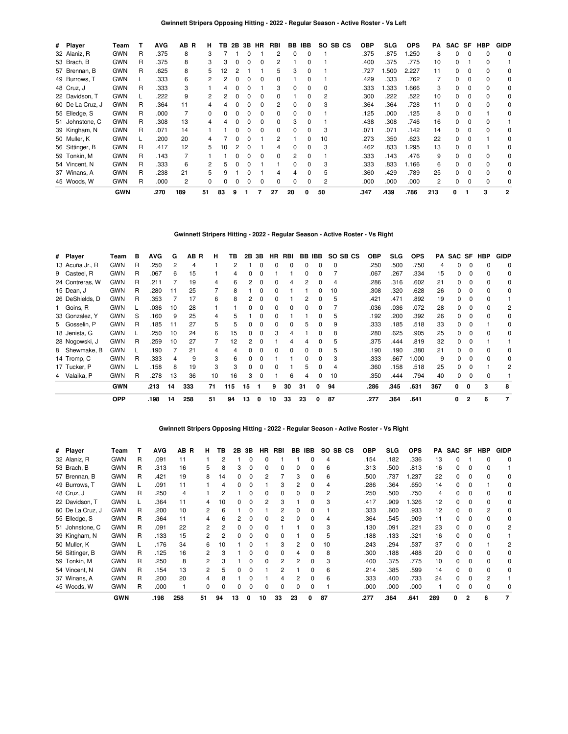**Gwinnett Stripers Opposing Hitting - 2022 - Regular Season - Active Roster - Vs Left**

| # | Player | Team | T | AVG | AB | R | H | TB | 2B | 3B | HR | RBI | BB | IBB | SO | SB | CS | OBP | SLG | OPS | PA | SAC | SF | HBP | GIDP |
|---|---|---|---|---|---|---|---|---|---|---|---|---|---|---|---|---|---|---|---|---|---|---|---|---|---|
| 32 | Alaniz, R | GWN | R | .375 | 8 | | 3 | 7 | 1 | 0 | 1 | 2 | 0 | 0 | 1 | | | .375 | .875 | 1.250 | 8 | 0 | 0 | 0 | 0 |
| 53 | Brach, B | GWN | R | .375 | 8 | | 3 | 3 | 0 | 0 | 0 | 2 | 1 | 0 | 1 | | | .400 | .375 | .775 | 10 | 0 | 1 | 0 | 1 |
| 57 | Brennan, B | GWN | R | .625 | 8 | | 5 | 12 | 2 | 1 | 1 | 5 | 3 | 0 | 1 | | | .727 | 1.500 | 2.227 | 11 | 0 | 0 | 0 | 0 |
| 49 | Burrows, T | GWN | L | .333 | 6 | | 2 | 2 | 0 | 0 | 0 | 0 | 1 | 0 | 1 | | | .429 | .333 | .762 | 7 | 0 | 0 | 0 | 0 |
| 48 | Cruz, J | GWN | R | .333 | 3 | | 1 | 4 | 0 | 0 | 1 | 3 | 0 | 0 | 0 | | | .333 | 1.333 | 1.666 | 3 | 0 | 0 | 0 | 0 |
| 22 | Davidson, T | GWN | L | .222 | 9 | | 2 | 2 | 0 | 0 | 0 | 0 | 1 | 0 | 2 | | | .300 | .222 | .522 | 10 | 0 | 0 | 0 | 0 |
| 60 | De La Cruz, J | GWN | R | .364 | 11 | | 4 | 4 | 0 | 0 | 0 | 2 | 0 | 0 | 3 | | | .364 | .364 | .728 | 11 | 0 | 0 | 0 | 0 |
| 55 | Elledge, S | GWN | R | .000 | 7 | | 0 | 0 | 0 | 0 | 0 | 0 | 0 | 0 | 1 | | | .125 | .000 | .125 | 8 | 0 | 0 | 1 | 0 |
| 51 | Johnstone, C | GWN | R | .308 | 13 | | 4 | 4 | 0 | 0 | 0 | 0 | 3 | 0 | 1 | | | .438 | .308 | .746 | 16 | 0 | 0 | 0 | 1 |
| 39 | Kingham, N | GWN | R | .071 | 14 | | 1 | 1 | 0 | 0 | 0 | 0 | 0 | 0 | 3 | | | .071 | .071 | .142 | 14 | 0 | 0 | 0 | 0 |
| 50 | Muller, K | GWN | L | .200 | 20 | | 4 | 7 | 0 | 0 | 1 | 2 | 1 | 0 | 10 | | | .273 | .350 | .623 | 22 | 0 | 0 | 1 | 0 |
| 56 | Sittinger, B | GWN | R | .417 | 12 | | 5 | 10 | 2 | 0 | 1 | 4 | 0 | 0 | 3 | | | .462 | .833 | 1.295 | 13 | 0 | 0 | 1 | 0 |
| 59 | Tonkin, M | GWN | R | .143 | 7 | | 1 | 1 | 0 | 0 | 0 | 0 | 2 | 0 | 1 | | | .333 | .143 | .476 | 9 | 0 | 0 | 0 | 0 |
| 54 | Vincent, N | GWN | R | .333 | 6 | | 2 | 5 | 0 | 0 | 1 | 1 | 0 | 0 | 3 | | | .333 | .833 | 1.166 | 6 | 0 | 0 | 0 | 0 |
| 37 | Winans, A | GWN | R | .238 | 21 | | 5 | 9 | 1 | 0 | 1 | 4 | 4 | 0 | 5 | | | .360 | .429 | .789 | 25 | 0 | 0 | 0 | 0 |
| 45 | Woods, W | GWN | R | .000 | 2 | | 0 | 0 | 0 | 0 | 0 | 0 | 0 | 0 | 2 | | | .000 | .000 | .000 | 2 | 0 | 0 | 0 | 0 |
| | | **GWN** | | **.270** | **189** | | **51** | **83** | **9** | **1** | **7** | **27** | **20** | **0** | **50** | | | **.347** | **.439** | **.786** | **213** | **0** | **1** | **3** | **2** |

**Gwinnett Stripers Hitting - 2022 - Regular Season - Active Roster - Vs Right**

| # | Player | Team | B | AVG | G | AB | R | H | TB | 2B | 3B | HR | RBI | BB | IBB | SO | SB | CS | OBP | SLG | OPS | PA | SAC | SF | HBP | GIDP |
|---|---|---|---|---|---|---|---|---|---|---|---|---|---|---|---|---|---|---|---|---|---|---|---|---|---|---|
| 13 | Acuña Jr., R | GWN | R | .250 | 2 | 4 | | 1 | 2 | 1 | 0 | 0 | 0 | 0 | 0 | 0 | | | .250 | .500 | .750 | 4 | 0 | 0 | 0 | 0 |
| 9 | Casteel, R | GWN | R | .067 | 6 | 15 | | 1 | 4 | 0 | 0 | 1 | 1 | 0 | 0 | 7 | | | .067 | .267 | .334 | 15 | 0 | 0 | 0 | 0 |
| 24 | Contreras, W | GWN | R | .211 | 7 | 19 | | 4 | 6 | 2 | 0 | 0 | 4 | 2 | 0 | 4 | | | .286 | .316 | .602 | 21 | 0 | 0 | 0 | 0 |
| 15 | Dean, J | GWN | R | .280 | 11 | 25 | | 7 | 8 | 1 | 0 | 0 | 1 | 1 | 0 | 10 | | | .308 | .320 | .628 | 26 | 0 | 0 | 0 | 0 |
| 26 | DeShields, D | GWN | R | .353 | 7 | 17 | | 6 | 8 | 2 | 0 | 0 | 1 | 2 | 0 | 5 | | | .421 | .471 | .892 | 19 | 0 | 0 | 0 | 1 |
| 1 | Goins, R | GWN | L | .036 | 10 | 28 | | 1 | 1 | 0 | 0 | 0 | 0 | 0 | 0 | 7 | | | .036 | .036 | .072 | 28 | 0 | 0 | 0 | 2 |
| 33 | Gonzalez, Y | GWN | S | .160 | 9 | 25 | | 4 | 5 | 1 | 0 | 0 | 1 | 1 | 0 | 5 | | | .192 | .200 | .392 | 26 | 0 | 0 | 0 | 0 |
| 5 | Gosselin, P | GWN | R | .185 | 11 | 27 | | 5 | 5 | 0 | 0 | 0 | 0 | 5 | 0 | 9 | | | .333 | .185 | .518 | 33 | 0 | 0 | 1 | 0 |
| 18 | Jenista, G | GWN | L | .250 | 10 | 24 | | 6 | 15 | 0 | 0 | 3 | 4 | 1 | 0 | 8 | | | .280 | .625 | .905 | 25 | 0 | 0 | 0 | 0 |
| 28 | Nogowski, J | GWN | R | .259 | 10 | 27 | | 7 | 12 | 2 | 0 | 1 | 4 | 4 | 0 | 5 | | | .375 | .444 | .819 | 32 | 0 | 0 | 1 | 1 |
| 8 | Shewmake, B | GWN | L | .190 | 7 | 21 | | 4 | 4 | 0 | 0 | 0 | 0 | 0 | 0 | 5 | | | .190 | .190 | .380 | 21 | 0 | 0 | 0 | 0 |
| 14 | Tromp, C | GWN | R | .333 | 4 | 9 | | 3 | 6 | 0 | 0 | 1 | 1 | 0 | 0 | 3 | | | .333 | .667 | 1.000 | 9 | 0 | 0 | 0 | 0 |
| 17 | Tucker, P | GWN | L | .158 | 8 | 19 | | 3 | 3 | 0 | 0 | 0 | 1 | 5 | 0 | 4 | | | .360 | .158 | .518 | 25 | 0 | 0 | 1 | 2 |
| 4 | Valaika, P | GWN | R | .278 | 13 | 36 | | 10 | 16 | 3 | 0 | 1 | 6 | 4 | 0 | 10 | | | .350 | .444 | .794 | 40 | 0 | 0 | 0 | 1 |
| | | **GWN** | | **.213** | **14** | **333** | | **71** | **115** | **15** | **1** | **9** | **30** | **31** | **0** | **94** | | | **.286** | **.345** | **.631** | **367** | **0** | **0** | **3** | **8** |
| | | **OPP** | | **.198** | **14** | **258** | | **51** | **94** | **13** | **0** | **10** | **33** | **23** | **0** | **87** | | | **.277** | **.364** | **.641** | | **0** | **2** | **6** | **7** |

**Gwinnett Stripers Opposing Hitting - 2022 - Regular Season - Active Roster - Vs Right**

| # | Player | Team | T | AVG | AB | R | H | TB | 2B | 3B | HR | RBI | BB | IBB | SO | SB | CS | OBP | SLG | OPS | PA | SAC | SF | HBP | GIDP |
|---|---|---|---|---|---|---|---|---|---|---|---|---|---|---|---|---|---|---|---|---|---|---|---|---|---|
| 32 | Alaniz, R | GWN | R | .091 | 11 | | 1 | 2 | 1 | 0 | 0 | 1 | 1 | 0 | 4 | | | .154 | .182 | .336 | 13 | 0 | 1 | 0 | 0 |
| 53 | Brach, B | GWN | R | .313 | 16 | | 5 | 8 | 3 | 0 | 0 | 0 | 0 | 0 | 6 | | | .313 | .500 | .813 | 16 | 0 | 0 | 0 | 1 |
| 57 | Brennan, B | GWN | R | .421 | 19 | | 8 | 14 | 0 | 0 | 2 | 7 | 3 | 0 | 6 | | | .500 | .737 | 1.237 | 22 | 0 | 0 | 0 | 0 |
| 49 | Burrows, T | GWN | L | .091 | 11 | | 1 | 4 | 0 | 0 | 1 | 3 | 2 | 0 | 4 | | | .286 | .364 | .650 | 14 | 0 | 0 | 1 | 0 |
| 48 | Cruz, J | GWN | R | .250 | 4 | | 1 | 2 | 1 | 0 | 0 | 0 | 0 | 0 | 2 | | | .250 | .500 | .750 | 4 | 0 | 0 | 0 | 0 |
| 22 | Davidson, T | GWN | L | .364 | 11 | | 4 | 10 | 0 | 0 | 2 | 3 | 1 | 0 | 3 | | | .417 | .909 | 1.326 | 12 | 0 | 0 | 0 | 0 |
| 60 | De La Cruz, J | GWN | R | .200 | 10 | | 2 | 6 | 1 | 0 | 1 | 2 | 0 | 0 | 1 | | | .333 | .600 | .933 | 12 | 0 | 0 | 2 | 0 |
| 55 | Elledge, S | GWN | R | .364 | 11 | | 4 | 6 | 2 | 0 | 0 | 2 | 0 | 0 | 4 | | | .364 | .545 | .909 | 11 | 0 | 0 | 0 | 0 |
| 51 | Johnstone, C | GWN | R | .091 | 22 | | 2 | 2 | 0 | 0 | 0 | 1 | 1 | 0 | 3 | | | .130 | .091 | .221 | 23 | 0 | 0 | 0 | 2 |
| 39 | Kingham, N | GWN | R | .133 | 15 | | 2 | 2 | 0 | 0 | 0 | 0 | 1 | 0 | 5 | | | .188 | .133 | .321 | 16 | 0 | 0 | 0 | 1 |
| 50 | Muller, K | GWN | L | .176 | 34 | | 6 | 10 | 1 | 0 | 1 | 3 | 2 | 0 | 10 | | | .243 | .294 | .537 | 37 | 0 | 0 | 1 | 2 |
| 56 | Sittinger, B | GWN | R | .125 | 16 | | 2 | 3 | 1 | 0 | 0 | 0 | 4 | 0 | 8 | | | .300 | .188 | .488 | 20 | 0 | 0 | 0 | 0 |
| 59 | Tonkin, M | GWN | R | .250 | 8 | | 2 | 3 | 1 | 0 | 0 | 2 | 2 | 0 | 3 | | | .400 | .375 | .775 | 10 | 0 | 0 | 0 | 0 |
| 54 | Vincent, N | GWN | R | .154 | 13 | | 2 | 5 | 0 | 0 | 1 | 2 | 1 | 0 | 6 | | | .214 | .385 | .599 | 14 | 0 | 0 | 0 | 0 |
| 37 | Winans, A | GWN | R | .200 | 20 | | 4 | 8 | 1 | 0 | 1 | 4 | 2 | 0 | 6 | | | .333 | .400 | .733 | 24 | 0 | 0 | 2 | 1 |
| 45 | Woods, W | GWN | R | .000 | 1 | | 0 | 0 | 0 | 0 | 0 | 0 | 0 | 0 | 1 | | | .000 | .000 | .000 | 1 | 0 | 0 | 0 | 0 |
| | | **GWN** | | **.198** | **258** | | **51** | **94** | **13** | **0** | **10** | **33** | **23** | **0** | **87** | | | **.277** | **.364** | **.641** | **289** | **0** | **2** | **6** | **7** |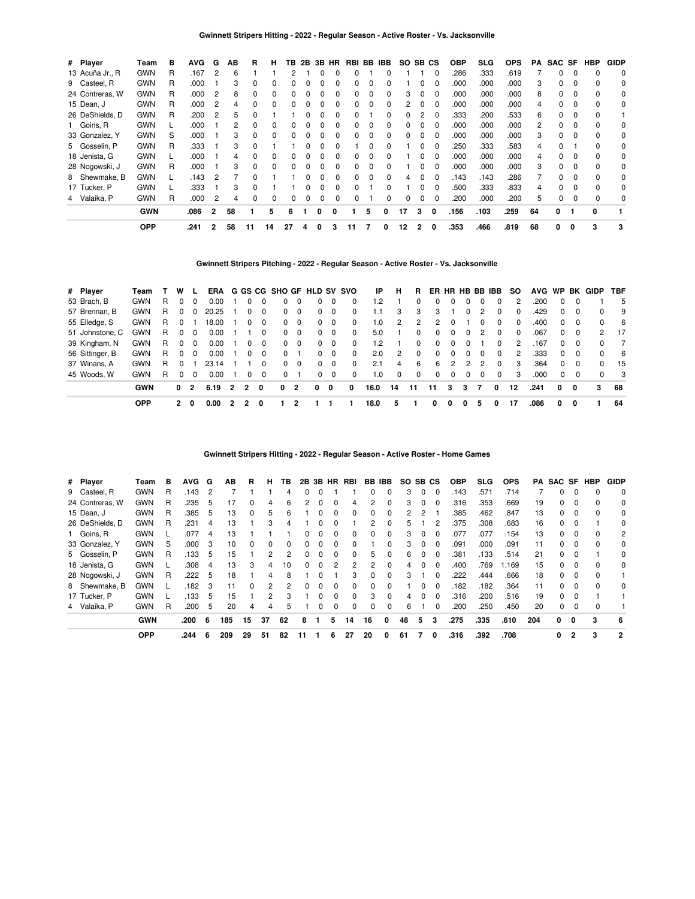### Gwinnett Stripers Hitting - 2022 - Regular Season - Active Roster - Vs. Jacksonville

| # | Player | Team | B | AVG | G | AB | R | H | TB | 2B | 3B | HR | RBI | BB | IBB | SO | SB | CS | OBP | SLG | OPS | PA | SAC | SF | HBP | GIDP |
|---|---|---|---|---|---|---|---|---|---|---|---|---|---|---|---|---|---|---|---|---|---|---|---|---|---|---|
| 13 | Acuña Jr., R | GWN | R | .167 | 2 | 6 | 1 | 1 | 2 | 1 | 0 | 0 | 0 | 1 | 0 | 1 | 1 | 0 | .286 | .333 | .619 | 7 | 0 | 0 | 0 | 0 |
| 9 | Casteel, R | GWN | R | .000 | 1 | 3 | 0 | 0 | 0 | 0 | 0 | 0 | 0 | 0 | 0 | 1 | 0 | 0 | .000 | .000 | .000 | 3 | 0 | 0 | 0 | 0 |
| 24 | Contreras, W | GWN | R | .000 | 2 | 8 | 0 | 0 | 0 | 0 | 0 | 0 | 0 | 0 | 0 | 3 | 0 | 0 | .000 | .000 | .000 | 8 | 0 | 0 | 0 | 0 |
| 15 | Dean, J | GWN | R | .000 | 2 | 4 | 0 | 0 | 0 | 0 | 0 | 0 | 0 | 0 | 0 | 2 | 0 | 0 | .000 | .000 | .000 | 4 | 0 | 0 | 0 | 0 |
| 26 | DeShields, D | GWN | R | .200 | 2 | 5 | 0 | 1 | 1 | 0 | 0 | 0 | 0 | 1 | 0 | 0 | 2 | 0 | .333 | .200 | .533 | 6 | 0 | 0 | 0 | 1 |
| 1 | Goins, R | GWN | L | .000 | 1 | 2 | 0 | 0 | 0 | 0 | 0 | 0 | 0 | 0 | 0 | 0 | 0 | 0 | .000 | .000 | .000 | 2 | 0 | 0 | 0 | 0 |
| 33 | Gonzalez, Y | GWN | S | .000 | 1 | 3 | 0 | 0 | 0 | 0 | 0 | 0 | 0 | 0 | 0 | 0 | 0 | 0 | .000 | .000 | .000 | 3 | 0 | 0 | 0 | 0 |
| 5 | Gosselin, P | GWN | R | .333 | 1 | 3 | 0 | 1 | 1 | 0 | 0 | 0 | 1 | 0 | 0 | 1 | 0 | 0 | .250 | .333 | .583 | 4 | 0 | 1 | 0 | 0 |
| 18 | Jenista, G | GWN | L | .000 | 1 | 4 | 0 | 0 | 0 | 0 | 0 | 0 | 0 | 0 | 0 | 1 | 0 | 0 | .000 | .000 | .000 | 4 | 0 | 0 | 0 | 0 |
| 28 | Nogowski, J | GWN | R | .000 | 1 | 3 | 0 | 0 | 0 | 0 | 0 | 0 | 0 | 0 | 0 | 1 | 0 | 0 | .000 | .000 | .000 | 3 | 0 | 0 | 0 | 0 |
| 8 | Shewmake, B | GWN | L | .143 | 2 | 7 | 0 | 1 | 1 | 0 | 0 | 0 | 0 | 0 | 0 | 4 | 0 | 0 | .143 | .143 | .286 | 7 | 0 | 0 | 0 | 0 |
| 17 | Tucker, P | GWN | L | .333 | 1 | 3 | 0 | 1 | 1 | 0 | 0 | 0 | 0 | 1 | 0 | 1 | 0 | 0 | .500 | .333 | .833 | 4 | 0 | 0 | 0 | 0 |
| 4 | Valaika, P | GWN | R | .000 | 2 | 4 | 0 | 0 | 0 | 0 | 0 | 0 | 0 | 1 | 0 | 0 | 0 | 0 | .200 | .000 | .200 | 5 | 0 | 0 | 0 | 0 |
| | | **GWN** | | **.086** | **2** | **58** | **1** | **5** | **6** | **1** | **0** | **0** | **1** | **5** | **0** | **17** | **3** | **0** | **.156** | **.103** | **.259** | **64** | **0** | **1** | **0** | **1** |
| | | **OPP** | | **.241** | **2** | **58** | **11** | **14** | **27** | **4** | **0** | **3** | **11** | **7** | **0** | **12** | **2** | **0** | **.353** | **.466** | **.819** | **68** | **0** | **0** | **3** | **3** |

### Gwinnett Stripers Pitching - 2022 - Regular Season - Active Roster - Vs. Jacksonville

| # | Player | Team | T | W | L | ERA | G | GS | CG | SHO | GF | HLD | SV | SVO | IP | H | R | ER | HR | HB | BB | IBB | SO | AVG | WP | BK | GIDP | TBF |
|---|---|---|---|---|---|---|---|---|---|---|---|---|---|---|---|---|---|---|---|---|---|---|---|---|---|---|---|---|
| 53 | Brach, B | GWN | R | 0 | 0 | 0.00 | 1 | 0 | 0 | 0 | 0 | 0 | 0 | 0 | 1.2 | 1 | 0 | 0 | 0 | 0 | 0 | 0 | 2 | .200 | 0 | 0 | 1 | 5 |
| 57 | Brennan, B | GWN | R | 0 | 0 | 20.25 | 1 | 0 | 0 | 0 | 0 | 0 | 0 | 0 | 1.1 | 3 | 3 | 3 | 1 | 0 | 2 | 0 | 0 | .429 | 0 | 0 | 0 | 9 |
| 55 | Elledge, S | GWN | R | 0 | 1 | 18.00 | 1 | 0 | 0 | 0 | 0 | 0 | 0 | 0 | 1.0 | 2 | 2 | 2 | 0 | 1 | 0 | 0 | 0 | .400 | 0 | 0 | 0 | 6 |
| 51 | Johnstone, C | GWN | R | 0 | 0 | 0.00 | 1 | 1 | 0 | 0 | 0 | 0 | 0 | 0 | 5.0 | 1 | 0 | 0 | 0 | 0 | 2 | 0 | 0 | .067 | 0 | 0 | 2 | 17 |
| 39 | Kingham, N | GWN | R | 0 | 0 | 0.00 | 1 | 0 | 0 | 0 | 0 | 0 | 0 | 0 | 1.2 | 1 | 0 | 0 | 0 | 0 | 1 | 0 | 2 | .167 | 0 | 0 | 0 | 7 |
| 56 | Sittinger, B | GWN | R | 0 | 0 | 0.00 | 1 | 0 | 0 | 0 | 1 | 0 | 0 | 0 | 2.0 | 2 | 0 | 0 | 0 | 0 | 0 | 0 | 2 | .333 | 0 | 0 | 0 | 6 |
| 37 | Winans, A | GWN | R | 0 | 1 | 23.14 | 1 | 1 | 0 | 0 | 0 | 0 | 0 | 0 | 2.1 | 4 | 6 | 6 | 2 | 2 | 2 | 0 | 3 | .364 | 0 | 0 | 0 | 15 |
| 45 | Woods, W | GWN | R | 0 | 0 | 0.00 | 1 | 0 | 0 | 0 | 1 | 0 | 0 | 0 | 1.0 | 0 | 0 | 0 | 0 | 0 | 0 | 0 | 3 | .000 | 0 | 0 | 0 | 3 |
| | | **GWN** | | **0** | **2** | **6.19** | **2** | **2** | **0** | **0** | **2** | **0** | **0** | **0** | **16.0** | **14** | **11** | **11** | **3** | **3** | **7** | **0** | **12** | **.241** | **0** | **0** | **3** | **68** |
| | | **OPP** | | **2** | **0** | **0.00** | **2** | **2** | **0** | **1** | **2** | **1** | **1** | **1** | **18.0** | **5** | **1** | **0** | **0** | **0** | **5** | **0** | **17** | **.086** | **0** | **0** | **1** | **64** |

### Gwinnett Stripers Hitting - 2022 - Regular Season - Active Roster - Home Games

| # | Player | Team | B | AVG | G | AB | R | H | TB | 2B | 3B | HR | RBI | BB | IBB | SO | SB | CS | OBP | SLG | OPS | PA | SAC | SF | HBP | GIDP |
|---|---|---|---|---|---|---|---|---|---|---|---|---|---|---|---|---|---|---|---|---|---|---|---|---|---|---|
| 9 | Casteel, R | GWN | R | .143 | 2 | 7 | 1 | 1 | 4 | 0 | 0 | 1 | 1 | 0 | 0 | 3 | 0 | 0 | .143 | .571 | .714 | 7 | 0 | 0 | 0 | 0 |
| 24 | Contreras, W | GWN | R | .235 | 5 | 17 | 0 | 4 | 6 | 2 | 0 | 0 | 4 | 2 | 0 | 3 | 0 | 0 | .316 | .353 | .669 | 19 | 0 | 0 | 0 | 0 |
| 15 | Dean, J | GWN | R | .385 | 5 | 13 | 0 | 5 | 6 | 1 | 0 | 0 | 0 | 0 | 0 | 2 | 2 | 1 | .385 | .462 | .847 | 13 | 0 | 0 | 0 | 0 |
| 26 | DeShields, D | GWN | R | .231 | 4 | 13 | 1 | 3 | 4 | 1 | 0 | 0 | 1 | 2 | 0 | 5 | 1 | 2 | .375 | .308 | .683 | 16 | 0 | 0 | 1 | 0 |
| 1 | Goins, R | GWN | L | .077 | 4 | 13 | 1 | 1 | 1 | 0 | 0 | 0 | 0 | 0 | 0 | 3 | 0 | 0 | .077 | .077 | .154 | 13 | 0 | 0 | 0 | 2 |
| 33 | Gonzalez, Y | GWN | S | .000 | 3 | 10 | 0 | 0 | 0 | 0 | 0 | 0 | 0 | 1 | 0 | 3 | 0 | 0 | .091 | .000 | .091 | 11 | 0 | 0 | 0 | 0 |
| 5 | Gosselin, P | GWN | R | .133 | 5 | 15 | 1 | 2 | 2 | 0 | 0 | 0 | 0 | 5 | 0 | 6 | 0 | 0 | .381 | .133 | .514 | 21 | 0 | 0 | 1 | 0 |
| 18 | Jenista, G | GWN | L | .308 | 4 | 13 | 3 | 4 | 10 | 0 | 0 | 2 | 2 | 2 | 0 | 4 | 0 | 0 | .400 | .769 | 1.169 | 15 | 0 | 0 | 0 | 0 |
| 28 | Nogowski, J | GWN | R | .222 | 5 | 18 | 1 | 4 | 8 | 1 | 0 | 1 | 3 | 0 | 0 | 3 | 1 | 0 | .222 | .444 | .666 | 18 | 0 | 0 | 0 | 1 |
| 8 | Shewmake, B | GWN | L | .182 | 3 | 11 | 0 | 2 | 2 | 0 | 0 | 0 | 0 | 0 | 0 | 1 | 0 | 0 | .182 | .182 | .364 | 11 | 0 | 0 | 0 | 0 |
| 17 | Tucker, P | GWN | L | .133 | 5 | 15 | 1 | 2 | 3 | 1 | 0 | 0 | 0 | 3 | 0 | 4 | 0 | 0 | .316 | .200 | .516 | 19 | 0 | 0 | 1 | 1 |
| 4 | Valaika, P | GWN | R | .200 | 5 | 20 | 4 | 4 | 5 | 1 | 0 | 0 | 0 | 0 | 0 | 6 | 1 | 0 | .200 | .250 | .450 | 20 | 0 | 0 | 0 | 1 |
| | | **GWN** | | **.200** | **6** | **185** | **15** | **37** | **62** | **8** | **1** | **5** | **14** | **16** | **0** | **48** | **5** | **3** | **.275** | **.335** | **.610** | **204** | **0** | **0** | **3** | **6** |
| | | **OPP** | | **.244** | **6** | **209** | **29** | **51** | **82** | **11** | **1** | **6** | **27** | **20** | **0** | **61** | **7** | **0** | **.316** | **.392** | **.708** | | **0** | **2** | **3** | **2** |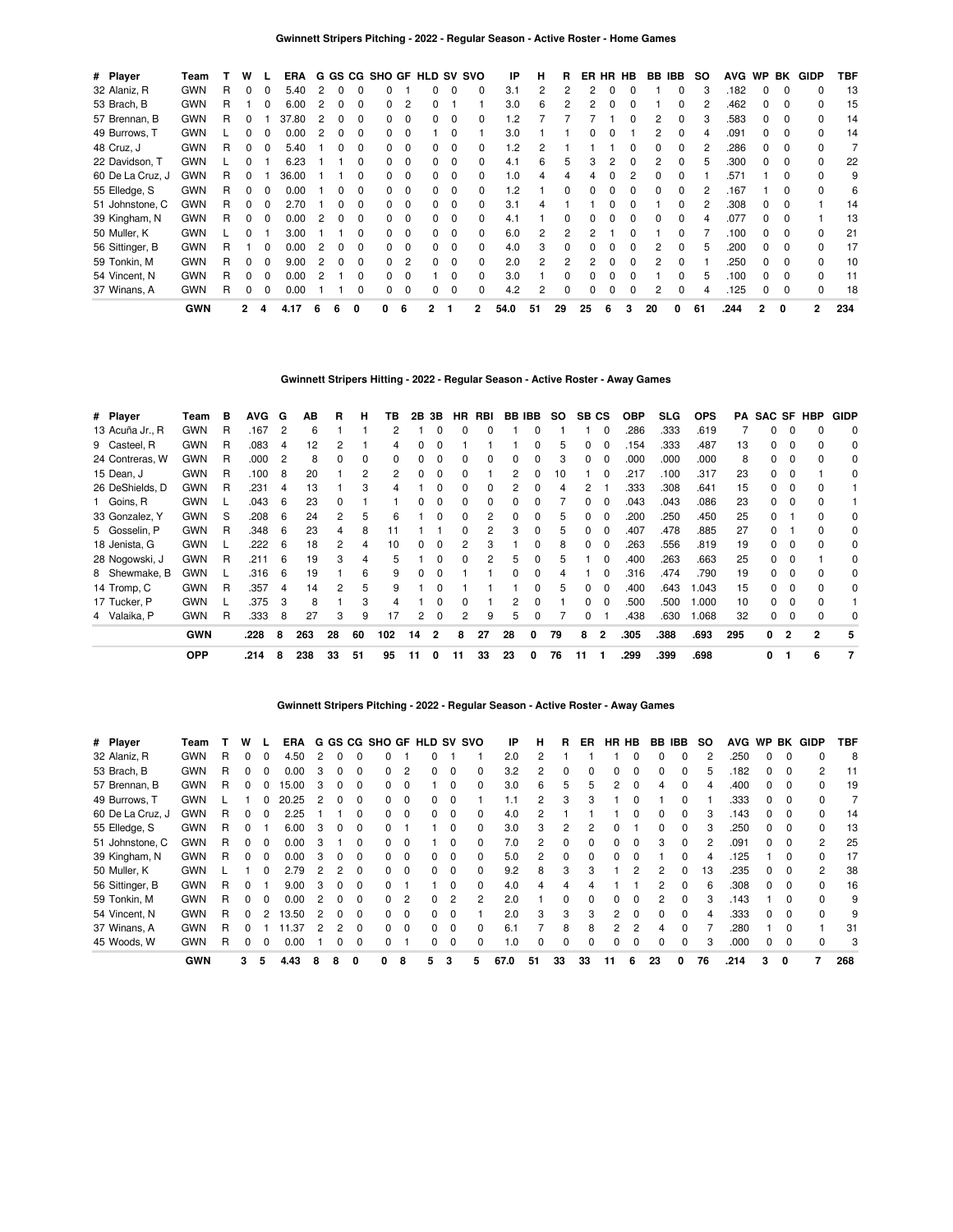### Gwinnett Stripers Pitching - 2022 - Regular Season - Active Roster - Home Games

| # | Player | Team | T | W | L | ERA | G | GS | CG | SHO | GF | HLD | SV | SVO | IP | H | R | ER | HR | HB | BB | IBB | SO | AVG | WP | BK | GIDP | TBF |
|---|---|---|---|---|---|---|---|---|---|---|---|---|---|---|---|---|---|---|---|---|---|---|---|---|---|---|---|---|
| 32 | Alaniz, R | GWN | R | 0 | 0 | 5.40 | 2 | 0 | 0 | 0 | 1 | 0 | 0 | 0 | 3.1 | 2 | 2 | 2 | 0 | 0 | 1 | 0 | 3 | .182 | 0 | 0 | 0 | 13 |
| 53 | Brach, B | GWN | R | 1 | 0 | 6.00 | 2 | 0 | 0 | 0 | 2 | 0 | 1 | 1 | 3.0 | 6 | 2 | 2 | 0 | 0 | 1 | 0 | 2 | .462 | 0 | 0 | 0 | 15 |
| 57 | Brennan, B | GWN | R | 0 | 1 | 37.80 | 2 | 0 | 0 | 0 | 0 | 0 | 0 | 0 | 1.2 | 7 | 7 | 7 | 1 | 0 | 2 | 0 | 3 | .583 | 0 | 0 | 0 | 14 |
| 49 | Burrows, T | GWN | L | 0 | 0 | 0.00 | 2 | 0 | 0 | 0 | 0 | 1 | 0 | 1 | 3.0 | 1 | 1 | 0 | 0 | 1 | 2 | 0 | 4 | .091 | 0 | 0 | 0 | 14 |
| 48 | Cruz, J | GWN | R | 0 | 0 | 5.40 | 1 | 0 | 0 | 0 | 0 | 0 | 0 | 0 | 1.2 | 2 | 1 | 1 | 1 | 0 | 0 | 0 | 2 | .286 | 0 | 0 | 0 | 7 |
| 22 | Davidson, T | GWN | L | 0 | 1 | 6.23 | 1 | 1 | 0 | 0 | 0 | 0 | 0 | 0 | 4.1 | 6 | 5 | 3 | 2 | 0 | 2 | 0 | 5 | .300 | 0 | 0 | 0 | 22 |
| 60 | De La Cruz, J | GWN | R | 0 | 1 | 36.00 | 1 | 1 | 0 | 0 | 0 | 0 | 0 | 0 | 1.0 | 4 | 4 | 4 | 0 | 2 | 0 | 0 | 1 | .571 | 1 | 0 | 0 | 9 |
| 55 | Elledge, S | GWN | R | 0 | 0 | 0.00 | 1 | 0 | 0 | 0 | 0 | 0 | 0 | 0 | 1.2 | 1 | 0 | 0 | 0 | 0 | 0 | 0 | 2 | .167 | 1 | 0 | 0 | 6 |
| 51 | Johnstone, C | GWN | R | 0 | 0 | 2.70 | 1 | 0 | 0 | 0 | 0 | 0 | 0 | 0 | 3.1 | 4 | 1 | 1 | 0 | 0 | 1 | 0 | 2 | .308 | 0 | 0 | 1 | 14 |
| 39 | Kingham, N | GWN | R | 0 | 0 | 0.00 | 2 | 0 | 0 | 0 | 0 | 0 | 0 | 0 | 4.1 | 1 | 0 | 0 | 0 | 0 | 0 | 0 | 4 | .077 | 0 | 0 | 1 | 13 |
| 50 | Muller, K | GWN | L | 0 | 1 | 3.00 | 1 | 1 | 0 | 0 | 0 | 0 | 0 | 0 | 6.0 | 2 | 2 | 2 | 1 | 0 | 1 | 0 | 7 | .100 | 0 | 0 | 0 | 21 |
| 56 | Sittinger, B | GWN | R | 1 | 0 | 0.00 | 2 | 0 | 0 | 0 | 0 | 0 | 0 | 0 | 4.0 | 3 | 0 | 0 | 0 | 0 | 2 | 0 | 5 | .200 | 0 | 0 | 0 | 17 |
| 59 | Tonkin, M | GWN | R | 0 | 0 | 9.00 | 2 | 0 | 0 | 0 | 2 | 0 | 0 | 0 | 2.0 | 2 | 2 | 2 | 0 | 0 | 0 | 0 | 1 | .250 | 0 | 0 | 0 | 10 |
| 54 | Vincent, N | GWN | R | 0 | 0 | 0.00 | 2 | 1 | 0 | 0 | 0 | 1 | 0 | 0 | 3.0 | 1 | 0 | 0 | 0 | 0 | 1 | 0 | 5 | .100 | 0 | 0 | 0 | 11 |
| 37 | Winans, A | GWN | R | 0 | 0 | 0.00 | 1 | 1 | 0 | 0 | 0 | 0 | 0 | 0 | 4.2 | 2 | 0 | 0 | 0 | 0 | 2 | 0 | 4 | .125 | 0 | 0 | 0 | 18 |
| | | **GWN** | | **2** | **4** | **4.17** | **6** | **6** | **0** | **0** | **6** | **2** | **1** | **2** | **54.0** | **51** | **29** | **25** | **6** | **3** | **20** | **0** | **61** | **.244** | **2** | **0** | **2** | **234** |

### Gwinnett Stripers Hitting - 2022 - Regular Season - Active Roster - Away Games

| # | Player | Team | B | AVG | G | AB | R | H | TB | 2B | 3B | HR | RBI | BB | IBB | SO | SB | CS | OBP | SLG | OPS | PA | SAC | SF | HBP | GIDP |
|---|---|---|---|---|---|---|---|---|---|---|---|---|---|---|---|---|---|---|---|---|---|---|---|---|---|---|
| 13 | Acuña Jr., R | GWN | R | .167 | 2 | 6 | 1 | 1 | 2 | 1 | 0 | 0 | 0 | 1 | 0 | 1 | 1 | 0 | .286 | .333 | .619 | 7 | 0 | 0 | 0 | 0 |
| 9 | Casteel, R | GWN | R | .083 | 4 | 12 | 2 | 1 | 4 | 0 | 0 | 1 | 1 | 1 | 0 | 5 | 0 | 0 | .154 | .333 | .487 | 13 | 0 | 0 | 0 | 0 |
| 24 | Contreras, W | GWN | R | .000 | 2 | 8 | 0 | 0 | 0 | 0 | 0 | 0 | 0 | 0 | 0 | 3 | 0 | 0 | .000 | .000 | .000 | 8 | 0 | 0 | 0 | 0 |
| 15 | Dean, J | GWN | R | .100 | 8 | 20 | 1 | 2 | 2 | 0 | 0 | 0 | 1 | 2 | 0 | 10 | 1 | 0 | .217 | .100 | .317 | 23 | 0 | 0 | 1 | 0 |
| 26 | DeShields, D | GWN | R | .231 | 4 | 13 | 1 | 3 | 4 | 1 | 0 | 0 | 0 | 2 | 0 | 4 | 2 | 1 | .333 | .308 | .641 | 15 | 0 | 0 | 0 | 1 |
| 1 | Goins, R | GWN | L | .043 | 6 | 23 | 0 | 1 | 1 | 0 | 0 | 0 | 0 | 0 | 0 | 7 | 0 | 0 | .043 | .043 | .086 | 23 | 0 | 0 | 0 | 1 |
| 33 | Gonzalez, Y | GWN | S | .208 | 6 | 24 | 2 | 5 | 6 | 1 | 0 | 0 | 2 | 0 | 0 | 5 | 0 | 0 | .200 | .250 | .450 | 25 | 0 | 1 | 0 | 0 |
| 5 | Gosselin, P | GWN | R | .348 | 6 | 23 | 4 | 8 | 11 | 1 | 1 | 0 | 2 | 3 | 0 | 5 | 0 | 0 | .407 | .478 | .885 | 27 | 0 | 1 | 0 | 0 |
| 18 | Jenista, G | GWN | L | .222 | 6 | 18 | 2 | 4 | 10 | 0 | 0 | 2 | 3 | 1 | 0 | 8 | 0 | 0 | .263 | .556 | .819 | 19 | 0 | 0 | 0 | 0 |
| 28 | Nogowski, J | GWN | R | .211 | 6 | 19 | 3 | 4 | 5 | 1 | 0 | 0 | 2 | 5 | 0 | 5 | 1 | 0 | .400 | .263 | .663 | 25 | 0 | 0 | 1 | 0 |
| 8 | Shewmake, B | GWN | L | .316 | 6 | 19 | 1 | 6 | 9 | 0 | 0 | 1 | 1 | 0 | 0 | 4 | 1 | 0 | .316 | .474 | .790 | 19 | 0 | 0 | 0 | 0 |
| 14 | Tromp, C | GWN | R | .357 | 4 | 14 | 2 | 5 | 9 | 1 | 0 | 1 | 1 | 1 | 0 | 5 | 0 | 0 | .400 | .643 | 1.043 | 15 | 0 | 0 | 0 | 0 |
| 17 | Tucker, P | GWN | L | .375 | 3 | 8 | 1 | 3 | 4 | 1 | 0 | 0 | 1 | 2 | 0 | 1 | 0 | 0 | .500 | .500 | 1.000 | 10 | 0 | 0 | 0 | 1 |
| 4 | Valaika, P | GWN | R | .333 | 8 | 27 | 3 | 9 | 17 | 2 | 0 | 2 | 9 | 5 | 0 | 7 | 0 | 1 | .438 | .630 | 1.068 | 32 | 0 | 0 | 0 | 0 |
| | | **GWN** | | **.228** | **8** | **263** | **28** | **60** | **102** | **14** | **2** | **8** | **27** | **28** | **0** | **79** | **8** | **2** | **.305** | **.388** | **.693** | **295** | **0** | **2** | **2** | **5** |
| | | **OPP** | | **.214** | **8** | **238** | **33** | **51** | **95** | **11** | **0** | **11** | **33** | **23** | **0** | **76** | **11** | **1** | **.299** | **.399** | **.698** | | **0** | **1** | **6** | **7** |

### Gwinnett Stripers Pitching - 2022 - Regular Season - Active Roster - Away Games

| # | Player | Team | T | W | L | ERA | G | GS | CG | SHO | GF | HLD | SV | SVO | IP | H | R | ER | HR | HB | BB | IBB | SO | AVG | WP | BK | GIDP | TBF |
|---|---|---|---|---|---|---|---|---|---|---|---|---|---|---|---|---|---|---|---|---|---|---|---|---|---|---|---|---|
| 32 | Alaniz, R | GWN | R | 0 | 0 | 4.50 | 2 | 0 | 0 | 0 | 1 | 0 | 1 | 1 | 2.0 | 2 | 1 | 1 | 1 | 0 | 0 | 0 | 2 | .250 | 0 | 0 | 0 | 8 |
| 53 | Brach, B | GWN | R | 0 | 0 | 0.00 | 3 | 0 | 0 | 0 | 2 | 0 | 0 | 0 | 3.2 | 2 | 0 | 0 | 0 | 0 | 0 | 0 | 5 | .182 | 0 | 0 | 2 | 11 |
| 57 | Brennan, B | GWN | R | 0 | 0 | 15.00 | 3 | 0 | 0 | 0 | 0 | 1 | 0 | 0 | 3.0 | 6 | 5 | 5 | 2 | 0 | 4 | 0 | 4 | .400 | 0 | 0 | 0 | 19 |
| 49 | Burrows, T | GWN | L | 1 | 0 | 20.25 | 2 | 0 | 0 | 0 | 0 | 0 | 0 | 1 | 1.1 | 2 | 3 | 3 | 1 | 0 | 1 | 0 | 1 | .333 | 0 | 0 | 0 | 7 |
| 60 | De La Cruz, J | GWN | R | 0 | 0 | 2.25 | 1 | 1 | 0 | 0 | 0 | 0 | 0 | 0 | 4.0 | 2 | 1 | 1 | 1 | 0 | 0 | 0 | 3 | .143 | 0 | 0 | 0 | 14 |
| 55 | Elledge, S | GWN | R | 0 | 1 | 6.00 | 3 | 0 | 0 | 0 | 1 | 1 | 0 | 0 | 3.0 | 3 | 2 | 2 | 0 | 1 | 0 | 0 | 3 | .250 | 0 | 0 | 0 | 13 |
| 51 | Johnstone, C | GWN | R | 0 | 0 | 0.00 | 3 | 1 | 0 | 0 | 0 | 1 | 0 | 0 | 7.0 | 2 | 0 | 0 | 0 | 0 | 3 | 0 | 2 | .091 | 0 | 0 | 2 | 25 |
| 39 | Kingham, N | GWN | R | 0 | 0 | 0.00 | 3 | 0 | 0 | 0 | 0 | 0 | 0 | 0 | 5.0 | 2 | 0 | 0 | 0 | 0 | 1 | 0 | 4 | .125 | 1 | 0 | 0 | 17 |
| 50 | Muller, K | GWN | L | 1 | 0 | 2.79 | 2 | 2 | 0 | 0 | 0 | 0 | 0 | 0 | 9.2 | 8 | 3 | 3 | 1 | 2 | 2 | 0 | 13 | .235 | 0 | 0 | 2 | 38 |
| 56 | Sittinger, B | GWN | R | 0 | 1 | 9.00 | 3 | 0 | 0 | 0 | 1 | 1 | 0 | 0 | 4.0 | 4 | 4 | 4 | 1 | 1 | 2 | 0 | 6 | .308 | 0 | 0 | 0 | 16 |
| 59 | Tonkin, M | GWN | R | 0 | 0 | 0.00 | 2 | 0 | 0 | 0 | 2 | 0 | 2 | 2 | 2.0 | 1 | 0 | 0 | 0 | 0 | 2 | 0 | 3 | .143 | 1 | 0 | 0 | 9 |
| 54 | Vincent, N | GWN | R | 0 | 2 | 13.50 | 2 | 0 | 0 | 0 | 0 | 0 | 0 | 1 | 2.0 | 3 | 3 | 3 | 2 | 0 | 0 | 0 | 4 | .333 | 0 | 0 | 0 | 9 |
| 37 | Winans, A | GWN | R | 0 | 1 | 11.37 | 2 | 2 | 0 | 0 | 0 | 0 | 0 | 0 | 6.1 | 7 | 8 | 8 | 2 | 2 | 4 | 0 | 7 | .280 | 1 | 0 | 1 | 31 |
| 45 | Woods, W | GWN | R | 0 | 0 | 0.00 | 1 | 0 | 0 | 0 | 1 | 0 | 0 | 0 | 1.0 | 0 | 0 | 0 | 0 | 0 | 0 | 0 | 3 | .000 | 0 | 0 | 0 | 3 |
| | | **GWN** | | **3** | **5** | **4.43** | **8** | **8** | **0** | **0** | **8** | **5** | **3** | **5** | **67.0** | **51** | **33** | **33** | **11** | **6** | **23** | **0** | **76** | **.214** | **3** | **0** | **7** | **268** |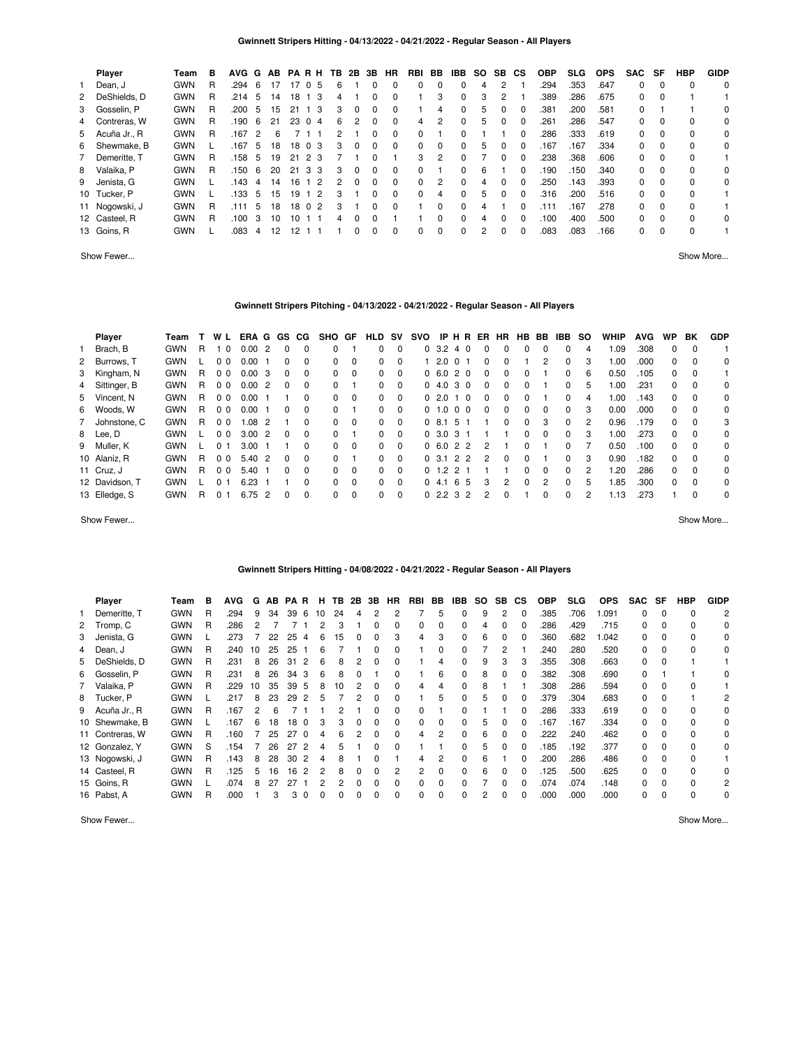### Gwinnett Stripers Hitting - 04/13/2022 - 04/21/2022 - Regular Season - All Players

| | Player | Team | B | AVG | G | AB | PA | R | H | TB | 2B | 3B | HR | RBI | BB | IBB | SO | SB | CS | OBP | SLG | OPS | SAC | SF | HBP | GIDP |
|---|---|---|---|---|---|---|---|---|---|---|---|---|---|---|---|---|---|---|---|---|---|---|---|---|---|---|
| 1 | Dean, J | GWN | R | .294 | 6 | 17 | 17 | 0 | 5 | 6 | 1 | 0 | 0 | 0 | 0 | 0 | 4 | 2 | 1 | .294 | .353 | .647 | 0 | 0 | 0 | 0 |
| 2 | DeShields, D | GWN | R | .214 | 5 | 14 | 18 | 1 | 3 | 4 | 1 | 0 | 0 | 1 | 3 | 0 | 3 | 2 | 1 | .389 | .286 | .675 | 0 | 0 | 1 | 1 |
| 3 | Gosselin, P | GWN | R | .200 | 5 | 15 | 21 | 1 | 3 | 3 | 0 | 0 | 0 | 1 | 4 | 0 | 5 | 0 | 0 | .381 | .200 | .581 | 0 | 1 | 1 | 0 |
| 4 | Contreras, W | GWN | R | .190 | 6 | 21 | 23 | 0 | 4 | 6 | 2 | 0 | 0 | 4 | 2 | 0 | 5 | 0 | 0 | .261 | .286 | .547 | 0 | 0 | 0 | 0 |
| 5 | Acuña Jr., R | GWN | R | .167 | 2 | 6 | 7 | 1 | 1 | 2 | 1 | 0 | 0 | 0 | 1 | 0 | 1 | 1 | 0 | .286 | .333 | .619 | 0 | 0 | 0 | 0 |
| 6 | Shewmake, B | GWN | L | .167 | 5 | 18 | 18 | 0 | 3 | 3 | 0 | 0 | 0 | 0 | 0 | 0 | 5 | 0 | 0 | .167 | .167 | .334 | 0 | 0 | 0 | 0 |
| 7 | Demeritte, T | GWN | R | .158 | 5 | 19 | 21 | 2 | 3 | 7 | 1 | 0 | 1 | 3 | 2 | 0 | 7 | 0 | 0 | .238 | .368 | .606 | 0 | 0 | 0 | 1 |
| 8 | Valaika, P | GWN | R | .150 | 6 | 20 | 21 | 3 | 3 | 3 | 0 | 0 | 0 | 0 | 1 | 0 | 6 | 1 | 0 | .190 | .150 | .340 | 0 | 0 | 0 | 0 |
| 9 | Jenista, G | GWN | L | .143 | 4 | 14 | 16 | 1 | 2 | 2 | 0 | 0 | 0 | 0 | 2 | 0 | 4 | 0 | 0 | .250 | .143 | .393 | 0 | 0 | 0 | 0 |
| 10 | Tucker, P | GWN | L | .133 | 5 | 15 | 19 | 1 | 2 | 3 | 1 | 0 | 0 | 0 | 4 | 0 | 5 | 0 | 0 | .316 | .200 | .516 | 0 | 0 | 0 | 1 |
| 11 | Nogowski, J | GWN | R | .111 | 5 | 18 | 18 | 0 | 2 | 3 | 1 | 0 | 0 | 1 | 0 | 0 | 4 | 1 | 0 | .111 | .167 | .278 | 0 | 0 | 0 | 1 |
| 12 | Casteel, R | GWN | R | .100 | 3 | 10 | 10 | 1 | 1 | 4 | 0 | 0 | 1 | 1 | 0 | 0 | 4 | 0 | 0 | .100 | .400 | .500 | 0 | 0 | 0 | 0 |
| 13 | Goins, R | GWN | L | .083 | 4 | 12 | 12 | 1 | 1 | 1 | 0 | 0 | 0 | 0 | 0 | 0 | 2 | 0 | 0 | .083 | .083 | .166 | 0 | 0 | 0 | 1 |

Show Fewer... Show More...

### Gwinnett Stripers Pitching - 04/13/2022 - 04/21/2022 - Regular Season - All Players

| | Player | Team | T | W | L | ERA | G | GS | CG | SHO | GF | HLD | SV | SVO | IP | H | R | ER | HR | HB | BB | IBB | SO | WHIP | AVG | WP | BK | GDP |
|---|---|---|---|---|---|---|---|---|---|---|---|---|---|---|---|---|---|---|---|---|---|---|---|---|---|---|---|---|
| 1 | Brach, B | GWN | R | 1 | 0 | 0.00 | 2 | 0 | 0 | 0 | 1 | 0 | 0 | 0 | 3.2 | 4 | 0 | 0 | 0 | 0 | 0 | 0 | 4 | 1.09 | .308 | 0 | 0 | 1 |
| 2 | Burrows, T | GWN | L | 0 | 0 | 0.00 | 1 | 0 | 0 | 0 | 0 | 0 | 0 | 1 | 2.0 | 0 | 1 | 0 | 0 | 1 | 2 | 0 | 3 | 1.00 | .000 | 0 | 0 | 0 |
| 3 | Kingham, N | GWN | R | 0 | 0 | 0.00 | 3 | 0 | 0 | 0 | 0 | 0 | 0 | 0 | 6.0 | 2 | 0 | 0 | 0 | 0 | 1 | 0 | 6 | 0.50 | .105 | 0 | 0 | 1 |
| 4 | Sittinger, B | GWN | R | 0 | 0 | 0.00 | 2 | 0 | 0 | 0 | 1 | 0 | 0 | 0 | 4.0 | 3 | 0 | 0 | 0 | 0 | 1 | 0 | 5 | 1.00 | .231 | 0 | 0 | 0 |
| 5 | Vincent, N | GWN | R | 0 | 0 | 0.00 | 1 | 1 | 0 | 0 | 0 | 0 | 0 | 0 | 2.0 | 1 | 0 | 0 | 0 | 0 | 1 | 0 | 4 | 1.00 | .143 | 0 | 0 | 0 |
| 6 | Woods, W | GWN | R | 0 | 0 | 0.00 | 1 | 0 | 0 | 0 | 1 | 0 | 0 | 0 | 1.0 | 0 | 0 | 0 | 0 | 0 | 0 | 0 | 3 | 0.00 | .000 | 0 | 0 | 0 |
| 7 | Johnstone, C | GWN | R | 0 | 0 | 1.08 | 2 | 1 | 0 | 0 | 0 | 0 | 0 | 0 | 8.1 | 5 | 1 | 1 | 0 | 0 | 3 | 0 | 2 | 0.96 | .179 | 0 | 0 | 3 |
| 8 | Lee, D | GWN | L | 0 | 0 | 3.00 | 2 | 0 | 0 | 0 | 1 | 0 | 0 | 0 | 3.0 | 3 | 1 | 1 | 1 | 0 | 0 | 0 | 3 | 1.00 | .273 | 0 | 0 | 0 |
| 9 | Muller, K | GWN | L | 0 | 1 | 3.00 | 1 | 1 | 0 | 0 | 0 | 0 | 0 | 0 | 6.0 | 2 | 2 | 2 | 1 | 0 | 1 | 0 | 7 | 0.50 | .100 | 0 | 0 | 0 |
| 10 | Alaniz, R | GWN | R | 0 | 0 | 5.40 | 2 | 0 | 0 | 0 | 1 | 0 | 0 | 0 | 3.1 | 2 | 2 | 2 | 0 | 0 | 1 | 0 | 3 | 0.90 | .182 | 0 | 0 | 0 |
| 11 | Cruz, J | GWN | R | 0 | 0 | 5.40 | 1 | 0 | 0 | 0 | 0 | 0 | 0 | 0 | 1.2 | 2 | 1 | 1 | 1 | 0 | 0 | 0 | 2 | 1.20 | .286 | 0 | 0 | 0 |
| 12 | Davidson, T | GWN | L | 0 | 1 | 6.23 | 1 | 1 | 0 | 0 | 0 | 0 | 0 | 0 | 4.1 | 6 | 5 | 3 | 2 | 0 | 2 | 0 | 5 | 1.85 | .300 | 0 | 0 | 0 |
| 13 | Elledge, S | GWN | R | 0 | 1 | 6.75 | 2 | 0 | 0 | 0 | 0 | 0 | 0 | 0 | 2.2 | 3 | 2 | 2 | 0 | 1 | 0 | 0 | 2 | 1.13 | .273 | 1 | 0 | 0 |

Show Fewer... Show More...

### Gwinnett Stripers Hitting - 04/08/2022 - 04/21/2022 - Regular Season - All Players

| | Player | Team | B | AVG | G | AB | PA | R | H | TB | 2B | 3B | HR | RBI | BB | IBB | SO | SB | CS | OBP | SLG | OPS | SAC | SF | HBP | GIDP |
|---|---|---|---|---|---|---|---|---|---|---|---|---|---|---|---|---|---|---|---|---|---|---|---|---|---|---|
| 1 | Demeritte, T | GWN | R | .294 | 9 | 34 | 39 | 6 | 10 | 24 | 4 | 2 | 2 | 7 | 5 | 0 | 9 | 2 | 0 | .385 | .706 | 1.091 | 0 | 0 | 0 | 2 |
| 2 | Tromp, C | GWN | R | .286 | 2 | 7 | 7 | 1 | 2 | 3 | 1 | 0 | 0 | 0 | 0 | 0 | 4 | 0 | 0 | .286 | .429 | .715 | 0 | 0 | 0 | 0 |
| 3 | Jenista, G | GWN | L | .273 | 7 | 22 | 25 | 4 | 6 | 15 | 0 | 0 | 3 | 4 | 3 | 0 | 6 | 0 | 0 | .360 | .682 | 1.042 | 0 | 0 | 0 | 0 |
| 4 | Dean, J | GWN | R | .240 | 10 | 25 | 25 | 1 | 6 | 7 | 1 | 0 | 0 | 1 | 0 | 0 | 7 | 2 | 1 | .240 | .280 | .520 | 0 | 0 | 0 | 0 |
| 5 | DeShields, D | GWN | R | .231 | 8 | 26 | 31 | 2 | 6 | 8 | 2 | 0 | 0 | 1 | 4 | 0 | 9 | 3 | 3 | .355 | .308 | .663 | 0 | 0 | 1 | 1 |
| 6 | Gosselin, P | GWN | R | .231 | 8 | 26 | 34 | 3 | 6 | 8 | 0 | 1 | 0 | 1 | 6 | 0 | 8 | 0 | 0 | .382 | .308 | .690 | 0 | 1 | 1 | 0 |
| 7 | Valaika, P | GWN | R | .229 | 10 | 35 | 39 | 5 | 8 | 10 | 2 | 0 | 0 | 4 | 4 | 0 | 8 | 1 | 1 | .308 | .286 | .594 | 0 | 0 | 0 | 1 |
| 8 | Tucker, P | GWN | L | .217 | 8 | 23 | 29 | 2 | 5 | 7 | 2 | 0 | 0 | 1 | 5 | 0 | 5 | 0 | 0 | .379 | .304 | .683 | 0 | 0 | 1 | 2 |
| 9 | Acuña Jr., R | GWN | R | .167 | 2 | 6 | 7 | 1 | 1 | 2 | 1 | 0 | 0 | 0 | 1 | 0 | 1 | 1 | 0 | .286 | .333 | .619 | 0 | 0 | 0 | 0 |
| 10 | Shewmake, B | GWN | L | .167 | 6 | 18 | 18 | 0 | 3 | 3 | 0 | 0 | 0 | 0 | 0 | 0 | 5 | 0 | 0 | .167 | .167 | .334 | 0 | 0 | 0 | 0 |
| 11 | Contreras, W | GWN | R | .160 | 7 | 25 | 27 | 0 | 4 | 6 | 2 | 0 | 0 | 4 | 2 | 0 | 6 | 0 | 0 | .222 | .240 | .462 | 0 | 0 | 0 | 0 |
| 12 | Gonzalez, Y | GWN | S | .154 | 7 | 26 | 27 | 2 | 4 | 5 | 1 | 0 | 0 | 1 | 1 | 0 | 5 | 0 | 0 | .185 | .192 | .377 | 0 | 0 | 0 | 0 |
| 13 | Nogowski, J | GWN | R | .143 | 8 | 28 | 30 | 2 | 4 | 8 | 1 | 0 | 1 | 4 | 2 | 0 | 6 | 1 | 0 | .200 | .286 | .486 | 0 | 0 | 0 | 1 |
| 14 | Casteel, R | GWN | R | .125 | 5 | 16 | 16 | 2 | 2 | 8 | 0 | 0 | 2 | 2 | 0 | 0 | 6 | 0 | 0 | .125 | .500 | .625 | 0 | 0 | 0 | 0 |
| 15 | Goins, R | GWN | L | .074 | 8 | 27 | 27 | 1 | 2 | 2 | 0 | 0 | 0 | 0 | 0 | 0 | 7 | 0 | 0 | .074 | .074 | .148 | 0 | 0 | 0 | 2 |
| 16 | Pabst, A | GWN | R | .000 | 1 | 3 | 3 | 0 | 0 | 0 | 0 | 0 | 0 | 0 | 0 | 0 | 2 | 0 | 0 | .000 | .000 | .000 | 0 | 0 | 0 | 0 |

Show Fewer... Show More...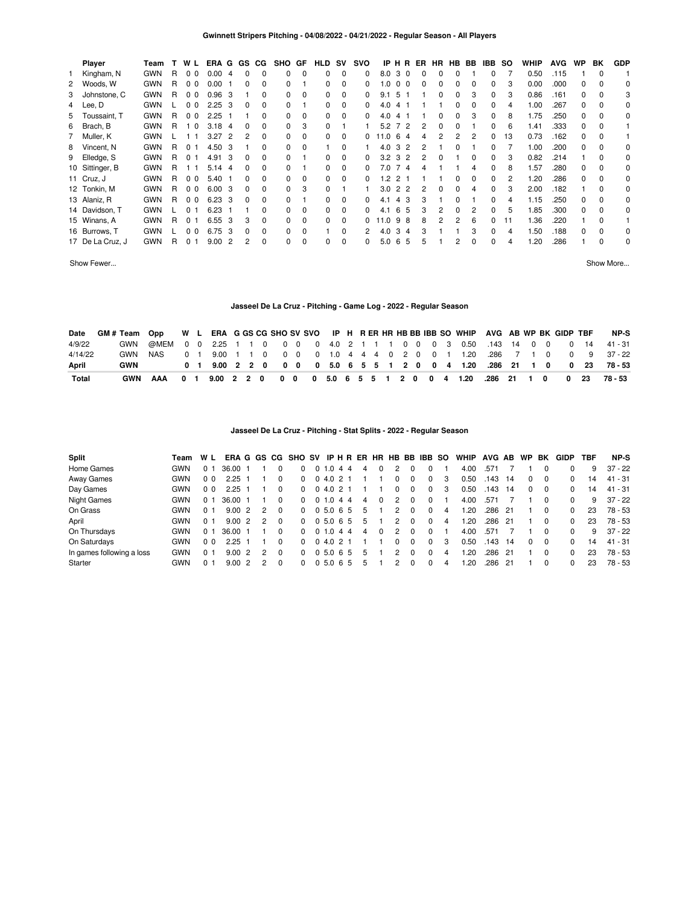## Gwinnett Stripers Pitching - 04/08/2022 - 04/21/2022 - Regular Season - All Players

| | Player | Team | T | W | L | ERA | G | GS | CG | SHO | GF | HLD | SV | SVO | IP | H | R | ER | HR | HB | BB | IBB | SO | WHIP | AVG | WP | BK | GDP |
|---|---|---|---|---|---|---|---|---|---|---|---|---|---|---|---|---|---|---|---|---|---|---|---|---|---|---|---|---|
| 1 | Kingham, N | GWN | R | 0 | 0 | 0.00 | 4 | 0 | 0 | 0 | 0 | 0 | 0 | 0 | 8.0 | 3 | 0 | 0 | 0 | 0 | 1 | 0 | 7 | 0.50 | .115 | 1 | 0 | 1 |
| 2 | Woods, W | GWN | R | 0 | 0 | 0.00 | 1 | 0 | 0 | 0 | 1 | 0 | 0 | 0 | 1.0 | 0 | 0 | 0 | 0 | 0 | 0 | 0 | 3 | 0.00 | .000 | 0 | 0 | 0 |
| 3 | Johnstone, C | GWN | R | 0 | 0 | 0.96 | 3 | 1 | 0 | 0 | 0 | 0 | 0 | 0 | 9.1 | 5 | 1 | 1 | 0 | 0 | 3 | 0 | 3 | 0.86 | .161 | 0 | 0 | 3 |
| 4 | Lee, D | GWN | L | 0 | 0 | 2.25 | 3 | 0 | 0 | 0 | 1 | 0 | 0 | 0 | 4.0 | 4 | 1 | 1 | 1 | 0 | 0 | 0 | 4 | 1.00 | .267 | 0 | 0 | 0 |
| 5 | Toussaint, T | GWN | R | 0 | 0 | 2.25 | 1 | 1 | 0 | 0 | 0 | 0 | 0 | 0 | 4.0 | 4 | 1 | 1 | 0 | 0 | 3 | 0 | 8 | 1.75 | .250 | 0 | 0 | 0 |
| 6 | Brach, B | GWN | R | 1 | 0 | 3.18 | 4 | 0 | 0 | 0 | 3 | 0 | 1 | 1 | 5.2 | 7 | 2 | 2 | 0 | 0 | 1 | 0 | 6 | 1.41 | .333 | 0 | 0 | 1 |
| 7 | Muller, K | GWN | L | 1 | 1 | 3.27 | 2 | 2 | 0 | 0 | 0 | 0 | 0 | 0 | 11.0 | 6 | 4 | 4 | 2 | 2 | 2 | 0 | 13 | 0.73 | .162 | 0 | 0 | 1 |
| 8 | Vincent, N | GWN | R | 0 | 1 | 4.50 | 3 | 1 | 0 | 0 | 0 | 1 | 0 | 1 | 4.0 | 3 | 2 | 2 | 1 | 0 | 1 | 0 | 7 | 1.00 | .200 | 0 | 0 | 0 |
| 9 | Elledge, S | GWN | R | 0 | 1 | 4.91 | 3 | 0 | 0 | 0 | 1 | 0 | 0 | 0 | 3.2 | 3 | 2 | 2 | 0 | 1 | 0 | 0 | 3 | 0.82 | .214 | 1 | 0 | 0 |
| 10 | Sittinger, B | GWN | R | 1 | 1 | 5.14 | 4 | 0 | 0 | 0 | 1 | 0 | 0 | 0 | 7.0 | 7 | 4 | 4 | 1 | 1 | 4 | 0 | 8 | 1.57 | .280 | 0 | 0 | 0 |
| 11 | Cruz, J | GWN | R | 0 | 0 | 5.40 | 1 | 0 | 0 | 0 | 0 | 0 | 0 | 0 | 1.2 | 2 | 1 | 1 | 1 | 0 | 0 | 0 | 2 | 1.20 | .286 | 0 | 0 | 0 |
| 12 | Tonkin, M | GWN | R | 0 | 0 | 6.00 | 3 | 0 | 0 | 0 | 3 | 0 | 1 | 1 | 3.0 | 2 | 2 | 2 | 0 | 0 | 4 | 0 | 3 | 2.00 | .182 | 1 | 0 | 0 |
| 13 | Alaniz, R | GWN | R | 0 | 0 | 6.23 | 3 | 0 | 0 | 0 | 1 | 0 | 0 | 0 | 4.1 | 4 | 3 | 3 | 1 | 0 | 1 | 0 | 4 | 1.15 | .250 | 0 | 0 | 0 |
| 14 | Davidson, T | GWN | L | 0 | 1 | 6.23 | 1 | 1 | 0 | 0 | 0 | 0 | 0 | 0 | 4.1 | 6 | 5 | 3 | 2 | 0 | 2 | 0 | 5 | 1.85 | .300 | 0 | 0 | 0 |
| 15 | Winans, A | GWN | R | 0 | 1 | 6.55 | 3 | 3 | 0 | 0 | 0 | 0 | 0 | 0 | 11.0 | 9 | 8 | 8 | 2 | 2 | 6 | 0 | 11 | 1.36 | .220 | 1 | 0 | 1 |
| 16 | Burrows, T | GWN | L | 0 | 0 | 6.75 | 3 | 0 | 0 | 0 | 0 | 1 | 0 | 2 | 4.0 | 3 | 4 | 3 | 1 | 1 | 3 | 0 | 4 | 1.50 | .188 | 0 | 0 | 0 |
| 17 | De La Cruz, J | GWN | R | 0 | 1 | 9.00 | 2 | 2 | 0 | 0 | 0 | 0 | 0 | 0 | 5.0 | 6 | 5 | 5 | 1 | 2 | 0 | 0 | 4 | 1.20 | .286 | 1 | 0 | 0 |

Show Fewer... Show More...

## Jasseel De La Cruz - Pitching - Game Log - 2022 - Regular Season

| Date | GM # | Team | Opp | W | L | ERA | G | GS | CG | SHO | SV | SVO | IP | H | R | ER | HR | HB | BB | IBB | SO | WHIP | AVG | AB | WP | BK | GIDP | TBF | NP-S |
|---|---|---|---|---|---|---|---|---|---|---|---|---|---|---|---|---|---|---|---|---|---|---|---|---|---|---|---|---|---|
| 4/9/22 | | GWN | @MEM | 0 | 0 | 2.25 | 1 | 1 | 0 | 0 | 0 | 0 | 4.0 | 2 | 1 | 1 | 1 | 0 | 0 | 0 | 3 | 0.50 | .143 | 14 | 0 | 0 | 0 | 14 | 41 - 31 |
| 4/14/22 | | GWN | NAS | 0 | 1 | 9.00 | 1 | 1 | 0 | 0 | 0 | 0 | 1.0 | 4 | 4 | 4 | 0 | 2 | 0 | 0 | 1 | 1.20 | .286 | 7 | 1 | 0 | 0 | 9 | 37 - 22 |
| **April** | | **GWN** | | **0** | **1** | **9.00** | **2** | **2** | **0** | **0** | **0** | **0** | **5.0** | **6** | **5** | **5** | **1** | **2** | **0** | **0** | **4** | **1.20** | **.286** | **21** | **1** | **0** | **0** | **23** | **78 - 53** |
| **Total** | | **GWN** | **AAA** | **0** | **1** | **9.00** | **2** | **2** | **0** | **0** | **0** | **0** | **5.0** | **6** | **5** | **5** | **1** | **2** | **0** | **0** | **4** | **1.20** | **.286** | **21** | **1** | **0** | **0** | **23** | **78 - 53** |

## Jasseel De La Cruz - Pitching - Stat Splits - 2022 - Regular Season

| Split | Team | W | L | ERA | G | GS | CG | SHO | SV | IP | H | R | ER | HR | HB | BB | IBB | SO | WHIP | AVG | AB | WP | BK | GIDP | TBF | NP-S |
|---|---|---|---|---|---|---|---|---|---|---|---|---|---|---|---|---|---|---|---|---|---|---|---|---|---|---|
| Home Games | GWN | 0 | 1 | 36.00 | 1 | 1 | 0 | 0 | 0 | 1.0 | 4 | 4 | 4 | 0 | 2 | 0 | 0 | 1 | 4.00 | .571 | 7 | 1 | 0 | 0 | 9 | 37 - 22 |
| Away Games | GWN | 0 | 0 | 2.25 | 1 | 1 | 0 | 0 | 0 | 4.0 | 2 | 1 | 1 | 1 | 0 | 0 | 0 | 3 | 0.50 | .143 | 14 | 0 | 0 | 0 | 14 | 41 - 31 |
| Day Games | GWN | 0 | 0 | 2.25 | 1 | 1 | 0 | 0 | 0 | 4.0 | 2 | 1 | 1 | 1 | 0 | 0 | 0 | 3 | 0.50 | .143 | 14 | 0 | 0 | 0 | 14 | 41 - 31 |
| Night Games | GWN | 0 | 1 | 36.00 | 1 | 1 | 0 | 0 | 0 | 1.0 | 4 | 4 | 4 | 0 | 2 | 0 | 0 | 1 | 4.00 | .571 | 7 | 1 | 0 | 0 | 9 | 37 - 22 |
| On Grass | GWN | 0 | 1 | 9.00 | 2 | 2 | 0 | 0 | 0 | 5.0 | 6 | 5 | 5 | 1 | 2 | 0 | 0 | 4 | 1.20 | .286 | 21 | 1 | 0 | 0 | 23 | 78 - 53 |
| April | GWN | 0 | 1 | 9.00 | 2 | 2 | 0 | 0 | 0 | 5.0 | 6 | 5 | 5 | 1 | 2 | 0 | 0 | 4 | 1.20 | .286 | 21 | 1 | 0 | 0 | 23 | 78 - 53 |
| On Thursdays | GWN | 0 | 1 | 36.00 | 1 | 1 | 0 | 0 | 0 | 1.0 | 4 | 4 | 4 | 0 | 2 | 0 | 0 | 1 | 4.00 | .571 | 7 | 1 | 0 | 0 | 9 | 37 - 22 |
| On Saturdays | GWN | 0 | 0 | 2.25 | 1 | 1 | 0 | 0 | 0 | 4.0 | 2 | 1 | 1 | 1 | 0 | 0 | 0 | 3 | 0.50 | .143 | 14 | 0 | 0 | 0 | 14 | 41 - 31 |
| In games following a loss | GWN | 0 | 1 | 9.00 | 2 | 2 | 0 | 0 | 0 | 5.0 | 6 | 5 | 5 | 1 | 2 | 0 | 0 | 4 | 1.20 | .286 | 21 | 1 | 0 | 0 | 23 | 78 - 53 |
| Starter | GWN | 0 | 1 | 9.00 | 2 | 2 | 0 | 0 | 0 | 5.0 | 6 | 5 | 5 | 1 | 2 | 0 | 0 | 4 | 1.20 | .286 | 21 | 1 | 0 | 0 | 23 | 78 - 53 |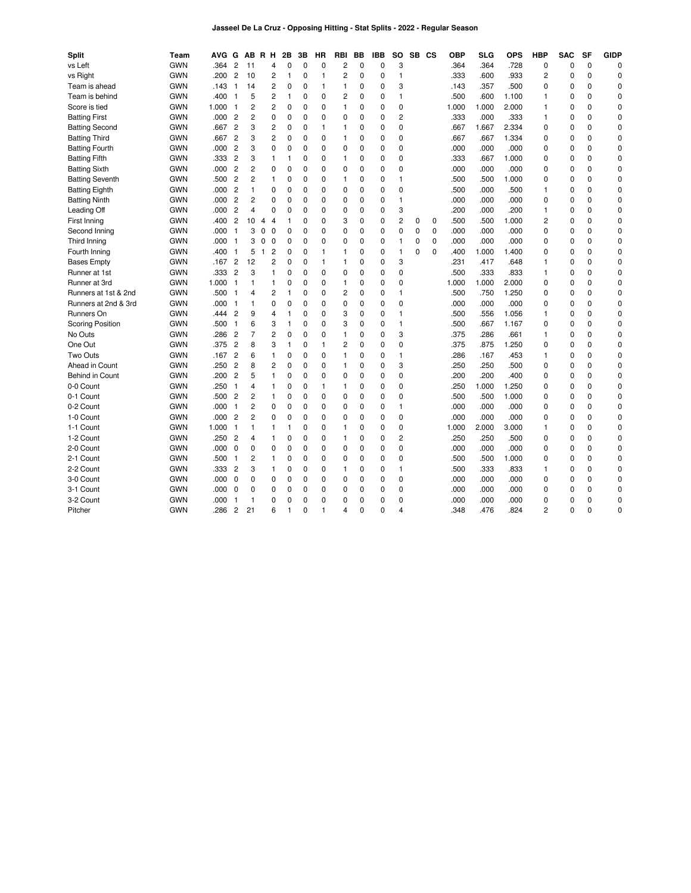**Jasseel De La Cruz - Opposing Hitting - Stat Splits - 2022 - Regular Season**

| Split | Team | AVG | G | AB | R | H | 2B | 3B | HR | RBI | BB | IBB | SO | SB | CS | OBP | SLG | OPS | HBP | SAC | SF | GIDP |
|---|---|---|---|---|---|---|---|---|---|---|---|---|---|---|---|---|---|---|---|---|---|---|
| vs Left | GWN | .364 | 2 | 11 | | 4 | 0 | 0 | 0 | 2 | 0 | 0 | 3 | | | .364 | .364 | .728 | 0 | 0 | 0 | 0 |
| vs Right | GWN | .200 | 2 | 10 | | 2 | 1 | 0 | 1 | 2 | 0 | 0 | 1 | | | .333 | .600 | .933 | 2 | 0 | 0 | 0 |
| Team is ahead | GWN | .143 | 1 | 14 | | 2 | 0 | 0 | 1 | 1 | 0 | 0 | 3 | | | .143 | .357 | .500 | 0 | 0 | 0 | 0 |
| Team is behind | GWN | .400 | 1 | 5 | | 2 | 1 | 0 | 0 | 2 | 0 | 0 | 1 | | | .500 | .600 | 1.100 | 1 | 0 | 0 | 0 |
| Score is tied | GWN | 1.000 | 1 | 2 | | 2 | 0 | 0 | 0 | 1 | 0 | 0 | 0 | | | 1.000 | 1.000 | 2.000 | 1 | 0 | 0 | 0 |
| Batting First | GWN | .000 | 2 | 2 | | 0 | 0 | 0 | 0 | 0 | 0 | 0 | 2 | | | .333 | .000 | .333 | 1 | 0 | 0 | 0 |
| Batting Second | GWN | .667 | 2 | 3 | | 2 | 0 | 0 | 1 | 1 | 0 | 0 | 0 | | | .667 | 1.667 | 2.334 | 0 | 0 | 0 | 0 |
| Batting Third | GWN | .667 | 2 | 3 | | 2 | 0 | 0 | 0 | 1 | 0 | 0 | 0 | | | .667 | .667 | 1.334 | 0 | 0 | 0 | 0 |
| Batting Fourth | GWN | .000 | 2 | 3 | | 0 | 0 | 0 | 0 | 0 | 0 | 0 | 0 | | | .000 | .000 | .000 | 0 | 0 | 0 | 0 |
| Batting Fifth | GWN | .333 | 2 | 3 | | 1 | 1 | 0 | 0 | 1 | 0 | 0 | 0 | | | .333 | .667 | 1.000 | 0 | 0 | 0 | 0 |
| Batting Sixth | GWN | .000 | 2 | 2 | | 0 | 0 | 0 | 0 | 0 | 0 | 0 | 0 | | | .000 | .000 | .000 | 0 | 0 | 0 | 0 |
| Batting Seventh | GWN | .500 | 2 | 2 | | 1 | 0 | 0 | 0 | 1 | 0 | 0 | 1 | | | .500 | .500 | 1.000 | 0 | 0 | 0 | 0 |
| Batting Eighth | GWN | .000 | 2 | 1 | | 0 | 0 | 0 | 0 | 0 | 0 | 0 | 0 | | | .500 | .000 | .500 | 1 | 0 | 0 | 0 |
| Batting Ninth | GWN | .000 | 2 | 2 | | 0 | 0 | 0 | 0 | 0 | 0 | 0 | 1 | | | .000 | .000 | .000 | 0 | 0 | 0 | 0 |
| Leading Off | GWN | .000 | 2 | 4 | | 0 | 0 | 0 | 0 | 0 | 0 | 0 | 3 | | | .200 | .000 | .200 | 1 | 0 | 0 | 0 |
| First Inning | GWN | .400 | 2 | 10 | 4 | 4 | 1 | 0 | 0 | 3 | 0 | 0 | 2 | 0 | 0 | .500 | .500 | 1.000 | 2 | 0 | 0 | 0 |
| Second Inning | GWN | .000 | 1 | 3 | 0 | 0 | 0 | 0 | 0 | 0 | 0 | 0 | 0 | 0 | 0 | .000 | .000 | .000 | 0 | 0 | 0 | 0 |
| Third Inning | GWN | .000 | 1 | 3 | 0 | 0 | 0 | 0 | 0 | 0 | 0 | 0 | 1 | 0 | 0 | .000 | .000 | .000 | 0 | 0 | 0 | 0 |
| Fourth Inning | GWN | .400 | 1 | 5 | 1 | 2 | 0 | 0 | 1 | 1 | 0 | 0 | 1 | 0 | 0 | .400 | 1.000 | 1.400 | 0 | 0 | 0 | 0 |
| Bases Empty | GWN | .167 | 2 | 12 | | 2 | 0 | 0 | 1 | 1 | 0 | 0 | 3 | | | .231 | .417 | .648 | 1 | 0 | 0 | 0 |
| Runner at 1st | GWN | .333 | 2 | 3 | | 1 | 0 | 0 | 0 | 0 | 0 | 0 | 0 | | | .500 | .333 | .833 | 1 | 0 | 0 | 0 |
| Runner at 3rd | GWN | 1.000 | 1 | 1 | | 1 | 0 | 0 | 0 | 1 | 0 | 0 | 0 | | | 1.000 | 1.000 | 2.000 | 0 | 0 | 0 | 0 |
| Runners at 1st & 2nd | GWN | .500 | 1 | 4 | | 2 | 1 | 0 | 0 | 2 | 0 | 0 | 1 | | | .500 | .750 | 1.250 | 0 | 0 | 0 | 0 |
| Runners at 2nd & 3rd | GWN | .000 | 1 | 1 | | 0 | 0 | 0 | 0 | 0 | 0 | 0 | 0 | | | .000 | .000 | .000 | 0 | 0 | 0 | 0 |
| Runners On | GWN | .444 | 2 | 9 | | 4 | 1 | 0 | 0 | 3 | 0 | 0 | 1 | | | .500 | .556 | 1.056 | 1 | 0 | 0 | 0 |
| Scoring Position | GWN | .500 | 1 | 6 | | 3 | 1 | 0 | 0 | 3 | 0 | 0 | 1 | | | .500 | .667 | 1.167 | 0 | 0 | 0 | 0 |
| No Outs | GWN | .286 | 2 | 7 | | 2 | 0 | 0 | 0 | 1 | 0 | 0 | 3 | | | .375 | .286 | .661 | 1 | 0 | 0 | 0 |
| One Out | GWN | .375 | 2 | 8 | | 3 | 1 | 0 | 1 | 2 | 0 | 0 | 0 | | | .375 | .875 | 1.250 | 0 | 0 | 0 | 0 |
| Two Outs | GWN | .167 | 2 | 6 | | 1 | 0 | 0 | 0 | 1 | 0 | 0 | 1 | | | .286 | .167 | .453 | 1 | 0 | 0 | 0 |
| Ahead in Count | GWN | .250 | 2 | 8 | | 2 | 0 | 0 | 0 | 1 | 0 | 0 | 3 | | | .250 | .250 | .500 | 0 | 0 | 0 | 0 |
| Behind in Count | GWN | .200 | 2 | 5 | | 1 | 0 | 0 | 0 | 0 | 0 | 0 | 0 | | | .200 | .200 | .400 | 0 | 0 | 0 | 0 |
| 0-0 Count | GWN | .250 | 1 | 4 | | 1 | 0 | 0 | 1 | 1 | 0 | 0 | 0 | | | .250 | 1.000 | 1.250 | 0 | 0 | 0 | 0 |
| 0-1 Count | GWN | .500 | 2 | 2 | | 1 | 0 | 0 | 0 | 0 | 0 | 0 | 0 | | | .500 | .500 | 1.000 | 0 | 0 | 0 | 0 |
| 0-2 Count | GWN | .000 | 1 | 2 | | 0 | 0 | 0 | 0 | 0 | 0 | 0 | 1 | | | .000 | .000 | .000 | 0 | 0 | 0 | 0 |
| 1-0 Count | GWN | .000 | 2 | 2 | | 0 | 0 | 0 | 0 | 0 | 0 | 0 | 0 | | | .000 | .000 | .000 | 0 | 0 | 0 | 0 |
| 1-1 Count | GWN | 1.000 | 1 | 1 | | 1 | 1 | 0 | 0 | 1 | 0 | 0 | 0 | | | 1.000 | 2.000 | 3.000 | 1 | 0 | 0 | 0 |
| 1-2 Count | GWN | .250 | 2 | 4 | | 1 | 0 | 0 | 0 | 1 | 0 | 0 | 2 | | | .250 | .250 | .500 | 0 | 0 | 0 | 0 |
| 2-0 Count | GWN | .000 | 0 | 0 | | 0 | 0 | 0 | 0 | 0 | 0 | 0 | 0 | | | .000 | .000 | .000 | 0 | 0 | 0 | 0 |
| 2-1 Count | GWN | .500 | 1 | 2 | | 1 | 0 | 0 | 0 | 0 | 0 | 0 | 0 | | | .500 | .500 | 1.000 | 0 | 0 | 0 | 0 |
| 2-2 Count | GWN | .333 | 2 | 3 | | 1 | 0 | 0 | 0 | 1 | 0 | 0 | 1 | | | .500 | .333 | .833 | 1 | 0 | 0 | 0 |
| 3-0 Count | GWN | .000 | 0 | 0 | | 0 | 0 | 0 | 0 | 0 | 0 | 0 | 0 | | | .000 | .000 | .000 | 0 | 0 | 0 | 0 |
| 3-1 Count | GWN | .000 | 0 | 0 | | 0 | 0 | 0 | 0 | 0 | 0 | 0 | 0 | | | .000 | .000 | .000 | 0 | 0 | 0 | 0 |
| 3-2 Count | GWN | .000 | 1 | 1 | | 0 | 0 | 0 | 0 | 0 | 0 | 0 | 0 | | | .000 | .000 | .000 | 0 | 0 | 0 | 0 |
| Pitcher | GWN | .286 | 2 | 21 | | 6 | 1 | 0 | 1 | 4 | 0 | 0 | 4 | | | .348 | .476 | .824 | 2 | 0 | 0 | 0 |